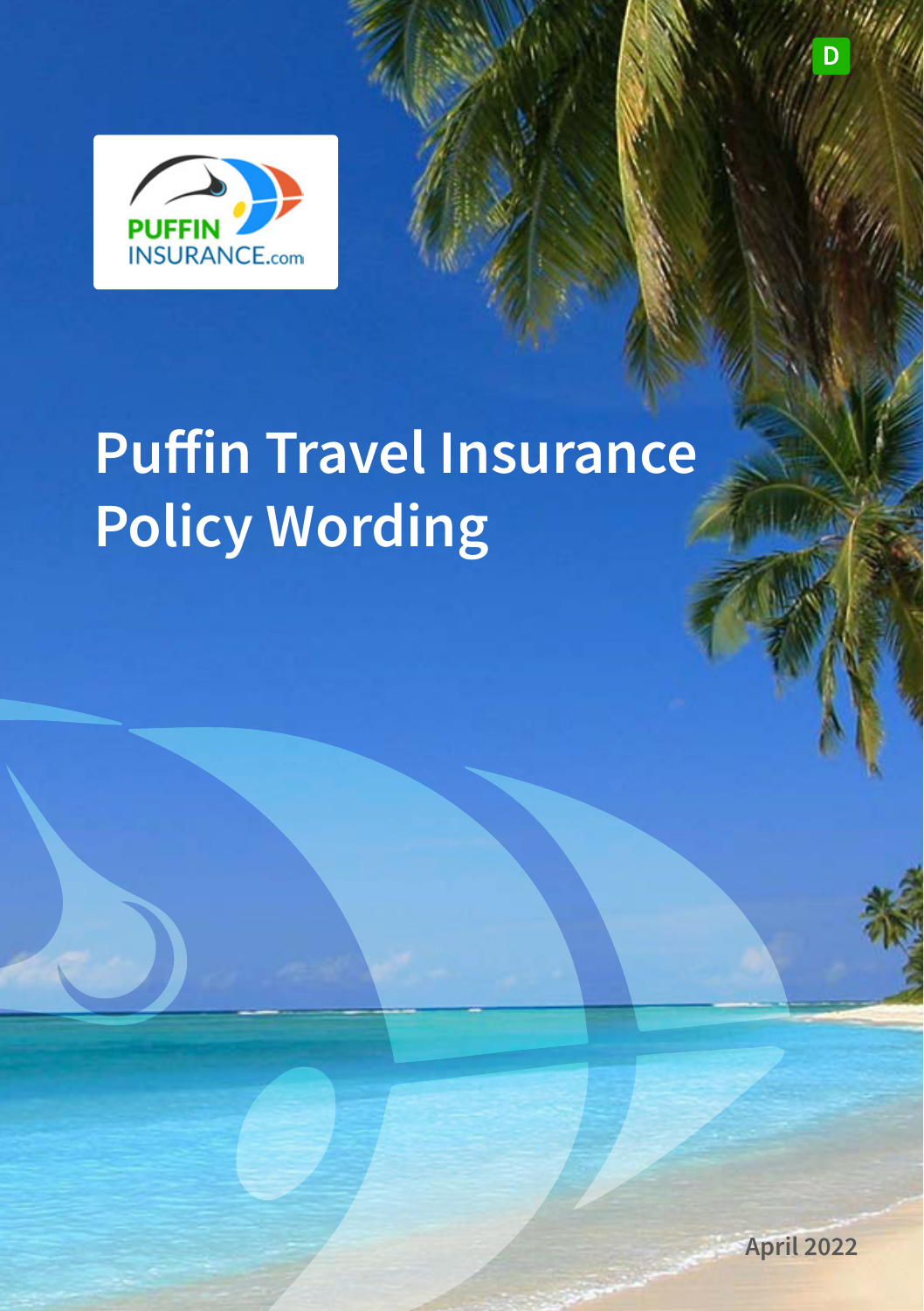PUFFIN INSURANCE.com

# Puffin Travel Insurance Policy Wording

April 2022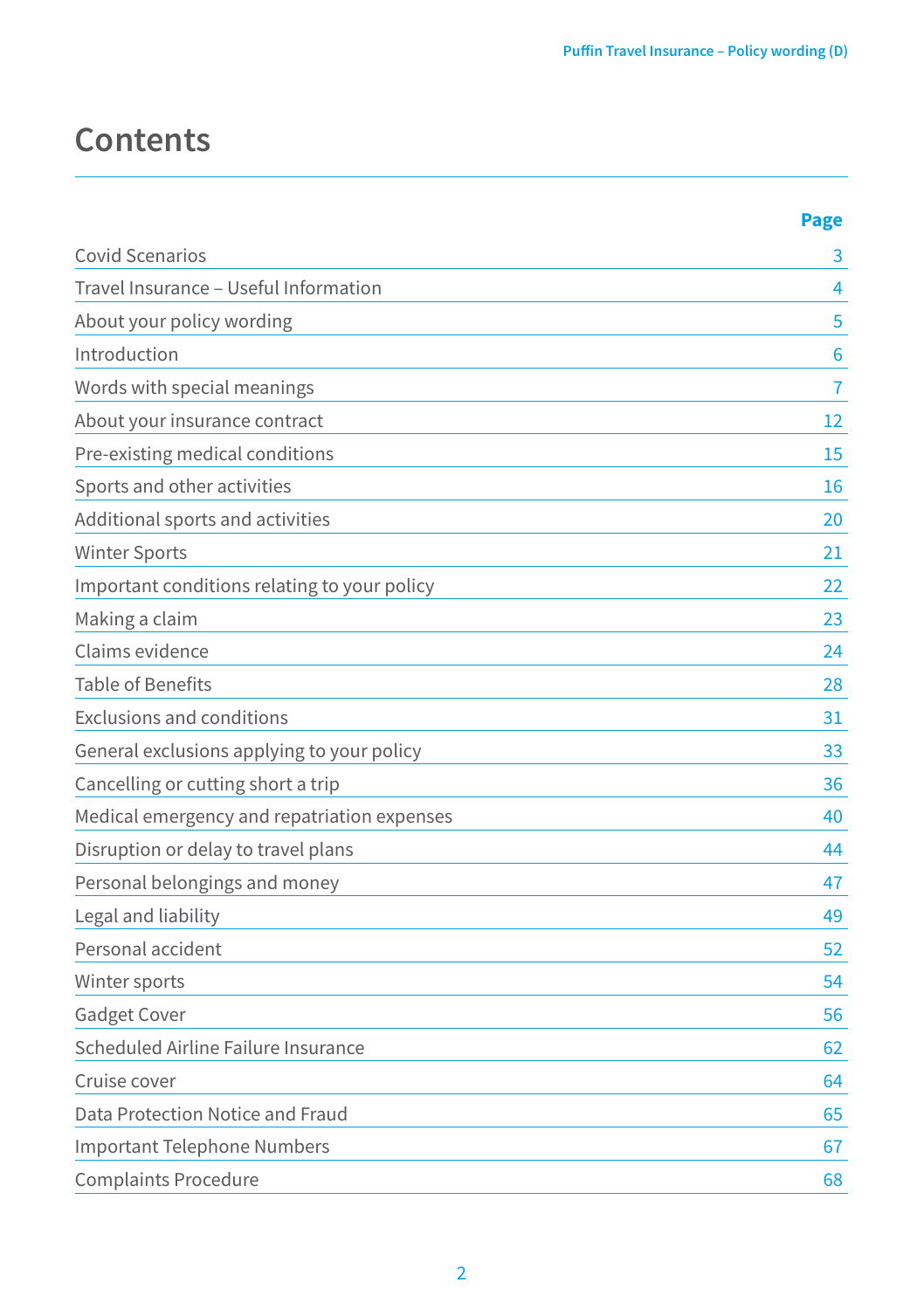# Contents

| | Page |
|---|---|
| Covid Scenarios | 3 |
| Travel Insurance – Useful Information | 4 |
| About your policy wording | 5 |
| Introduction | 6 |
| Words with special meanings | 7 |
| About your insurance contract | 12 |
| Pre-existing medical conditions | 15 |
| Sports and other activities | 16 |
| Additional sports and activities | 20 |
| Winter Sports | 21 |
| Important conditions relating to your policy | 22 |
| Making a claim | 23 |
| Claims evidence | 24 |
| Table of Benefits | 28 |
| Exclusions and conditions | 31 |
| General exclusions applying to your policy | 33 |
| Cancelling or cutting short a trip | 36 |
| Medical emergency and repatriation expenses | 40 |
| Disruption or delay to travel plans | 44 |
| Personal belongings and money | 47 |
| Legal and liability | 49 |
| Personal accident | 52 |
| Winter sports | 54 |
| Gadget Cover | 56 |
| Scheduled Airline Failure Insurance | 62 |
| Cruise cover | 64 |
| Data Protection Notice and Fraud | 65 |
| Important Telephone Numbers | 67 |
| Complaints Procedure | 68 |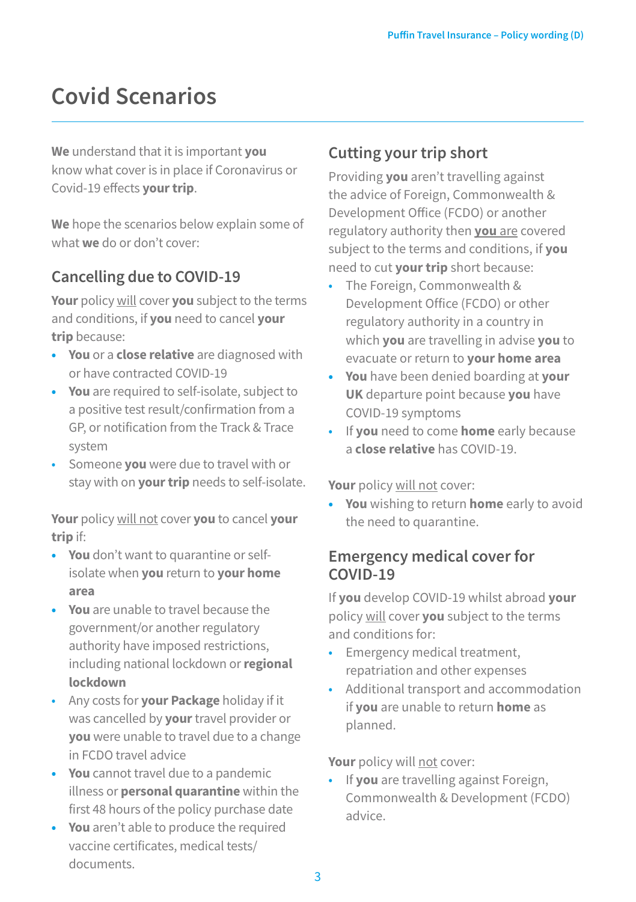# Covid Scenarios

**We** understand that it is important **you** know what cover is in place if Coronavirus or Covid-19 effects **your trip**.

**We** hope the scenarios below explain some of what **we** do or don't cover:

## Cancelling due to COVID-19

**Your** policy will cover **you** subject to the terms and conditions, if **you** need to cancel **your trip** because:

- **You** or a **close relative** are diagnosed with or have contracted COVID-19
- **You** are required to self-isolate, subject to a positive test result/confirmation from a GP, or notification from the Track & Trace system
- Someone **you** were due to travel with or stay with on **your trip** needs to self-isolate.

**Your** policy will not cover **you** to cancel **your trip** if:

- **You** don't want to quarantine or self-isolate when **you** return to **your home area**
- **You** are unable to travel because the government/or another regulatory authority have imposed restrictions, including national lockdown or **regional lockdown**
- Any costs for **your Package** holiday if it was cancelled by **your** travel provider or **you** were unable to travel due to a change in FCDO travel advice
- **You** cannot travel due to a pandemic illness or **personal quarantine** within the first 48 hours of the policy purchase date
- **You** aren't able to produce the required vaccine certificates, medical tests/documents.

## Cutting your trip short

Providing **you** aren't travelling against the advice of Foreign, Commonwealth & Development Office (FCDO) or another regulatory authority then **you are** covered subject to the terms and conditions, if **you** need to cut **your trip** short because:

- The Foreign, Commonwealth & Development Office (FCDO) or other regulatory authority in a country in which **you** are travelling in advise **you** to evacuate or return to **your home area**
- **You** have been denied boarding at **your UK** departure point because **you** have COVID-19 symptoms
- If **you** need to come **home** early because a **close relative** has COVID-19.

**Your** policy will not cover:

- **You** wishing to return **home** early to avoid the need to quarantine.

## Emergency medical cover for COVID-19

If **you** develop COVID-19 whilst abroad **your** policy will cover **you** subject to the terms and conditions for:

- Emergency medical treatment, repatriation and other expenses
- Additional transport and accommodation if **you** are unable to return **home** as planned.

**Your** policy will not cover:

- If **you** are travelling against Foreign, Commonwealth & Development (FCDO) advice.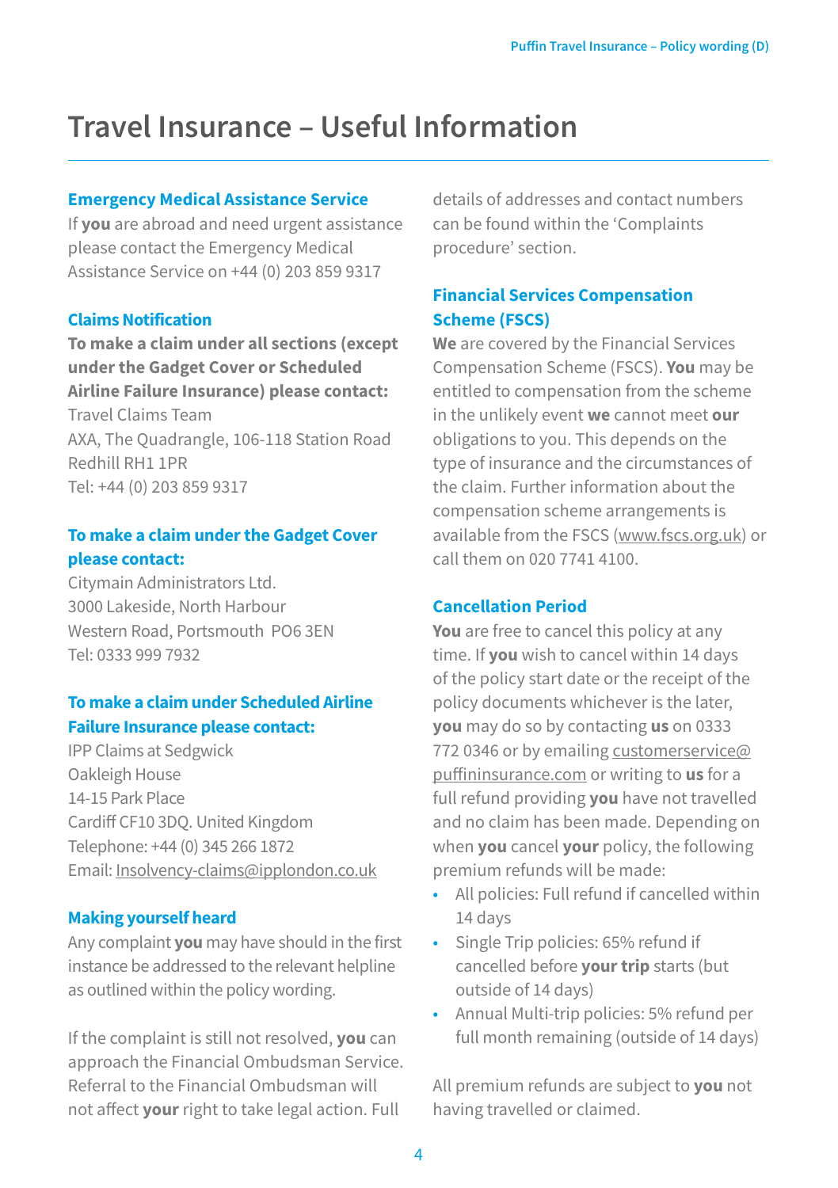# Travel Insurance – Useful Information

## Emergency Medical Assistance Service

If **you** are abroad and need urgent assistance please contact the Emergency Medical Assistance Service on +44 (0) 203 859 9317

## Claims Notification

**To make a claim under all sections (except under the Gadget Cover or Scheduled Airline Failure Insurance) please contact:**

Travel Claims Team
AXA, The Quadrangle, 106-118 Station Road
Redhill RH1 1PR
Tel: +44 (0) 203 859 9317

## To make a claim under the Gadget Cover please contact:

Citymain Administrators Ltd.
3000 Lakeside, North Harbour
Western Road, Portsmouth PO6 3EN
Tel: 0333 999 7932

## To make a claim under Scheduled Airline Failure Insurance please contact:

IPP Claims at Sedgwick
Oakleigh House
14-15 Park Place
Cardiff CF10 3DQ. United Kingdom
Telephone: +44 (0) 345 266 1872
Email: Insolvency-claims@ipplondon.co.uk

## Making yourself heard

Any complaint **you** may have should in the first instance be addressed to the relevant helpline as outlined within the policy wording.

If the complaint is still not resolved, **you** can approach the Financial Ombudsman Service. Referral to the Financial Ombudsman will not affect **your** right to take legal action. Full details of addresses and contact numbers can be found within the 'Complaints procedure' section.

## Financial Services Compensation Scheme (FSCS)

**We** are covered by the Financial Services Compensation Scheme (FSCS). **You** may be entitled to compensation from the scheme in the unlikely event **we** cannot meet **our** obligations to you. This depends on the type of insurance and the circumstances of the claim. Further information about the compensation scheme arrangements is available from the FSCS (www.fscs.org.uk) or call them on 020 7741 4100.

## Cancellation Period

**You** are free to cancel this policy at any time. If **you** wish to cancel within 14 days of the policy start date or the receipt of the policy documents whichever is the later, **you** may do so by contacting **us** on 0333 772 0346 or by emailing customerservice@puffininsurance.com or writing to **us** for a full refund providing **you** have not travelled and no claim has been made. Depending on when **you** cancel **your** policy, the following premium refunds will be made:

- All policies: Full refund if cancelled within 14 days
- Single Trip policies: 65% refund if cancelled before **your trip** starts (but outside of 14 days)
- Annual Multi-trip policies: 5% refund per full month remaining (outside of 14 days)

All premium refunds are subject to **you** not having travelled or claimed.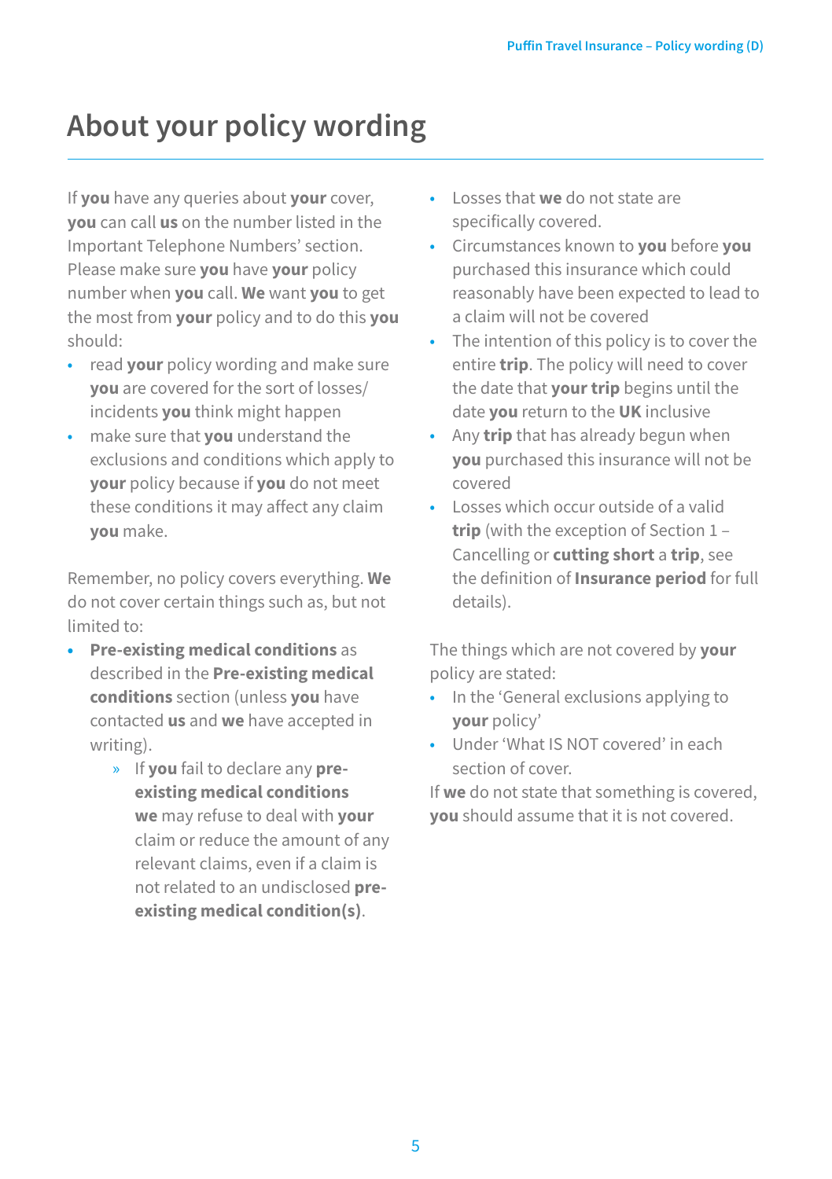# About your policy wording

If **you** have any queries about **your** cover, **you** can call **us** on the number listed in the Important Telephone Numbers' section. Please make sure **you** have **your** policy number when **you** call. **We** want **you** to get the most from **your** policy and to do this **you** should:

- read **your** policy wording and make sure **you** are covered for the sort of losses/ incidents **you** think might happen
- make sure that **you** understand the exclusions and conditions which apply to **your** policy because if **you** do not meet these conditions it may affect any claim **you** make.

Remember, no policy covers everything. **We** do not cover certain things such as, but not limited to:

- **Pre-existing medical conditions** as described in the **Pre-existing medical conditions** section (unless **you** have contacted **us** and **we** have accepted in writing).
    - If **you** fail to declare any **pre-existing medical conditions** **we** may refuse to deal with **your** claim or reduce the amount of any relevant claims, even if a claim is not related to an undisclosed **pre-existing medical condition(s)**.
- Losses that **we** do not state are specifically covered.
- Circumstances known to **you** before **you** purchased this insurance which could reasonably have been expected to lead to a claim will not be covered
- The intention of this policy is to cover the entire **trip**. The policy will need to cover the date that **your trip** begins until the date **you** return to the **UK** inclusive
- Any **trip** that has already begun when **you** purchased this insurance will not be covered
- Losses which occur outside of a valid **trip** (with the exception of Section 1 – Cancelling or **cutting short** a **trip**, see the definition of **Insurance period** for full details).

The things which are not covered by **your** policy are stated:

- In the 'General exclusions applying to **your** policy'
- Under 'What IS NOT covered' in each section of cover.

If **we** do not state that something is covered, **you** should assume that it is not covered.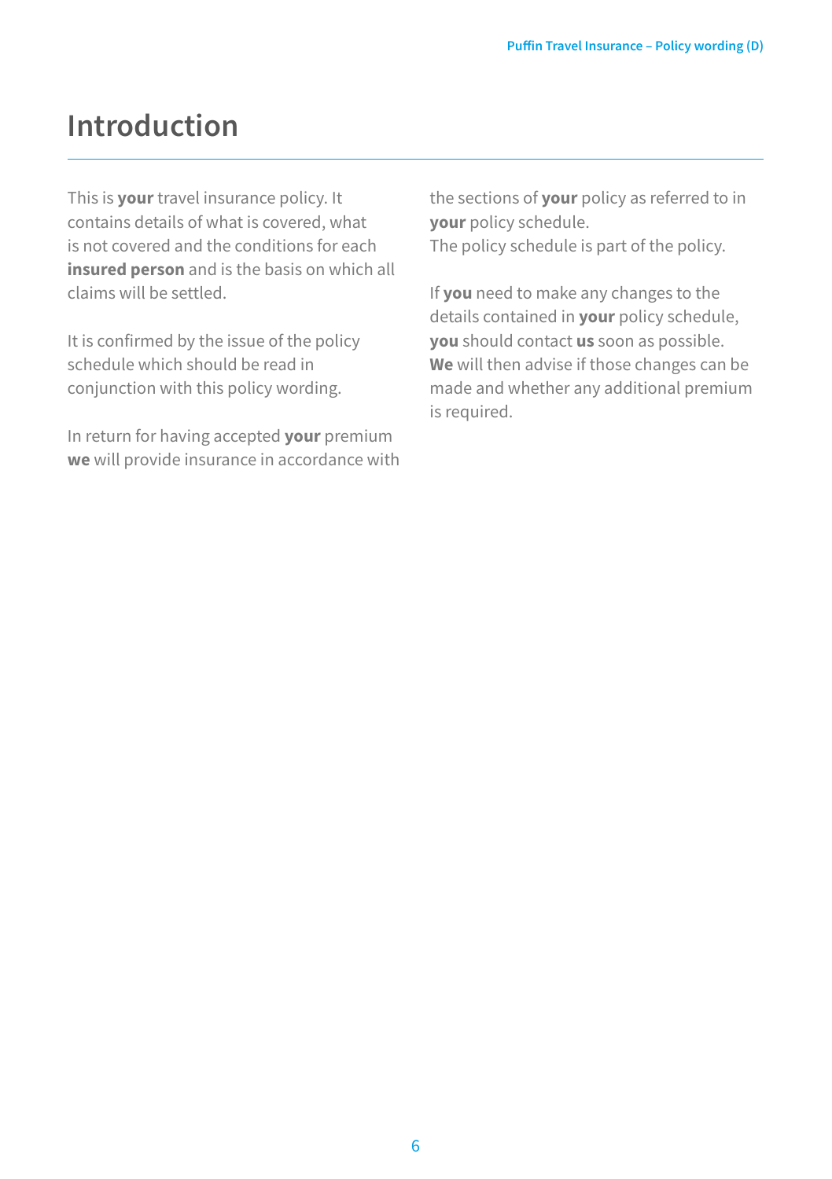# Introduction

This is **your** travel insurance policy. It contains details of what is covered, what is not covered and the conditions for each **insured person** and is the basis on which all claims will be settled.

It is confirmed by the issue of the policy schedule which should be read in conjunction with this policy wording.

In return for having accepted **your** premium **we** will provide insurance in accordance with the sections of **your** policy as referred to in **your** policy schedule.
The policy schedule is part of the policy.

If **you** need to make any changes to the details contained in **your** policy schedule, **you** should contact **us** soon as possible. **We** will then advise if those changes can be made and whether any additional premium is required.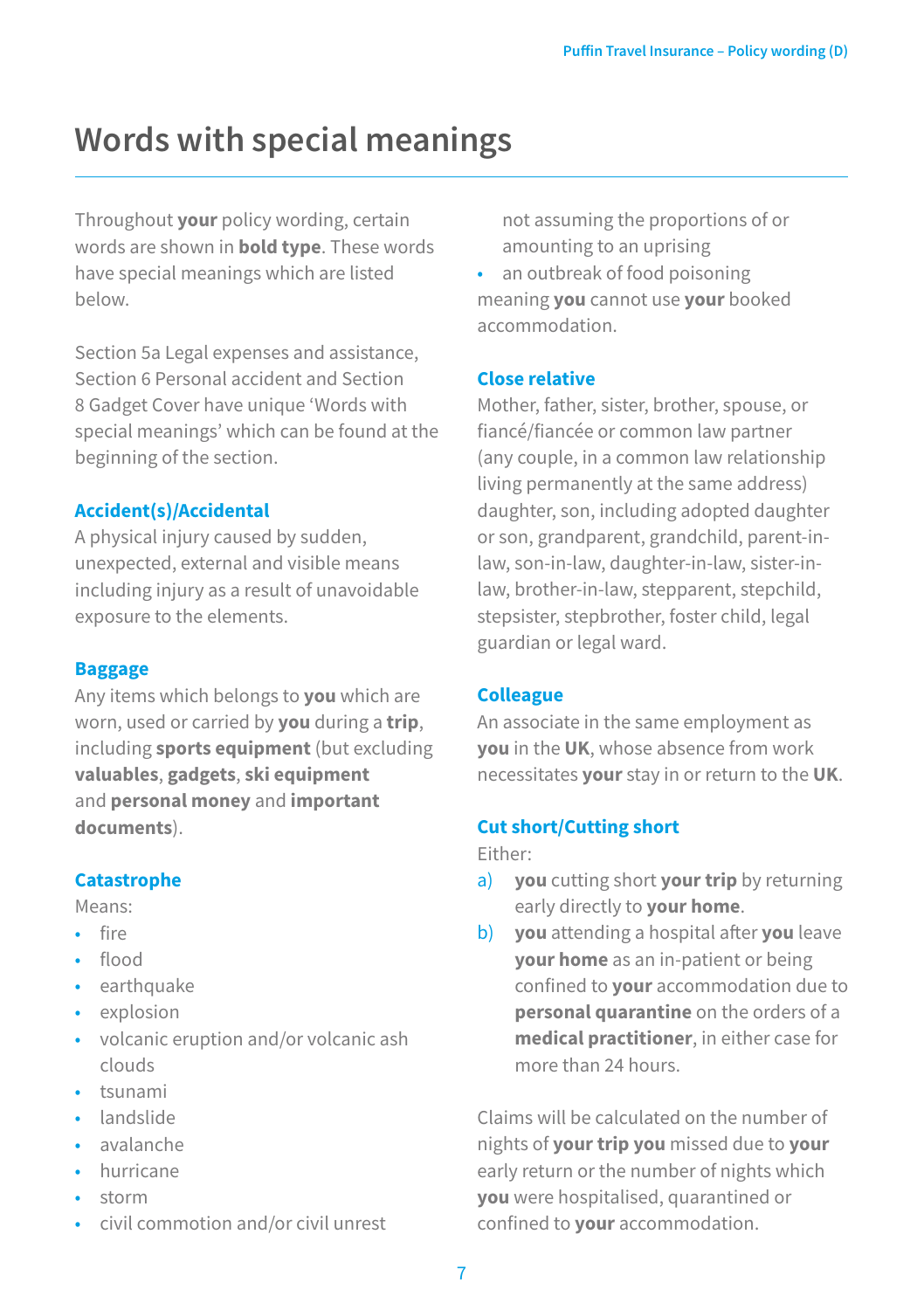# Words with special meanings

Throughout **your** policy wording, certain words are shown in **bold type**. These words have special meanings which are listed below.

Section 5a Legal expenses and assistance, Section 6 Personal accident and Section 8 Gadget Cover have unique 'Words with special meanings' which can be found at the beginning of the section.

### Accident(s)/Accidental

A physical injury caused by sudden, unexpected, external and visible means including injury as a result of unavoidable exposure to the elements.

### Baggage

Any items which belongs to **you** which are worn, used or carried by **you** during a **trip**, including **sports equipment** (but excluding **valuables**, **gadgets**, **ski equipment** and **personal money** and **important documents**).

### Catastrophe

Means:

- fire
- flood
- earthquake
- explosion
- volcanic eruption and/or volcanic ash clouds
- tsunami
- landslide
- avalanche
- hurricane
- storm
- civil commotion and/or civil unrest not assuming the proportions of or amounting to an uprising
- an outbreak of food poisoning

meaning **you** cannot use **your** booked accommodation.

### Close relative

Mother, father, sister, brother, spouse, or fiancé/fiancée or common law partner (any couple, in a common law relationship living permanently at the same address) daughter, son, including adopted daughter or son, grandparent, grandchild, parent-in-law, son-in-law, daughter-in-law, sister-in-law, brother-in-law, stepparent, stepchild, stepsister, stepbrother, foster child, legal guardian or legal ward.

### Colleague

An associate in the same employment as **you** in the **UK**, whose absence from work necessitates **your** stay in or return to the **UK**.

### Cut short/Cutting short

Either:

a) **you** cutting short **your trip** by returning early directly to **your home**.
b) **you** attending a hospital after **you** leave **your home** as an in-patient or being confined to **your** accommodation due to **personal quarantine** on the orders of a **medical practitioner**, in either case for more than 24 hours.

Claims will be calculated on the number of nights of **your trip you** missed due to **your** early return or the number of nights which **you** were hospitalised, quarantined or confined to **your** accommodation.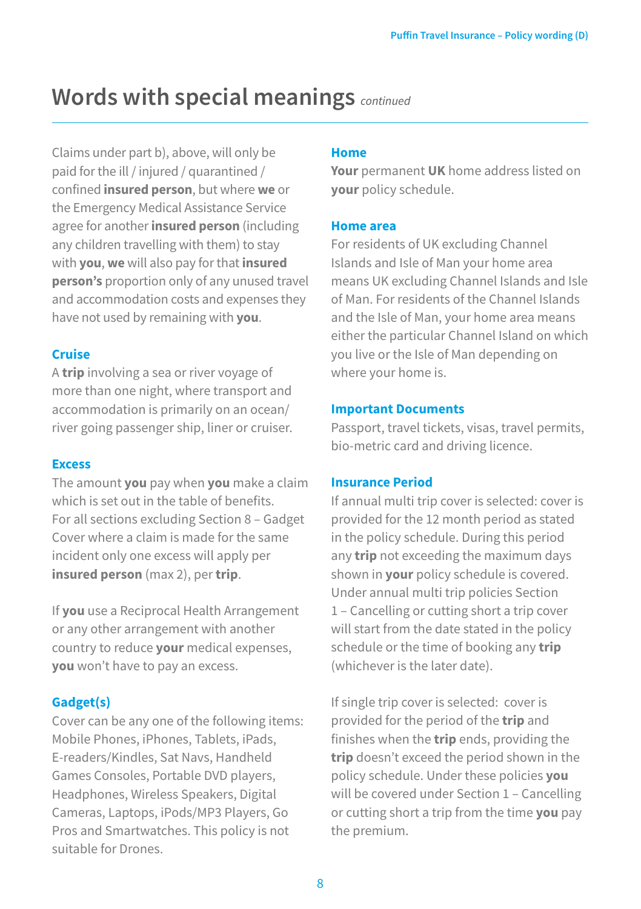## Words with special meanings *continued*

Claims under part b), above, will only be paid for the ill / injured / quarantined / confined **insured person**, but where **we** or the Emergency Medical Assistance Service agree for another **insured person** (including any children travelling with them) to stay with **you**, **we** will also pay for that **insured person's** proportion only of any unused travel and accommodation costs and expenses they have not used by remaining with **you**.

### Cruise

A **trip** involving a sea or river voyage of more than one night, where transport and accommodation is primarily on an ocean/ river going passenger ship, liner or cruiser.

### Excess

The amount **you** pay when **you** make a claim which is set out in the table of benefits. For all sections excluding Section 8 – Gadget Cover where a claim is made for the same incident only one excess will apply per **insured person** (max 2), per **trip**.

If **you** use a Reciprocal Health Arrangement or any other arrangement with another country to reduce **your** medical expenses, **you** won't have to pay an excess.

### Gadget(s)

Cover can be any one of the following items: Mobile Phones, iPhones, Tablets, iPads, E-readers/Kindles, Sat Navs, Handheld Games Consoles, Portable DVD players, Headphones, Wireless Speakers, Digital Cameras, Laptops, iPods/MP3 Players, Go Pros and Smartwatches. This policy is not suitable for Drones.

### Home

**Your** permanent **UK** home address listed on **your** policy schedule.

### Home area

For residents of UK excluding Channel Islands and Isle of Man your home area means UK excluding Channel Islands and Isle of Man. For residents of the Channel Islands and the Isle of Man, your home area means either the particular Channel Island on which you live or the Isle of Man depending on where your home is.

### Important Documents

Passport, travel tickets, visas, travel permits, bio-metric card and driving licence.

### Insurance Period

If annual multi trip cover is selected: cover is provided for the 12 month period as stated in the policy schedule. During this period any **trip** not exceeding the maximum days shown in **your** policy schedule is covered. Under annual multi trip policies Section 1 – Cancelling or cutting short a trip cover will start from the date stated in the policy schedule or the time of booking any **trip** (whichever is the later date).

If single trip cover is selected: cover is provided for the period of the **trip** and finishes when the **trip** ends, providing the **trip** doesn't exceed the period shown in the policy schedule. Under these policies **you** will be covered under Section 1 – Cancelling or cutting short a trip from the time **you** pay the premium.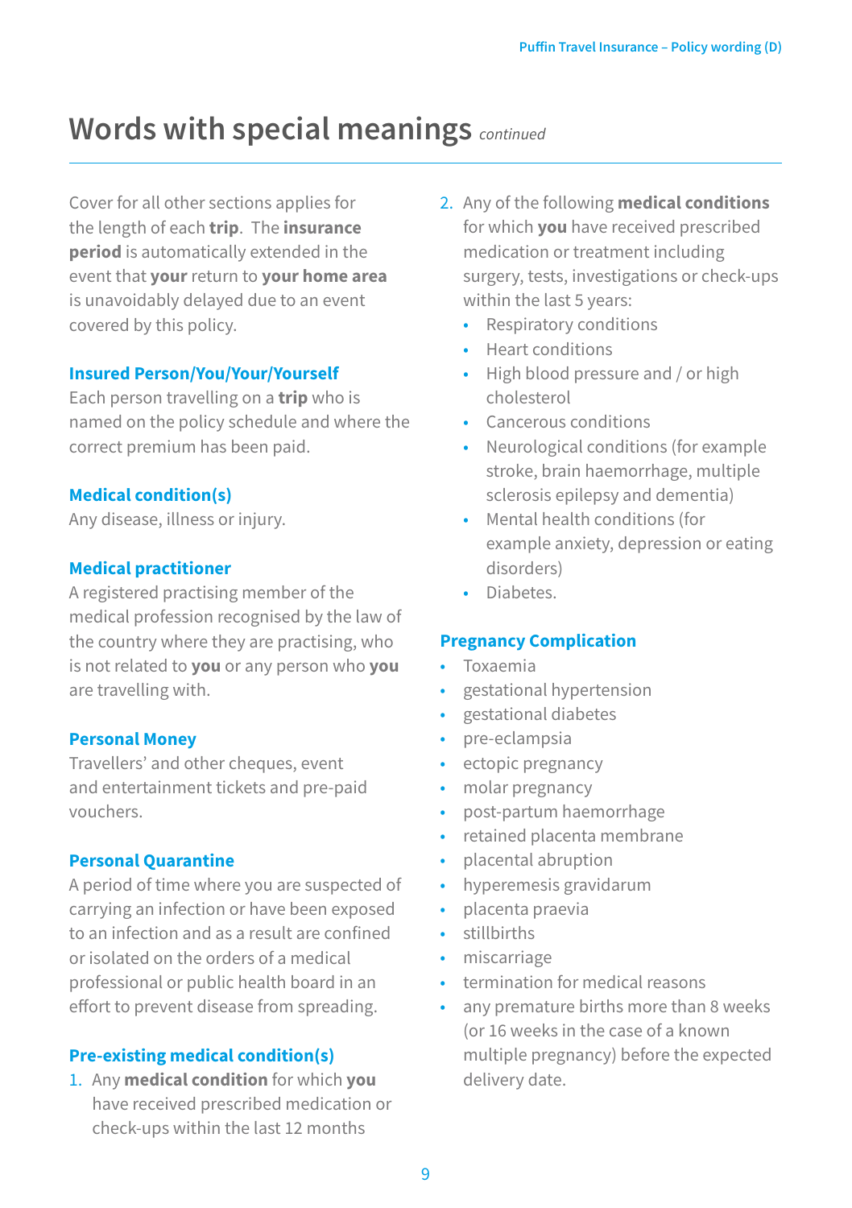# Words with special meanings *continued*

Cover for all other sections applies for the length of each **trip**. The **insurance period** is automatically extended in the event that **your** return to **your home area** is unavoidably delayed due to an event covered by this policy.

### Insured Person/You/Your/Yourself

Each person travelling on a **trip** who is named on the policy schedule and where the correct premium has been paid.

### Medical condition(s)

Any disease, illness or injury.

### Medical practitioner

A registered practising member of the medical profession recognised by the law of the country where they are practising, who is not related to **you** or any person who **you** are travelling with.

### Personal Money

Travellers' and other cheques, event and entertainment tickets and pre-paid vouchers.

### Personal Quarantine

A period of time where you are suspected of carrying an infection or have been exposed to an infection and as a result are confined or isolated on the orders of a medical professional or public health board in an effort to prevent disease from spreading.

### Pre-existing medical condition(s)

1. Any **medical condition** for which **you** have received prescribed medication or check-ups within the last 12 months
2. Any of the following **medical conditions** for which **you** have received prescribed medication or treatment including surgery, tests, investigations or check-ups within the last 5 years:
   - Respiratory conditions
   - Heart conditions
   - High blood pressure and / or high cholesterol
   - Cancerous conditions
   - Neurological conditions (for example stroke, brain haemorrhage, multiple sclerosis epilepsy and dementia)
   - Mental health conditions (for example anxiety, depression or eating disorders)
   - Diabetes.

### Pregnancy Complication

- Toxaemia
- gestational hypertension
- gestational diabetes
- pre-eclampsia
- ectopic pregnancy
- molar pregnancy
- post-partum haemorrhage
- retained placenta membrane
- placental abruption
- hyperemesis gravidarum
- placenta praevia
- stillbirths
- miscarriage
- termination for medical reasons
- any premature births more than 8 weeks (or 16 weeks in the case of a known multiple pregnancy) before the expected delivery date.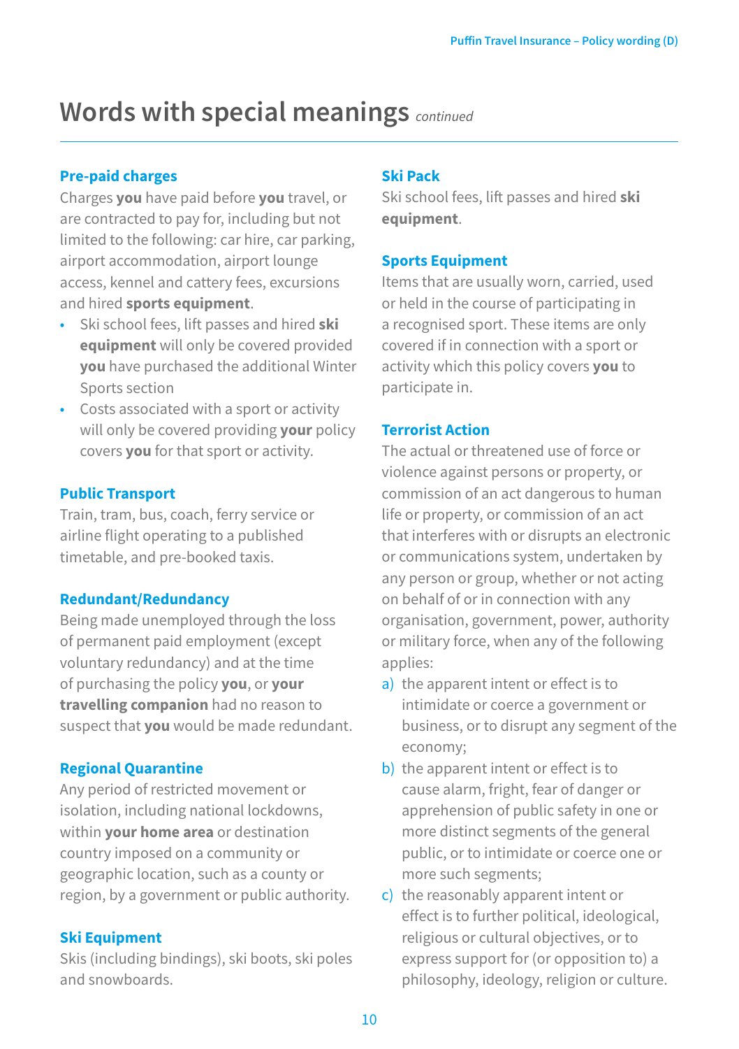# Words with special meanings *continued*

### Pre-paid charges

Charges **you** have paid before **you** travel, or are contracted to pay for, including but not limited to the following: car hire, car parking, airport accommodation, airport lounge access, kennel and cattery fees, excursions and hired **sports equipment**.

- Ski school fees, lift passes and hired **ski equipment** will only be covered provided **you** have purchased the additional Winter Sports section
- Costs associated with a sport or activity will only be covered providing **your** policy covers **you** for that sport or activity.

### Public Transport

Train, tram, bus, coach, ferry service or airline flight operating to a published timetable, and pre-booked taxis.

### Redundant/Redundancy

Being made unemployed through the loss of permanent paid employment (except voluntary redundancy) and at the time of purchasing the policy **you**, or **your travelling companion** had no reason to suspect that **you** would be made redundant.

### Regional Quarantine

Any period of restricted movement or isolation, including national lockdowns, within **your home area** or destination country imposed on a community or geographic location, such as a county or region, by a government or public authority.

### Ski Equipment

Skis (including bindings), ski boots, ski poles and snowboards.

### Ski Pack

Ski school fees, lift passes and hired **ski equipment**.

### Sports Equipment

Items that are usually worn, carried, used or held in the course of participating in a recognised sport. These items are only covered if in connection with a sport or activity which this policy covers **you** to participate in.

### Terrorist Action

The actual or threatened use of force or violence against persons or property, or commission of an act dangerous to human life or property, or commission of an act that interferes with or disrupts an electronic or communications system, undertaken by any person or group, whether or not acting on behalf of or in connection with any organisation, government, power, authority or military force, when any of the following applies:

a) the apparent intent or effect is to intimidate or coerce a government or business, or to disrupt any segment of the economy;
b) the apparent intent or effect is to cause alarm, fright, fear of danger or apprehension of public safety in one or more distinct segments of the general public, or to intimidate or coerce one or more such segments;
c) the reasonably apparent intent or effect is to further political, ideological, religious or cultural objectives, or to express support for (or opposition to) a philosophy, ideology, religion or culture.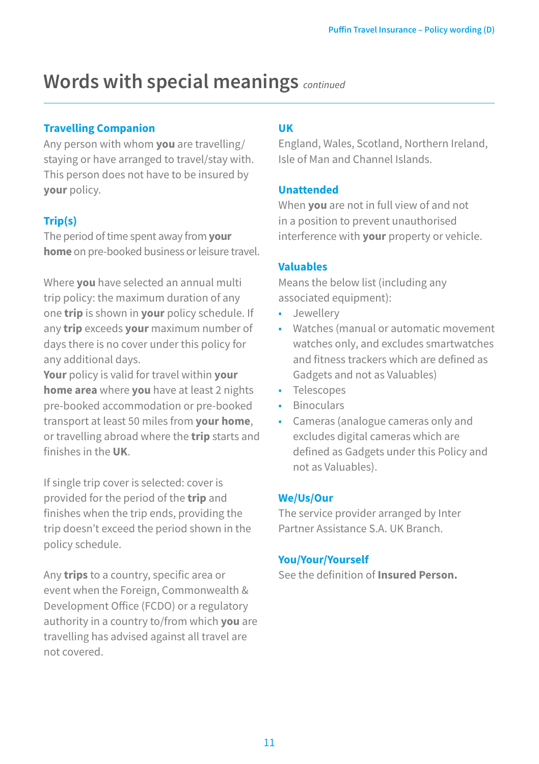# Words with special meanings *continued*

### Travelling Companion

Any person with whom **you** are travelling/ staying or have arranged to travel/stay with. This person does not have to be insured by **your** policy.

### Trip(s)

The period of time spent away from **your home** on pre-booked business or leisure travel.

Where **you** have selected an annual multi trip policy: the maximum duration of any one **trip** is shown in **your** policy schedule. If any **trip** exceeds **your** maximum number of days there is no cover under this policy for any additional days.

**Your** policy is valid for travel within **your home area** where **you** have at least 2 nights pre-booked accommodation or pre-booked transport at least 50 miles from **your home**, or travelling abroad where the **trip** starts and finishes in the **UK**.

If single trip cover is selected: cover is provided for the period of the **trip** and finishes when the trip ends, providing the trip doesn't exceed the period shown in the policy schedule.

Any **trips** to a country, specific area or event when the Foreign, Commonwealth & Development Office (FCDO) or a regulatory authority in a country to/from which **you** are travelling has advised against all travel are not covered.

### UK

England, Wales, Scotland, Northern Ireland, Isle of Man and Channel Islands.

### Unattended

When **you** are not in full view of and not in a position to prevent unauthorised interference with **your** property or vehicle.

### Valuables

Means the below list (including any associated equipment):

- Jewellery
- Watches (manual or automatic movement watches only, and excludes smartwatches and fitness trackers which are defined as Gadgets and not as Valuables)
- Telescopes
- Binoculars
- Cameras (analogue cameras only and excludes digital cameras which are defined as Gadgets under this Policy and not as Valuables).

### We/Us/Our

The service provider arranged by Inter Partner Assistance S.A. UK Branch.

### You/Your/Yourself

See the definition of **Insured Person.**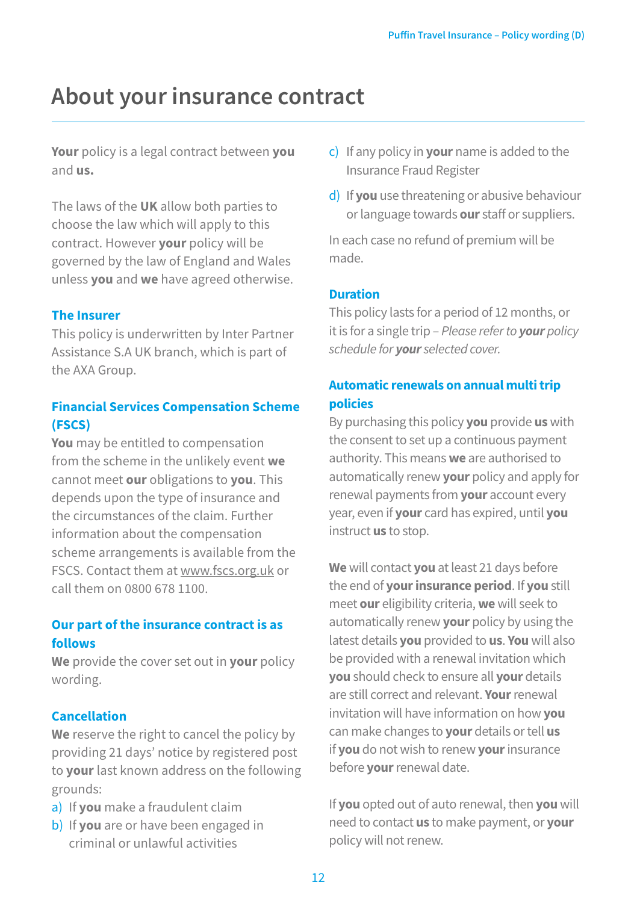# About your insurance contract

**Your** policy is a legal contract between **you** and **us.**

The laws of the **UK** allow both parties to choose the law which will apply to this contract. However **your** policy will be governed by the law of England and Wales unless **you** and **we** have agreed otherwise.

### The Insurer

This policy is underwritten by Inter Partner Assistance S.A UK branch, which is part of the AXA Group.

### Financial Services Compensation Scheme (FSCS)

**You** may be entitled to compensation from the scheme in the unlikely event **we** cannot meet **our** obligations to **you**. This depends upon the type of insurance and the circumstances of the claim. Further information about the compensation scheme arrangements is available from the FSCS. Contact them at www.fscs.org.uk or call them on 0800 678 1100.

### Our part of the insurance contract is as follows

**We** provide the cover set out in **your** policy wording.

### Cancellation

**We** reserve the right to cancel the policy by providing 21 days' notice by registered post to **your** last known address on the following grounds:

a) If **you** make a fraudulent claim
b) If **you** are or have been engaged in criminal or unlawful activities
c) If any policy in **your** name is added to the Insurance Fraud Register
d) If **you** use threatening or abusive behaviour or language towards **our** staff or suppliers.

In each case no refund of premium will be made.

### Duration

This policy lasts for a period of 12 months, or it is for a single trip – *Please refer to **your** policy schedule for **your** selected cover.*

### Automatic renewals on annual multi trip policies

By purchasing this policy **you** provide **us** with the consent to set up a continuous payment authority. This means **we** are authorised to automatically renew **your** policy and apply for renewal payments from **your** account every year, even if **your** card has expired, until **you** instruct **us** to stop.

**We** will contact **you** at least 21 days before the end of **your insurance period**. If **you** still meet **our** eligibility criteria, **we** will seek to automatically renew **your** policy by using the latest details **you** provided to **us**. **You** will also be provided with a renewal invitation which **you** should check to ensure all **your** details are still correct and relevant. **Your** renewal invitation will have information on how **you** can make changes to **your** details or tell **us** if **you** do not wish to renew **your** insurance before **your** renewal date.

If **you** opted out of auto renewal, then **you** will need to contact **us** to make payment, or **your** policy will not renew.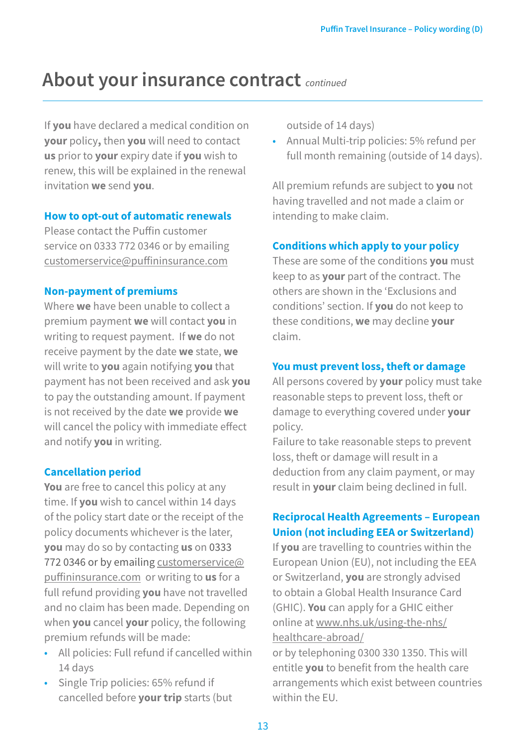# About your insurance contract *continued*

If **you** have declared a medical condition on **your** policy**,** then **you** will need to contact **us** prior to **your** expiry date if **you** wish to renew, this will be explained in the renewal invitation **we** send **you**.

### How to opt-out of automatic renewals

Please contact the Puffin customer service on 0333 772 0346 or by emailing customerservice@puffininsurance.com

### Non-payment of premiums

Where **we** have been unable to collect a premium payment **we** will contact **you** in writing to request payment. If **we** do not receive payment by the date **we** state, **we** will write to **you** again notifying **you** that payment has not been received and ask **you** to pay the outstanding amount. If payment is not received by the date **we** provide **we** will cancel the policy with immediate effect and notify **you** in writing.

### Cancellation period

**You** are free to cancel this policy at any time. If **you** wish to cancel within 14 days of the policy start date or the receipt of the policy documents whichever is the later, **you** may do so by contacting **us** on 0333 772 0346 or by emailing customerservice@puffininsurance.com or writing to **us** for a full refund providing **you** have not travelled and no claim has been made. Depending on when **you** cancel **your** policy, the following premium refunds will be made:

- All policies: Full refund if cancelled within 14 days
- Single Trip policies: 65% refund if cancelled before **your trip** starts (but outside of 14 days)
- Annual Multi-trip policies: 5% refund per full month remaining (outside of 14 days).

All premium refunds are subject to **you** not having travelled and not made a claim or intending to make claim.

### Conditions which apply to your policy

These are some of the conditions **you** must keep to as **your** part of the contract. The others are shown in the 'Exclusions and conditions' section. If **you** do not keep to these conditions, **we** may decline **your** claim.

### You must prevent loss, theft or damage

All persons covered by **your** policy must take reasonable steps to prevent loss, theft or damage to everything covered under **your** policy.

Failure to take reasonable steps to prevent loss, theft or damage will result in a deduction from any claim payment, or may result in **your** claim being declined in full.

### Reciprocal Health Agreements – European Union (not including EEA or Switzerland)

If **you** are travelling to countries within the European Union (EU), not including the EEA or Switzerland, **you** are strongly advised to obtain a Global Health Insurance Card (GHIC). **You** can apply for a GHIC either online at www.nhs.uk/using-the-nhs/healthcare-abroad/ or by telephoning 0300 330 1350. This will entitle **you** to benefit from the health care arrangements which exist between countries within the EU.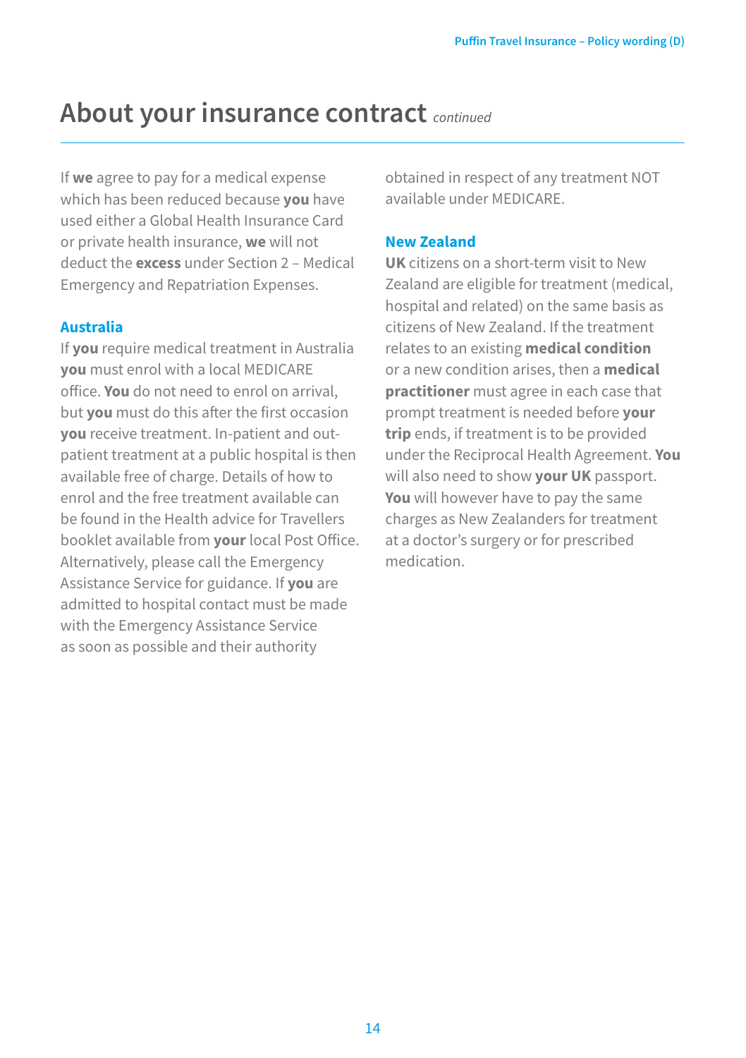# About your insurance contract *continued*

If **we** agree to pay for a medical expense which has been reduced because **you** have used either a Global Health Insurance Card or private health insurance, **we** will not deduct the **excess** under Section 2 – Medical Emergency and Repatriation Expenses.

### Australia

If **you** require medical treatment in Australia **you** must enrol with a local MEDICARE office. **You** do not need to enrol on arrival, but **you** must do this after the first occasion **you** receive treatment. In-patient and out-patient treatment at a public hospital is then available free of charge. Details of how to enrol and the free treatment available can be found in the Health advice for Travellers booklet available from **your** local Post Office. Alternatively, please call the Emergency Assistance Service for guidance. If **you** are admitted to hospital contact must be made with the Emergency Assistance Service as soon as possible and their authority obtained in respect of any treatment NOT available under MEDICARE.

### New Zealand

**UK** citizens on a short-term visit to New Zealand are eligible for treatment (medical, hospital and related) on the same basis as citizens of New Zealand. If the treatment relates to an existing **medical condition** or a new condition arises, then a **medical practitioner** must agree in each case that prompt treatment is needed before **your trip** ends, if treatment is to be provided under the Reciprocal Health Agreement. **You** will also need to show **your UK** passport. **You** will however have to pay the same charges as New Zealanders for treatment at a doctor's surgery or for prescribed medication.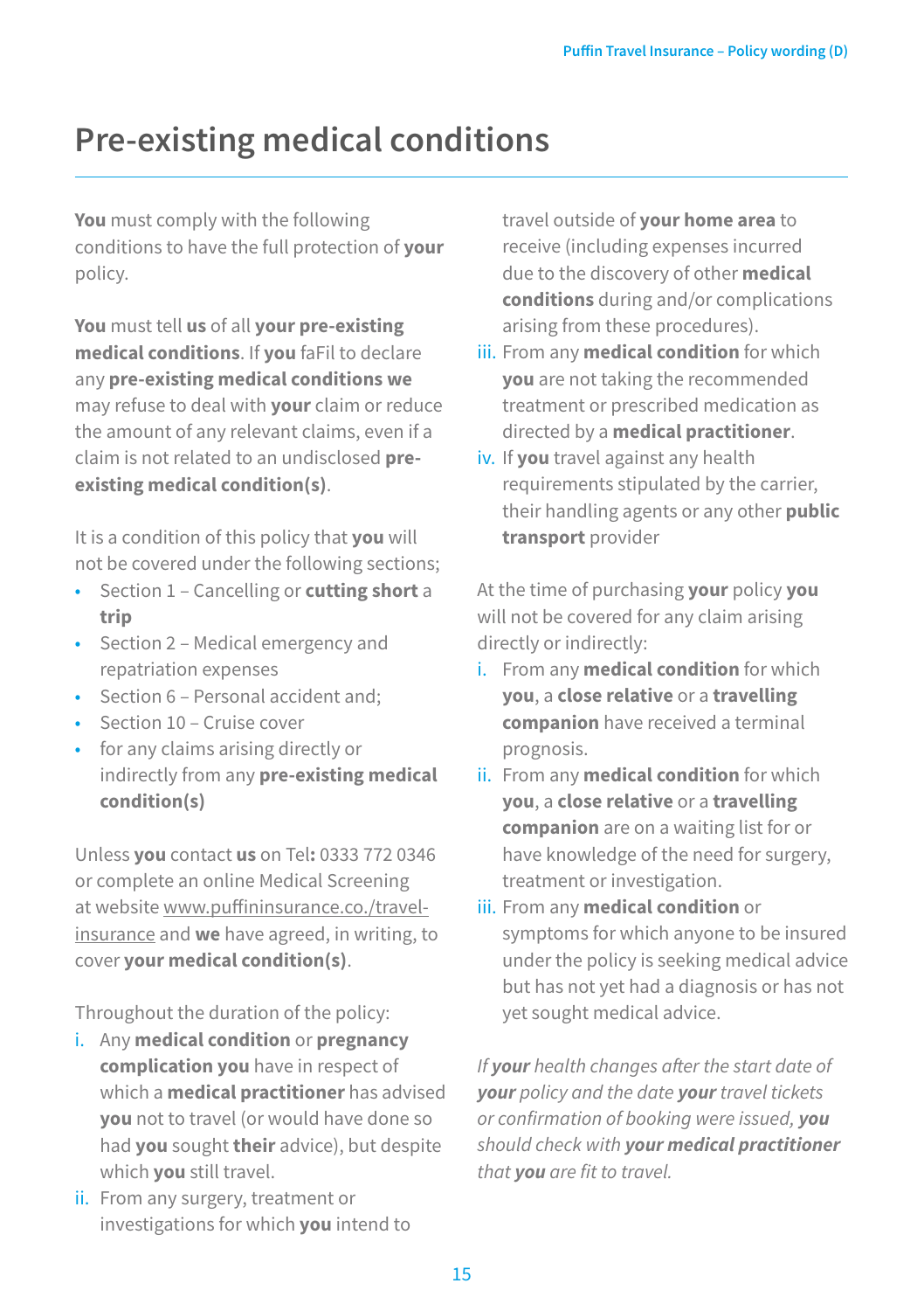# Pre-existing medical conditions

**You** must comply with the following conditions to have the full protection of **your** policy.

**You** must tell **us** of all **your pre-existing medical conditions**. If **you** faFil to declare any **pre-existing medical conditions we** may refuse to deal with **your** claim or reduce the amount of any relevant claims, even if a claim is not related to an undisclosed **pre-existing medical condition(s)**.

It is a condition of this policy that **you** will not be covered under the following sections;

- Section 1 – Cancelling or **cutting short** a **trip**
- Section 2 – Medical emergency and repatriation expenses
- Section 6 – Personal accident and;
- Section 10 – Cruise cover
- for any claims arising directly or indirectly from any **pre-existing medical condition(s)**

Unless **you** contact **us** on Tel**:** 0333 772 0346 or complete an online Medical Screening at website www.puffininsurance.co./travel-insurance and **we** have agreed, in writing, to cover **your medical condition(s)**.

Throughout the duration of the policy:

i. Any **medical condition** or **pregnancy complication you** have in respect of which a **medical practitioner** has advised **you** not to travel (or would have done so had **you** sought **their** advice), but despite which **you** still travel.
ii. From any surgery, treatment or investigations for which **you** intend to travel outside of **your home area** to receive (including expenses incurred due to the discovery of other **medical conditions** during and/or complications arising from these procedures).
iii. From any **medical condition** for which **you** are not taking the recommended treatment or prescribed medication as directed by a **medical practitioner**.
iv. If **you** travel against any health requirements stipulated by the carrier, their handling agents or any other **public transport** provider

At the time of purchasing **your** policy **you** will not be covered for any claim arising directly or indirectly:

i. From any **medical condition** for which **you**, a **close relative** or a **travelling companion** have received a terminal prognosis.
ii. From any **medical condition** for which **you**, a **close relative** or a **travelling companion** are on a waiting list for or have knowledge of the need for surgery, treatment or investigation.
iii. From any **medical condition** or symptoms for which anyone to be insured under the policy is seeking medical advice but has not yet had a diagnosis or has not yet sought medical advice.

*If **your** health changes after the start date of **your** policy and the date **your** travel tickets or confirmation of booking were issued, **you** should check with **your medical practitioner** that **you** are fit to travel.*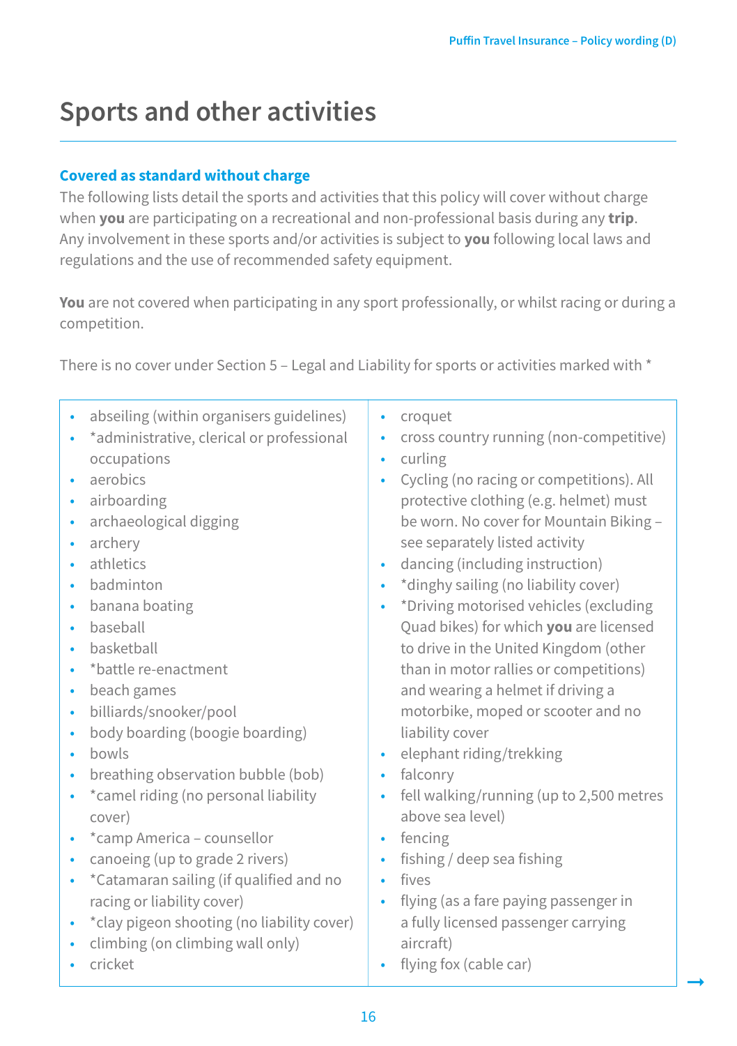# Sports and other activities

### Covered as standard without charge

The following lists detail the sports and activities that this policy will cover without charge when **you** are participating on a recreational and non-professional basis during any **trip**. Any involvement in these sports and/or activities is subject to **you** following local laws and regulations and the use of recommended safety equipment.

**You** are not covered when participating in any sport professionally, or whilst racing or during a competition.

There is no cover under Section 5 – Legal and Liability for sports or activities marked with *

- abseiling (within organisers guidelines)
- *administrative, clerical or professional occupations
- aerobics
- airboarding
- archaeological digging
- archery
- athletics
- badminton
- banana boating
- baseball
- basketball
- *battle re-enactment
- beach games
- billiards/snooker/pool
- body boarding (boogie boarding)
- bowls
- breathing observation bubble (bob)
- *camel riding (no personal liability cover)
- *camp America – counsellor
- canoeing (up to grade 2 rivers)
- *Catamaran sailing (if qualified and no racing or liability cover)
- *clay pigeon shooting (no liability cover)
- climbing (on climbing wall only)
- cricket
- croquet
- cross country running (non-competitive)
- curling
- Cycling (no racing or competitions). All protective clothing (e.g. helmet) must be worn. No cover for Mountain Biking – see separately listed activity
- dancing (including instruction)
- *dinghy sailing (no liability cover)
- *Driving motorised vehicles (excluding Quad bikes) for which **you** are licensed to drive in the United Kingdom (other than in motor rallies or competitions) and wearing a helmet if driving a motorbike, moped or scooter and no liability cover
- elephant riding/trekking
- falconry
- fell walking/running (up to 2,500 metres above sea level)
- fencing
- fishing / deep sea fishing
- fives
- flying (as a fare paying passenger in a fully licensed passenger carrying aircraft)
- flying fox (cable car)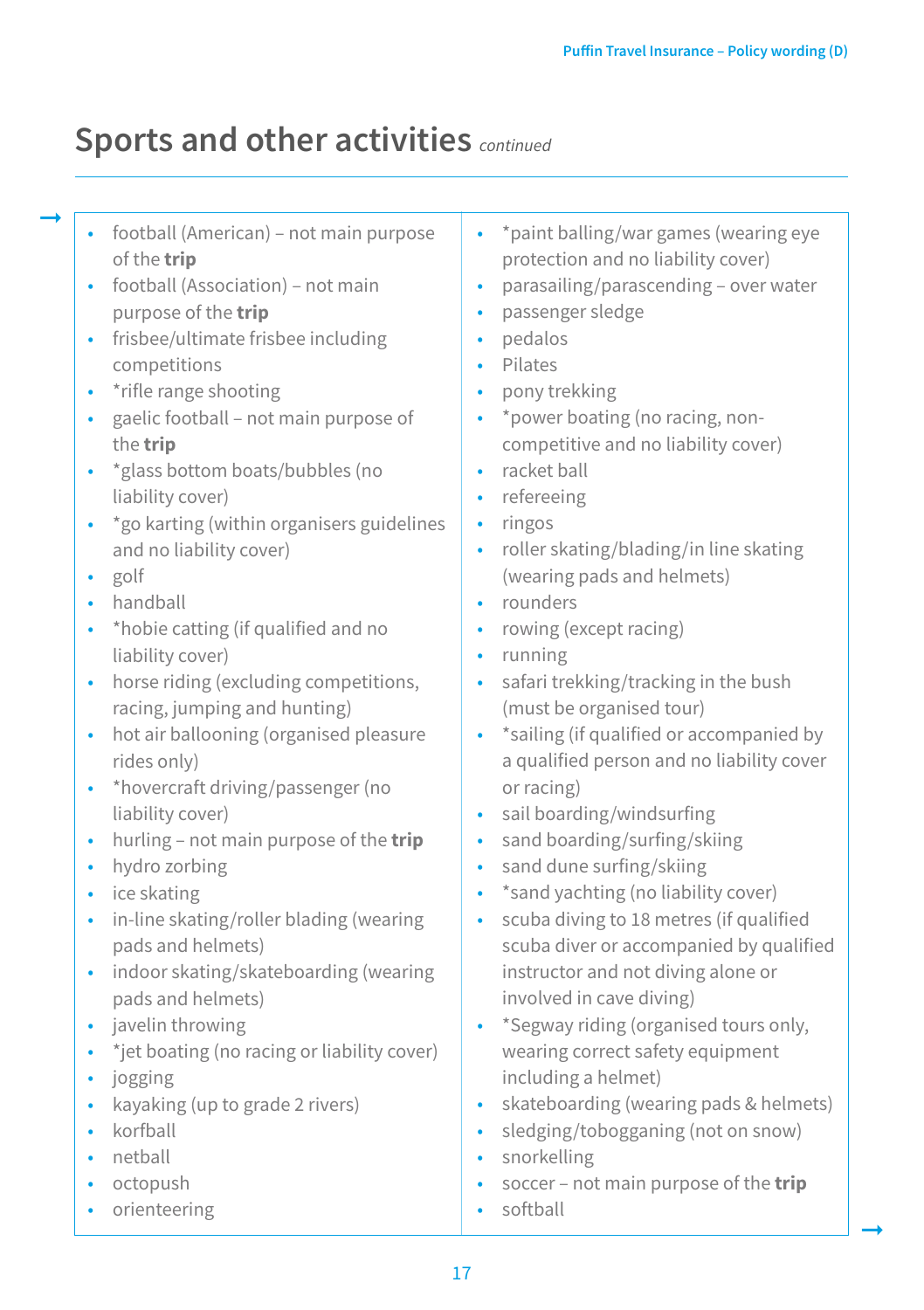## Sports and other activities *continued*

- football (American) – not main purpose of the **trip**
- football (Association) – not main purpose of the **trip**
- frisbee/ultimate frisbee including competitions
- *rifle range shooting
- gaelic football – not main purpose of the **trip**
- *glass bottom boats/bubbles (no liability cover)
- *go karting (within organisers guidelines and no liability cover)
- golf
- handball
- *hobie catting (if qualified and no liability cover)
- horse riding (excluding competitions, racing, jumping and hunting)
- hot air ballooning (organised pleasure rides only)
- *hovercraft driving/passenger (no liability cover)
- hurling – not main purpose of the **trip**
- hydro zorbing
- ice skating
- in-line skating/roller blading (wearing pads and helmets)
- indoor skating/skateboarding (wearing pads and helmets)
- javelin throwing
- *jet boating (no racing or liability cover)
- jogging
- kayaking (up to grade 2 rivers)
- korfball
- netball
- octopush
- orienteering
- *paint balling/war games (wearing eye protection and no liability cover)
- parasailing/parascending – over water
- passenger sledge
- pedalos
- Pilates
- pony trekking
- *power boating (no racing, non-competitive and no liability cover)
- racket ball
- refereeing
- ringos
- roller skating/blading/in line skating (wearing pads and helmets)
- rounders
- rowing (except racing)
- running
- safari trekking/tracking in the bush (must be organised tour)
- *sailing (if qualified or accompanied by a qualified person and no liability cover or racing)
- sail boarding/windsurfing
- sand boarding/surfing/skiing
- sand dune surfing/skiing
- *sand yachting (no liability cover)
- scuba diving to 18 metres (if qualified scuba diver or accompanied by qualified instructor and not diving alone or involved in cave diving)
- *Segway riding (organised tours only, wearing correct safety equipment including a helmet)
- skateboarding (wearing pads & helmets)
- sledging/tobogganing (not on snow)
- snorkelling
- soccer – not main purpose of the **trip**
- softball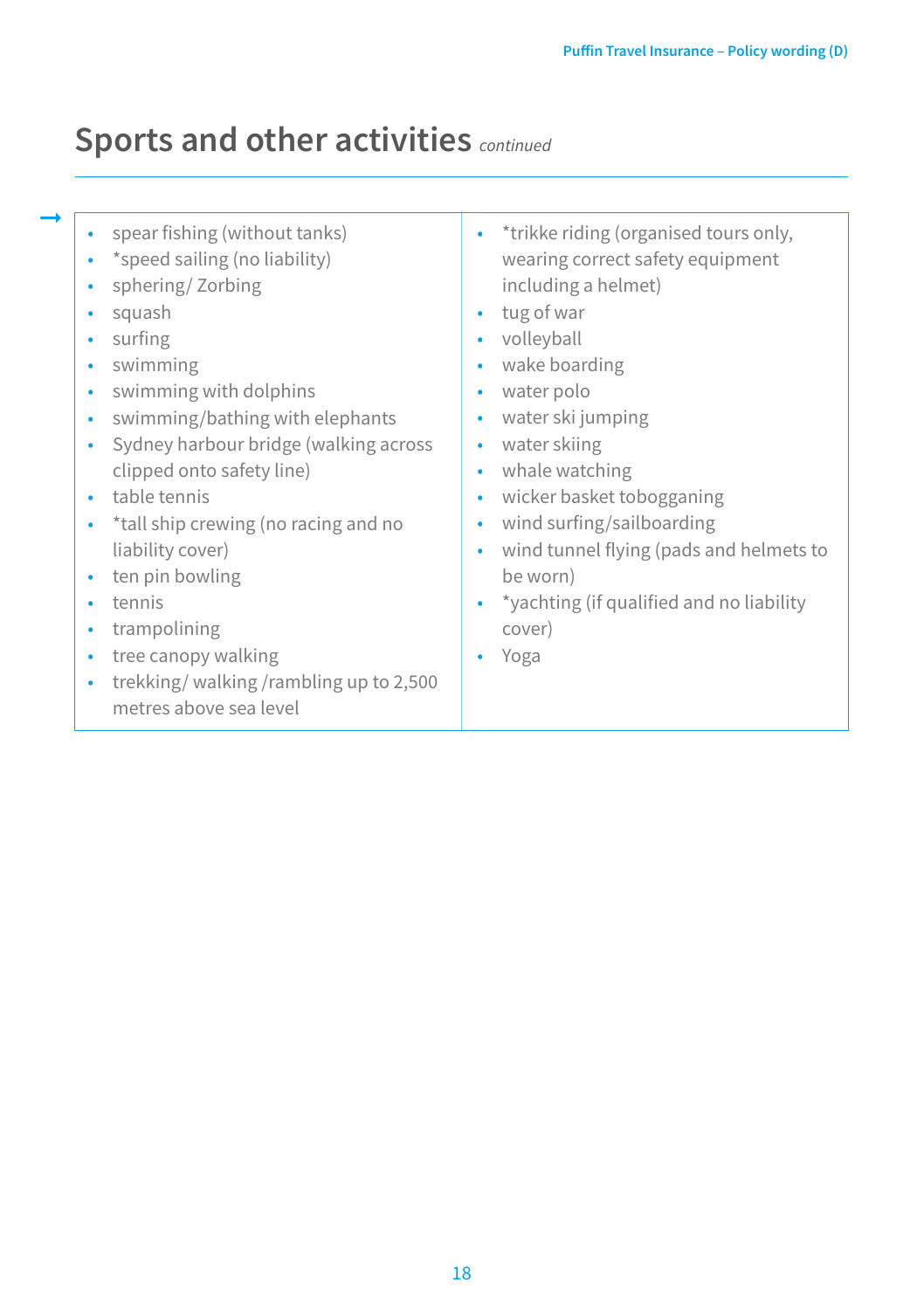## Sports and other activities *continued*

- spear fishing (without tanks)
- *speed sailing (no liability)
- sphering/ Zorbing
- squash
- surfing
- swimming
- swimming with dolphins
- swimming/bathing with elephants
- Sydney harbour bridge (walking across clipped onto safety line)
- table tennis
- *tall ship crewing (no racing and no liability cover)
- ten pin bowling
- tennis
- trampolining
- tree canopy walking
- trekking/ walking /rambling up to 2,500 metres above sea level
- *trikke riding (organised tours only, wearing correct safety equipment including a helmet)
- tug of war
- volleyball
- wake boarding
- water polo
- water ski jumping
- water skiing
- whale watching
- wicker basket tobogganing
- wind surfing/sailboarding
- wind tunnel flying (pads and helmets to be worn)
- *yachting (if qualified and no liability cover)
- Yoga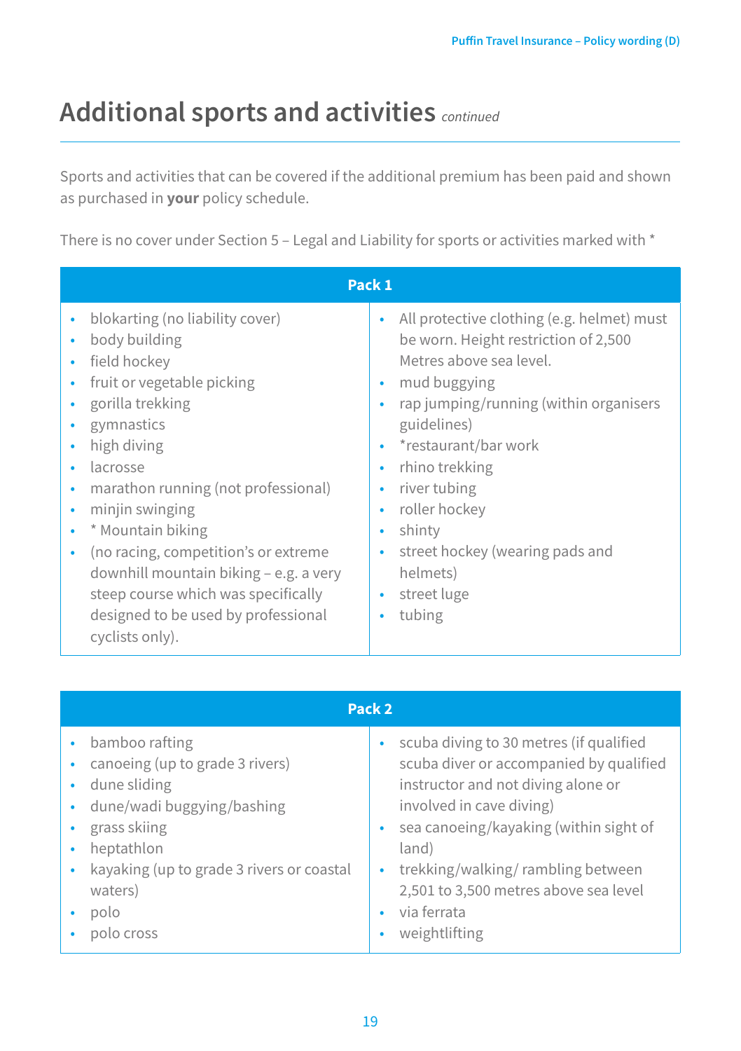## Additional sports and activities *continued*

Sports and activities that can be covered if the additional premium has been paid and shown as purchased in **your** policy schedule.

There is no cover under Section 5 – Legal and Liability for sports or activities marked with *

| Pack 1 | |
|---|---|
| • blokarting (no liability cover)<br>• body building<br>• field hockey<br>• fruit or vegetable picking<br>• gorilla trekking<br>• gymnastics<br>• high diving<br>• lacrosse<br>• marathon running (not professional)<br>• minjin swinging<br>• * Mountain biking<br>• (no racing, competition's or extreme downhill mountain biking – e.g. a very steep course which was specifically designed to be used by professional cyclists only). | • All protective clothing (e.g. helmet) must be worn. Height restriction of 2,500 Metres above sea level.<br>• mud buggying<br>• rap jumping/running (within organisers guidelines)<br>• *restaurant/bar work<br>• rhino trekking<br>• river tubing<br>• roller hockey<br>• shinty<br>• street hockey (wearing pads and helmets)<br>• street luge<br>• tubing |

| Pack 2 | |
|---|---|
| • bamboo rafting<br>• canoeing (up to grade 3 rivers)<br>• dune sliding<br>• dune/wadi buggying/bashing<br>• grass skiing<br>• heptathlon<br>• kayaking (up to grade 3 rivers or coastal waters)<br>• polo<br>• polo cross | • scuba diving to 30 metres (if qualified scuba diver or accompanied by qualified instructor and not diving alone or involved in cave diving)<br>• sea canoeing/kayaking (within sight of land)<br>• trekking/walking/ rambling between 2,501 to 3,500 metres above sea level<br>• via ferrata<br>• weightlifting |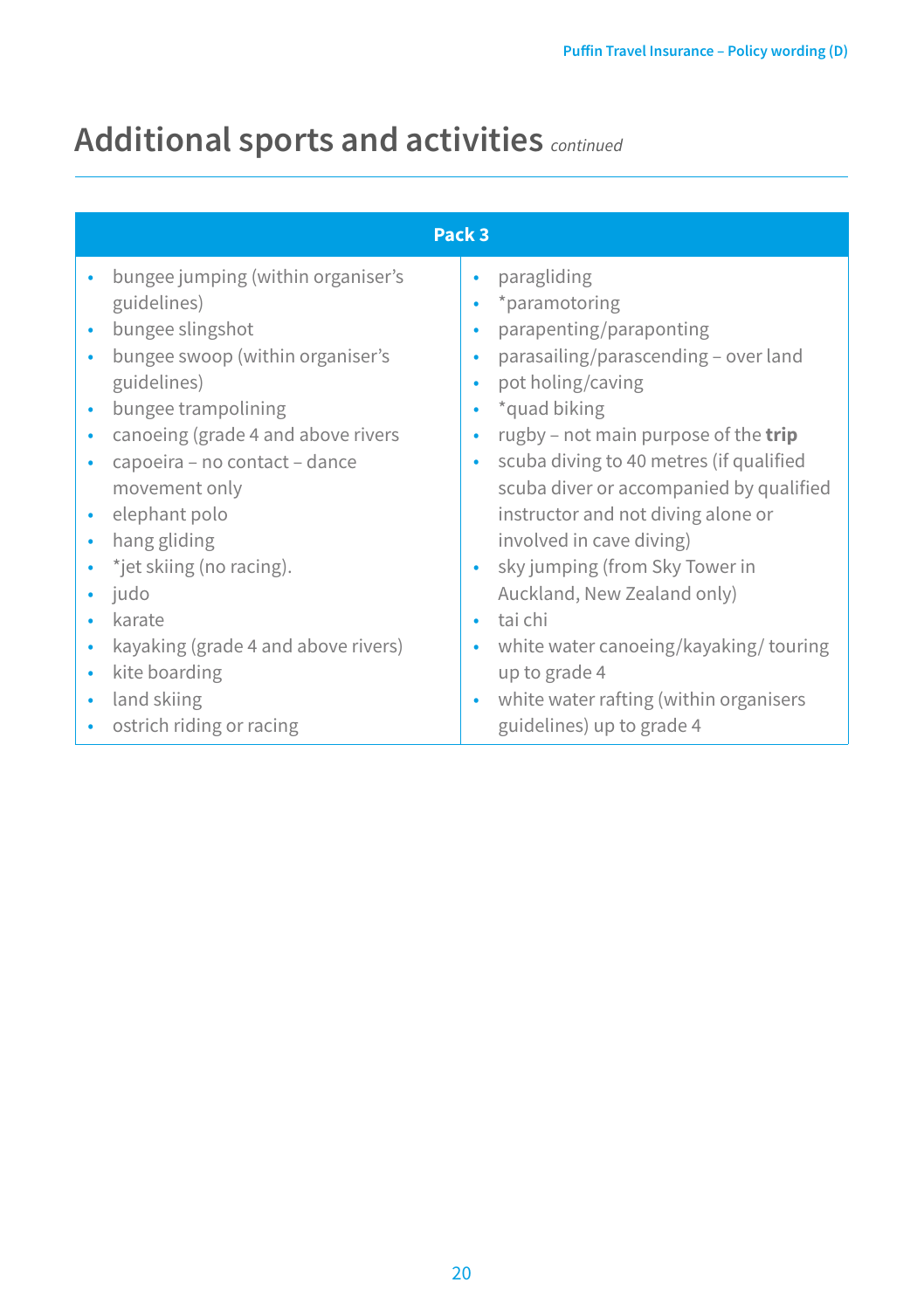# Additional sports and activities *continued*

| Pack 3 | |
|---|---|
| • bungee jumping (within organiser's guidelines)<br>• bungee slingshot<br>• bungee swoop (within organiser's guidelines)<br>• bungee trampolining<br>• canoeing (grade 4 and above rivers<br>• capoeira – no contact – dance movement only<br>• elephant polo<br>• hang gliding<br>• *jet skiing (no racing).<br>• judo<br>• karate<br>• kayaking (grade 4 and above rivers)<br>• kite boarding<br>• land skiing<br>• ostrich riding or racing | • paragliding<br>• *paramotoring<br>• parapenting/paraponting<br>• parasailing/parascending – over land<br>• pot holing/caving<br>• *quad biking<br>• rugby – not main purpose of the **trip**<br>• scuba diving to 40 metres (if qualified scuba diver or accompanied by qualified instructor and not diving alone or involved in cave diving)<br>• sky jumping (from Sky Tower in Auckland, New Zealand only)<br>• tai chi<br>• white water canoeing/kayaking/ touring up to grade 4<br>• white water rafting (within organisers guidelines) up to grade 4 |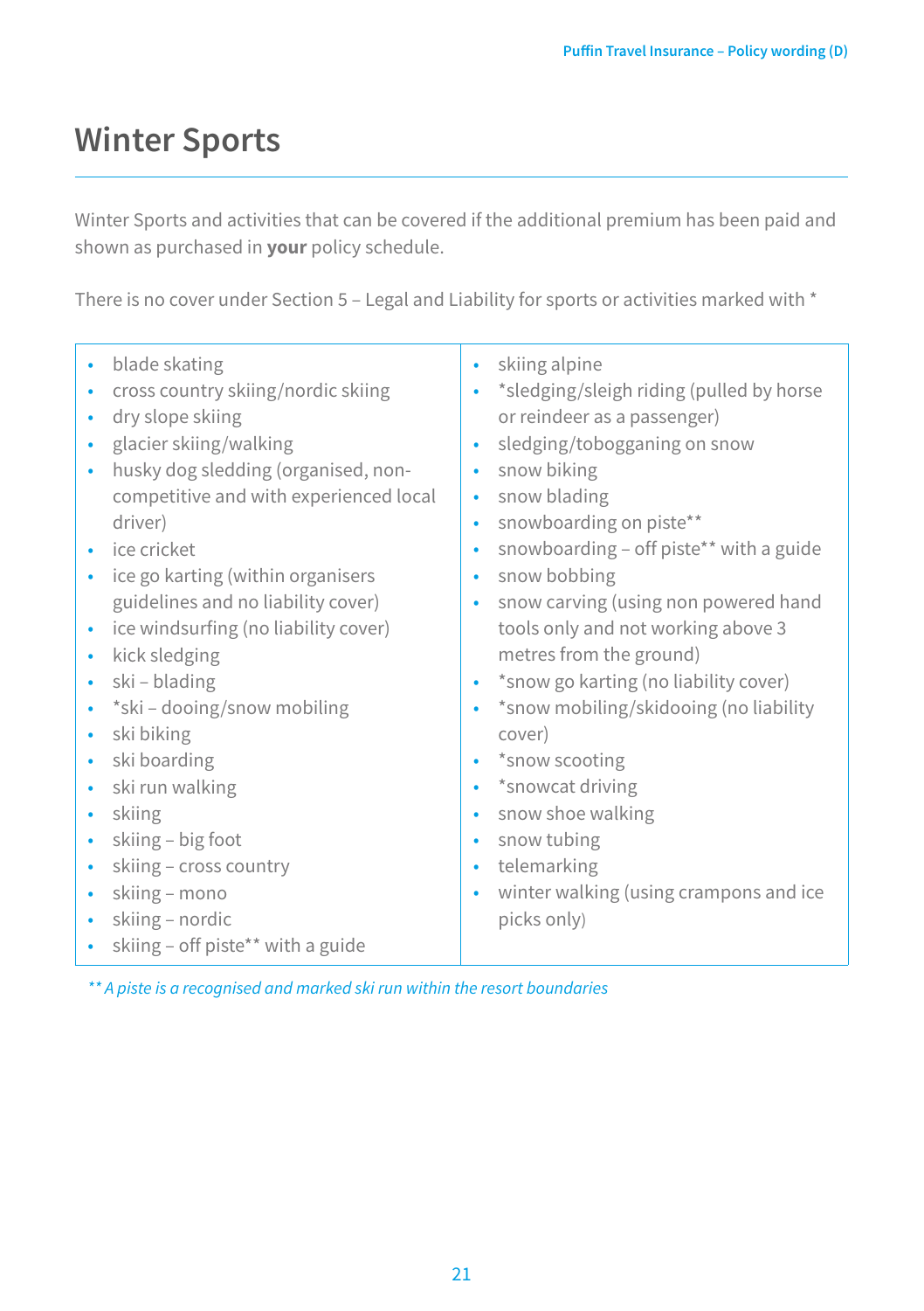# Winter Sports

Winter Sports and activities that can be covered if the additional premium has been paid and shown as purchased in **your** policy schedule.

There is no cover under Section 5 – Legal and Liability for sports or activities marked with *

- blade skating
- cross country skiing/nordic skiing
- dry slope skiing
- glacier skiing/walking
- husky dog sledding (organised, non-competitive and with experienced local driver)
- ice cricket
- ice go karting (within organisers guidelines and no liability cover)
- ice windsurfing (no liability cover)
- kick sledging
- ski – blading
- *ski – dooing/snow mobiling
- ski biking
- ski boarding
- ski run walking
- skiing
- skiing – big foot
- skiing – cross country
- skiing – mono
- skiing – nordic
- skiing – off piste** with a guide
- skiing alpine
- *sledging/sleigh riding (pulled by horse or reindeer as a passenger)
- sledging/tobogganing on snow
- snow biking
- snow blading
- snowboarding on piste**
- snowboarding – off piste** with a guide
- snow bobbing
- snow carving (using non powered hand tools only and not working above 3 metres from the ground)
- *snow go karting (no liability cover)
- *snow mobiling/skidooing (no liability cover)
- *snow scooting
- *snowcat driving
- snow shoe walking
- snow tubing
- telemarking
- winter walking (using crampons and ice picks only)

*** A piste is a recognised and marked ski run within the resort boundaries*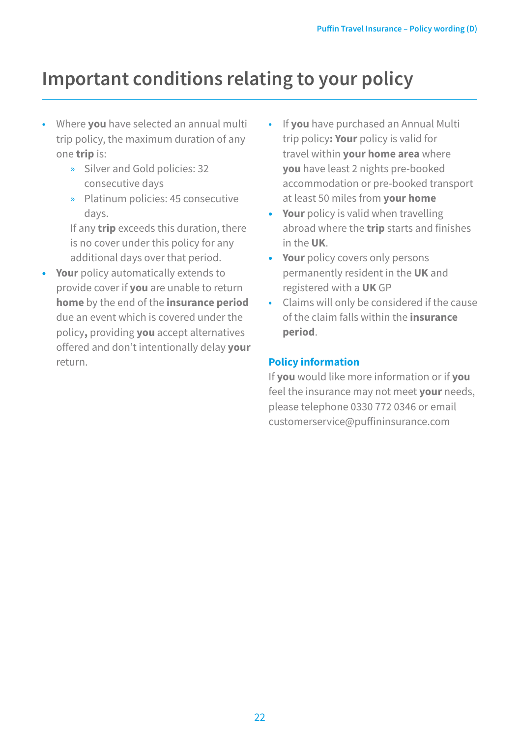# Important conditions relating to your policy

- Where **you** have selected an annual multi trip policy, the maximum duration of any one **trip** is:
  - Silver and Gold policies: 32 consecutive days
  - Platinum policies: 45 consecutive days.

  If any **trip** exceeds this duration, there is no cover under this policy for any additional days over that period.
- **Your** policy automatically extends to provide cover if **you** are unable to return **home** by the end of the **insurance period** due an event which is covered under the policy**,** providing **you** accept alternatives offered and don't intentionally delay **your** return.
- If **you** have purchased an Annual Multi trip policy**: Your** policy is valid for travel within **your home area** where **you** have least 2 nights pre-booked accommodation or pre-booked transport at least 50 miles from **your home**
- **Your** policy is valid when travelling abroad where the **trip** starts and finishes in the **UK**.
- **Your** policy covers only persons permanently resident in the **UK** and registered with a **UK** GP
- Claims will only be considered if the cause of the claim falls within the **insurance period**.

## Policy information

If **you** would like more information or if **you** feel the insurance may not meet **your** needs, please telephone 0330 772 0346 or email customerservice@puffininsurance.com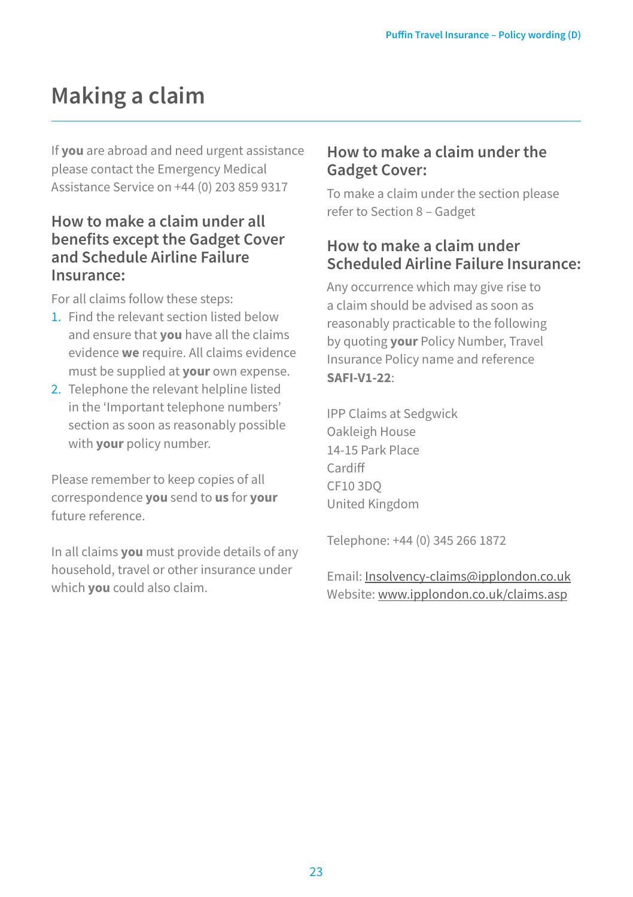# Making a claim

If **you** are abroad and need urgent assistance please contact the Emergency Medical Assistance Service on +44 (0) 203 859 9317

## How to make a claim under all benefits except the Gadget Cover and Schedule Airline Failure Insurance:

For all claims follow these steps:

1. Find the relevant section listed below and ensure that **you** have all the claims evidence **we** require. All claims evidence must be supplied at **your** own expense.
2. Telephone the relevant helpline listed in the 'Important telephone numbers' section as soon as reasonably possible with **your** policy number.

Please remember to keep copies of all correspondence **you** send to **us** for **your** future reference.

In all claims **you** must provide details of any household, travel or other insurance under which **you** could also claim.

## How to make a claim under the Gadget Cover:

To make a claim under the section please refer to Section 8 – Gadget

## How to make a claim under Scheduled Airline Failure Insurance:

Any occurrence which may give rise to a claim should be advised as soon as reasonably practicable to the following by quoting **your** Policy Number, Travel Insurance Policy name and reference **SAFI-V1-22**:

IPP Claims at Sedgwick
Oakleigh House
14-15 Park Place
Cardiff
CF10 3DQ
United Kingdom

Telephone: +44 (0) 345 266 1872

Email: Insolvency-claims@ipplondon.co.uk
Website: www.ipplondon.co.uk/claims.asp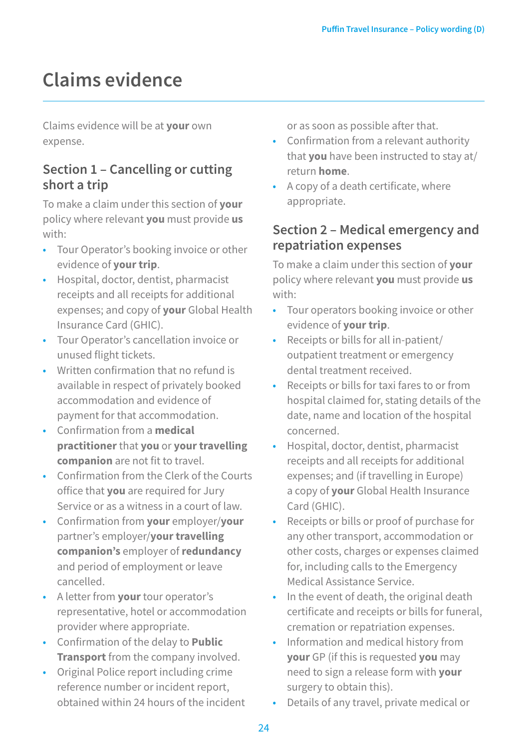# Claims evidence

Claims evidence will be at **your** own expense.

## Section 1 – Cancelling or cutting short a trip

To make a claim under this section of **your** policy where relevant **you** must provide **us** with:

- Tour Operator's booking invoice or other evidence of **your trip**.
- Hospital, doctor, dentist, pharmacist receipts and all receipts for additional expenses; and copy of **your** Global Health Insurance Card (GHIC).
- Tour Operator's cancellation invoice or unused flight tickets.
- Written confirmation that no refund is available in respect of privately booked accommodation and evidence of payment for that accommodation.
- Confirmation from a **medical practitioner** that **you** or **your travelling companion** are not fit to travel.
- Confirmation from the Clerk of the Courts office that **you** are required for Jury Service or as a witness in a court of law.
- Confirmation from **your** employer/**your** partner's employer/**your travelling companion's** employer of **redundancy** and period of employment or leave cancelled.
- A letter from **your** tour operator's representative, hotel or accommodation provider where appropriate.
- Confirmation of the delay to **Public Transport** from the company involved.
- Original Police report including crime reference number or incident report, obtained within 24 hours of the incident or as soon as possible after that.
- Confirmation from a relevant authority that **you** have been instructed to stay at/return **home**.
- A copy of a death certificate, where appropriate.

## Section 2 – Medical emergency and repatriation expenses

To make a claim under this section of **your** policy where relevant **you** must provide **us** with:

- Tour operators booking invoice or other evidence of **your trip**.
- Receipts or bills for all in-patient/outpatient treatment or emergency dental treatment received.
- Receipts or bills for taxi fares to or from hospital claimed for, stating details of the date, name and location of the hospital concerned.
- Hospital, doctor, dentist, pharmacist receipts and all receipts for additional expenses; and (if travelling in Europe) a copy of **your** Global Health Insurance Card (GHIC).
- Receipts or bills or proof of purchase for any other transport, accommodation or other costs, charges or expenses claimed for, including calls to the Emergency Medical Assistance Service.
- In the event of death, the original death certificate and receipts or bills for funeral, cremation or repatriation expenses.
- Information and medical history from **your** GP (if this is requested **you** may need to sign a release form with **your** surgery to obtain this).
- Details of any travel, private medical or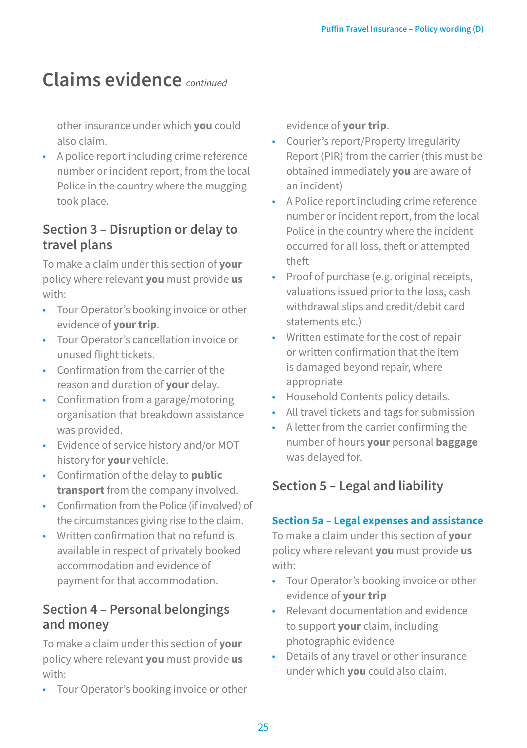# Claims evidence *continued*

other insurance under which **you** could also claim.

- A police report including crime reference number or incident report, from the local Police in the country where the mugging took place.

## Section 3 – Disruption or delay to travel plans

To make a claim under this section of **your** policy where relevant **you** must provide **us** with:

- Tour Operator's booking invoice or other evidence of **your trip**.
- Tour Operator's cancellation invoice or unused flight tickets.
- Confirmation from the carrier of the reason and duration of **your** delay.
- Confirmation from a garage/motoring organisation that breakdown assistance was provided.
- Evidence of service history and/or MOT history for **your** vehicle.
- Confirmation of the delay to **public transport** from the company involved.
- Confirmation from the Police (if involved) of the circumstances giving rise to the claim.
- Written confirmation that no refund is available in respect of privately booked accommodation and evidence of payment for that accommodation.

## Section 4 – Personal belongings and money

To make a claim under this section of **your** policy where relevant **you** must provide **us** with:

- Tour Operator's booking invoice or other evidence of **your trip**.
- Courier's report/Property Irregularity Report (PIR) from the carrier (this must be obtained immediately **you** are aware of an incident)
- A Police report including crime reference number or incident report, from the local Police in the country where the incident occurred for all loss, theft or attempted theft
- Proof of purchase (e.g. original receipts, valuations issued prior to the loss, cash withdrawal slips and credit/debit card statements etc.)
- Written estimate for the cost of repair or written confirmation that the item is damaged beyond repair, where appropriate
- Household Contents policy details.
- All travel tickets and tags for submission
- A letter from the carrier confirming the number of hours **your** personal **baggage** was delayed for.

## Section 5 – Legal and liability

### Section 5a – Legal expenses and assistance

To make a claim under this section of **your** policy where relevant **you** must provide **us** with:

- Tour Operator's booking invoice or other evidence of **your trip**
- Relevant documentation and evidence to support **your** claim, including photographic evidence
- Details of any travel or other insurance under which **you** could also claim.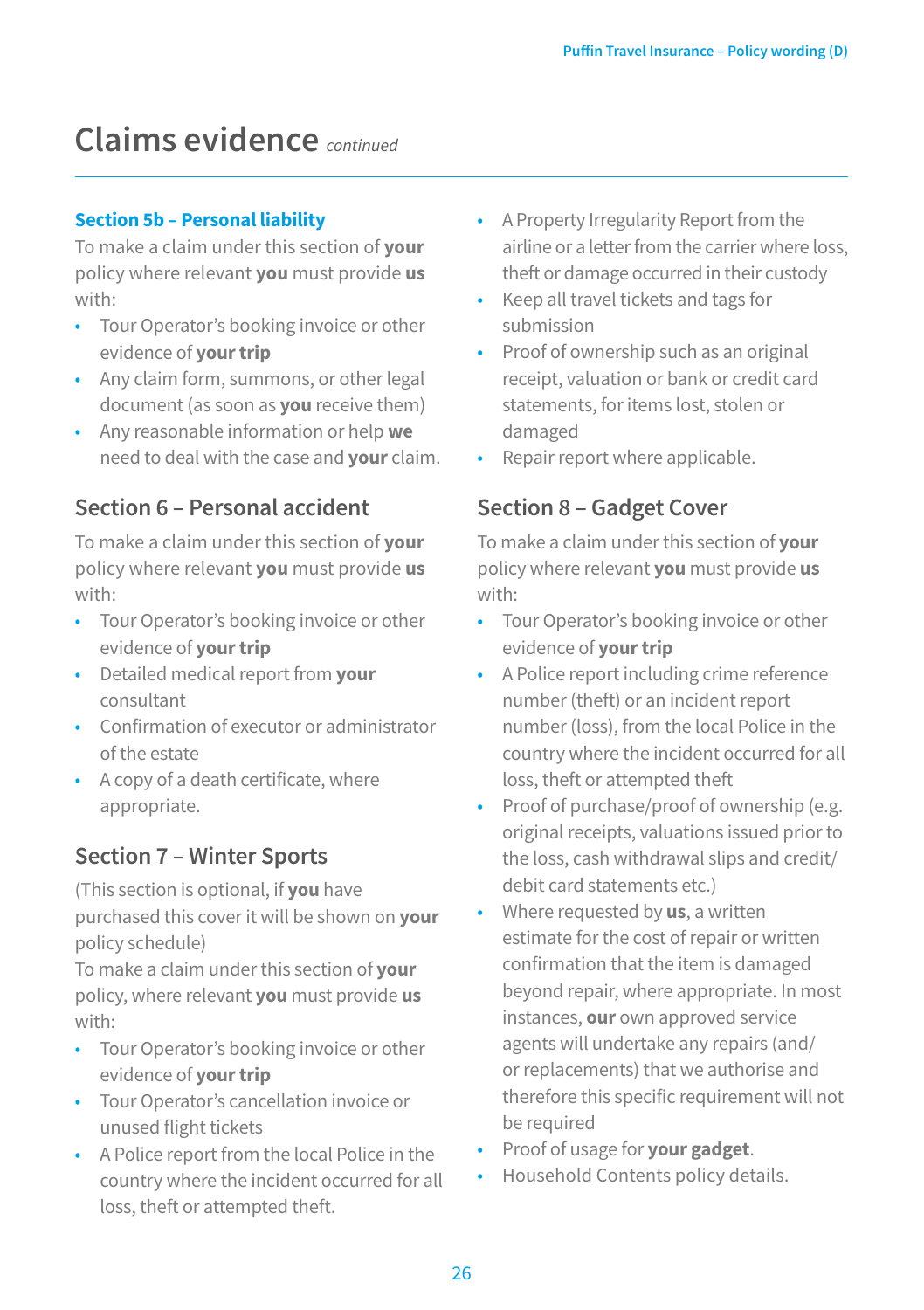# Claims evidence *continued*

### Section 5b – Personal liability

To make a claim under this section of **your** policy where relevant **you** must provide **us** with:

- Tour Operator's booking invoice or other evidence of **your trip**
- Any claim form, summons, or other legal document (as soon as **you** receive them)
- Any reasonable information or help **we** need to deal with the case and **your** claim.

## Section 6 – Personal accident

To make a claim under this section of **your** policy where relevant **you** must provide **us** with:

- Tour Operator's booking invoice or other evidence of **your trip**
- Detailed medical report from **your** consultant
- Confirmation of executor or administrator of the estate
- A copy of a death certificate, where appropriate.

## Section 7 – Winter Sports

(This section is optional, if **you** have purchased this cover it will be shown on **your** policy schedule)

To make a claim under this section of **your** policy, where relevant **you** must provide **us** with:

- Tour Operator's booking invoice or other evidence of **your trip**
- Tour Operator's cancellation invoice or unused flight tickets
- A Police report from the local Police in the country where the incident occurred for all loss, theft or attempted theft.
- A Property Irregularity Report from the airline or a letter from the carrier where loss, theft or damage occurred in their custody
- Keep all travel tickets and tags for submission
- Proof of ownership such as an original receipt, valuation or bank or credit card statements, for items lost, stolen or damaged
- Repair report where applicable.

## Section 8 – Gadget Cover

To make a claim under this section of **your** policy where relevant **you** must provide **us** with:

- Tour Operator's booking invoice or other evidence of **your trip**
- A Police report including crime reference number (theft) or an incident report number (loss), from the local Police in the country where the incident occurred for all loss, theft or attempted theft
- Proof of purchase/proof of ownership (e.g. original receipts, valuations issued prior to the loss, cash withdrawal slips and credit/debit card statements etc.)
- Where requested by **us**, a written estimate for the cost of repair or written confirmation that the item is damaged beyond repair, where appropriate. In most instances, **our** own approved service agents will undertake any repairs (and/or replacements) that we authorise and therefore this specific requirement will not be required
- Proof of usage for **your gadget**.
- Household Contents policy details.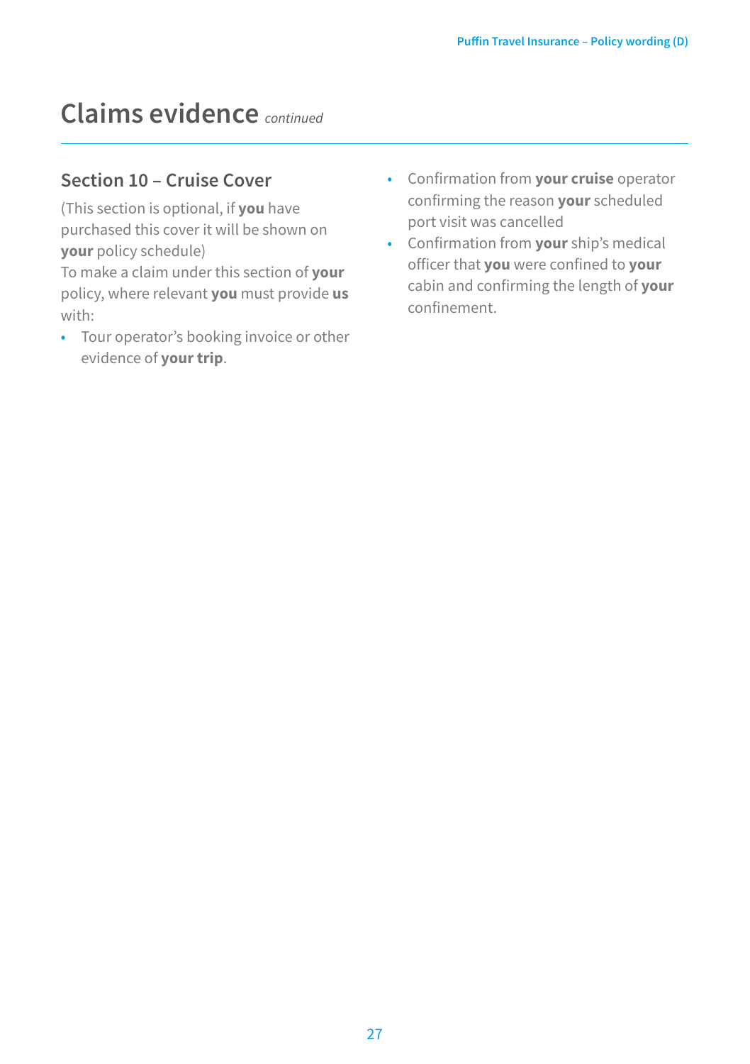# Claims evidence *continued*

## Section 10 – Cruise Cover

(This section is optional, if **you** have purchased this cover it will be shown on **your** policy schedule)

To make a claim under this section of **your** policy, where relevant **you** must provide **us** with:

- Tour operator's booking invoice or other evidence of **your trip**.
- Confirmation from **your cruise** operator confirming the reason **your** scheduled port visit was cancelled
- Confirmation from **your** ship's medical officer that **you** were confined to **your** cabin and confirming the length of **your** confinement.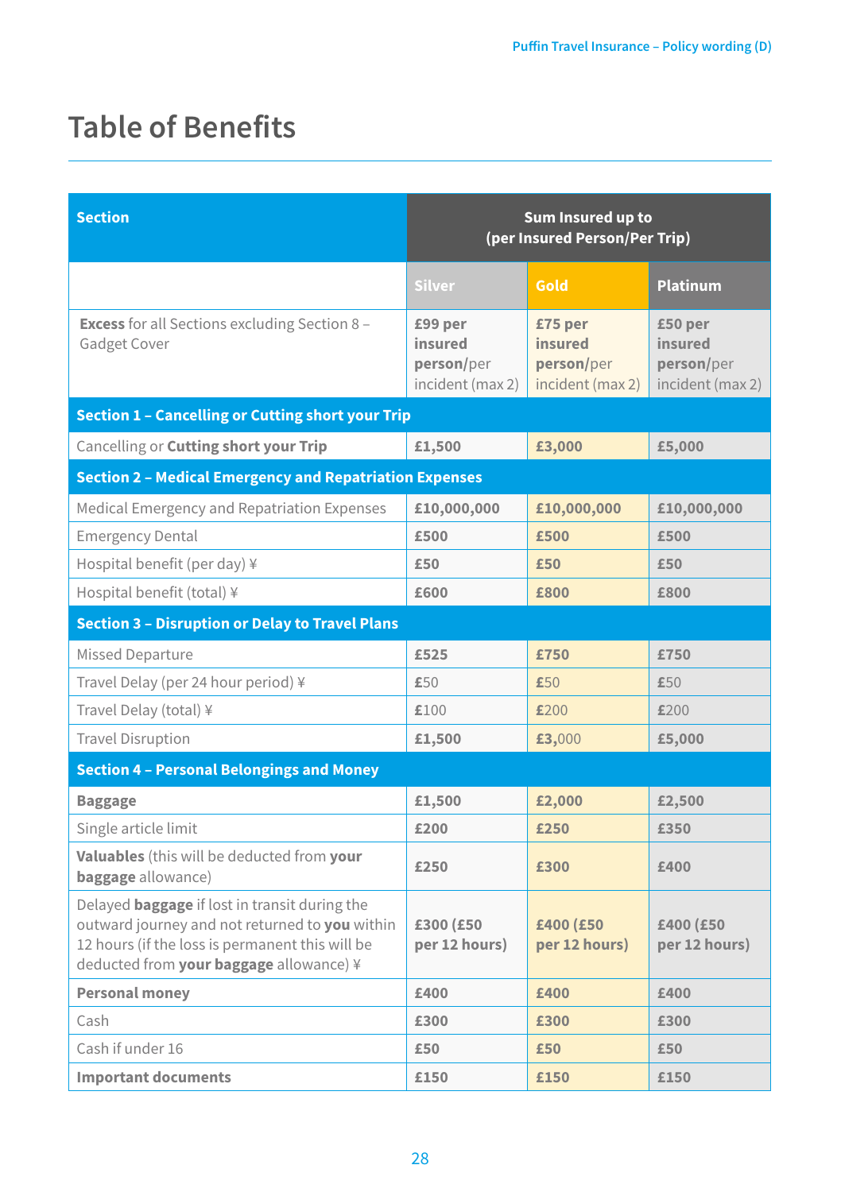# Table of Benefits

| Section | Sum Insured up to (per Insured Person/Per Trip) | | |
|---|---|---|---|
| | Silver | Gold | Platinum |
| **Excess** for all Sections excluding Section 8 – Gadget Cover | **£99 per insured person**/per incident (max 2) | **£75 per insured person**/per incident (max 2) | **£50 per insured person**/per incident (max 2) |
| **Section 1 – Cancelling or Cutting short your Trip** | | | |
| Cancelling or **Cutting short your Trip** | **£1,500** | **£3,000** | **£5,000** |
| **Section 2 – Medical Emergency and Repatriation Expenses** | | | |
| Medical Emergency and Repatriation Expenses | **£10,000,000** | **£10,000,000** | **£10,000,000** |
| Emergency Dental | **£500** | **£500** | **£500** |
| Hospital benefit (per day) ¥ | **£50** | **£50** | **£50** |
| Hospital benefit (total) ¥ | **£600** | **£800** | **£800** |
| **Section 3 – Disruption or Delay to Travel Plans** | | | |
| Missed Departure | **£525** | **£750** | **£750** |
| Travel Delay (per 24 hour period) ¥ | £50 | £50 | £50 |
| Travel Delay (total) ¥ | £100 | £200 | £200 |
| Travel Disruption | **£1,500** | **£3,**000 | **£5,000** |
| **Section 4 – Personal Belongings and Money** | | | |
| **Baggage** | **£1,500** | **£2,000** | **£2,500** |
| Single article limit | **£200** | **£250** | **£350** |
| **Valuables** (this will be deducted from **your baggage** allowance) | **£250** | **£300** | **£400** |
| Delayed **baggage** if lost in transit during the outward journey and not returned to **you** within 12 hours (if the loss is permanent this will be deducted from **your baggage** allowance) ¥ | **£300 (£50 per 12 hours)** | **£400 (£50 per 12 hours)** | **£400 (£50 per 12 hours)** |
| **Personal money** | **£400** | **£400** | **£400** |
| Cash | **£300** | **£300** | **£300** |
| Cash if under 16 | **£50** | **£50** | **£50** |
| **Important documents** | **£150** | **£150** | **£150** |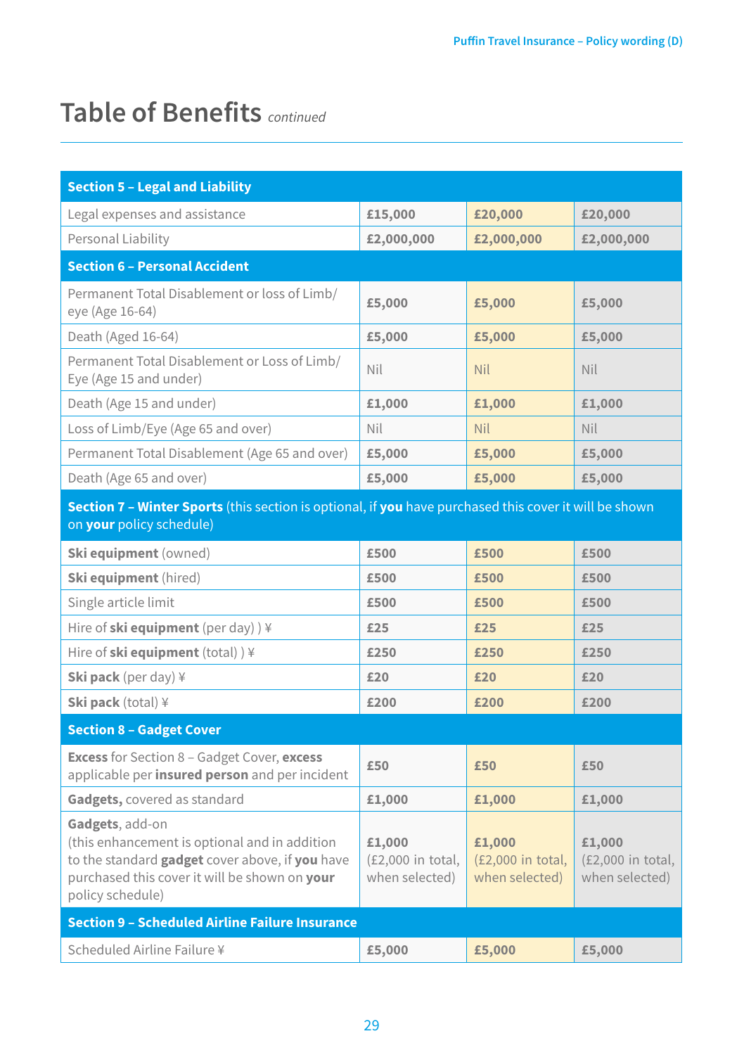# Table of Benefits *continued*

| **Section 5 – Legal and Liability** | | | |
|---|---|---|---|
| Legal expenses and assistance | **£15,000** | **£20,000** | **£20,000** |
| Personal Liability | **£2,000,000** | **£2,000,000** | **£2,000,000** |
| **Section 6 – Personal Accident** | | | |
| Permanent Total Disablement or loss of Limb/ eye (Age 16-64) | **£5,000** | **£5,000** | **£5,000** |
| Death (Aged 16-64) | **£5,000** | **£5,000** | **£5,000** |
| Permanent Total Disablement or Loss of Limb/ Eye (Age 15 and under) | Nil | Nil | Nil |
| Death (Age 15 and under) | **£1,000** | **£1,000** | **£1,000** |
| Loss of Limb/Eye (Age 65 and over) | Nil | Nil | Nil |
| Permanent Total Disablement (Age 65 and over) | **£5,000** | **£5,000** | **£5,000** |
| Death (Age 65 and over) | **£5,000** | **£5,000** | **£5,000** |
| **Section 7 – Winter Sports** (this section is optional, if **you** have purchased this cover it will be shown on **your** policy schedule) | | | |
| **Ski equipment** (owned) | **£500** | **£500** | **£500** |
| **Ski equipment** (hired) | **£500** | **£500** | **£500** |
| Single article limit | **£500** | **£500** | **£500** |
| Hire of **ski equipment** (per day) ) ¥ | **£25** | **£25** | **£25** |
| Hire of **ski equipment** (total) ) ¥ | **£250** | **£250** | **£250** |
| **Ski pack** (per day) ¥ | **£20** | **£20** | **£20** |
| **Ski pack** (total) ¥ | **£200** | **£200** | **£200** |
| **Section 8 – Gadget Cover** | | | |
| **Excess** for Section 8 – Gadget Cover, **excess** applicable per **insured person** and per incident | **£50** | **£50** | **£50** |
| **Gadgets,** covered as standard | **£1,000** | **£1,000** | **£1,000** |
| **Gadgets**, add-on (this enhancement is optional and in addition to the standard **gadget** cover above, if **you** have purchased this cover it will be shown on **your** policy schedule) | **£1,000** (£2,000 in total, when selected) | **£1,000** (£2,000 in total, when selected) | **£1,000** (£2,000 in total, when selected) |
| **Section 9 – Scheduled Airline Failure Insurance** | | | |
| Scheduled Airline Failure ¥ | **£5,000** | **£5,000** | **£5,000** |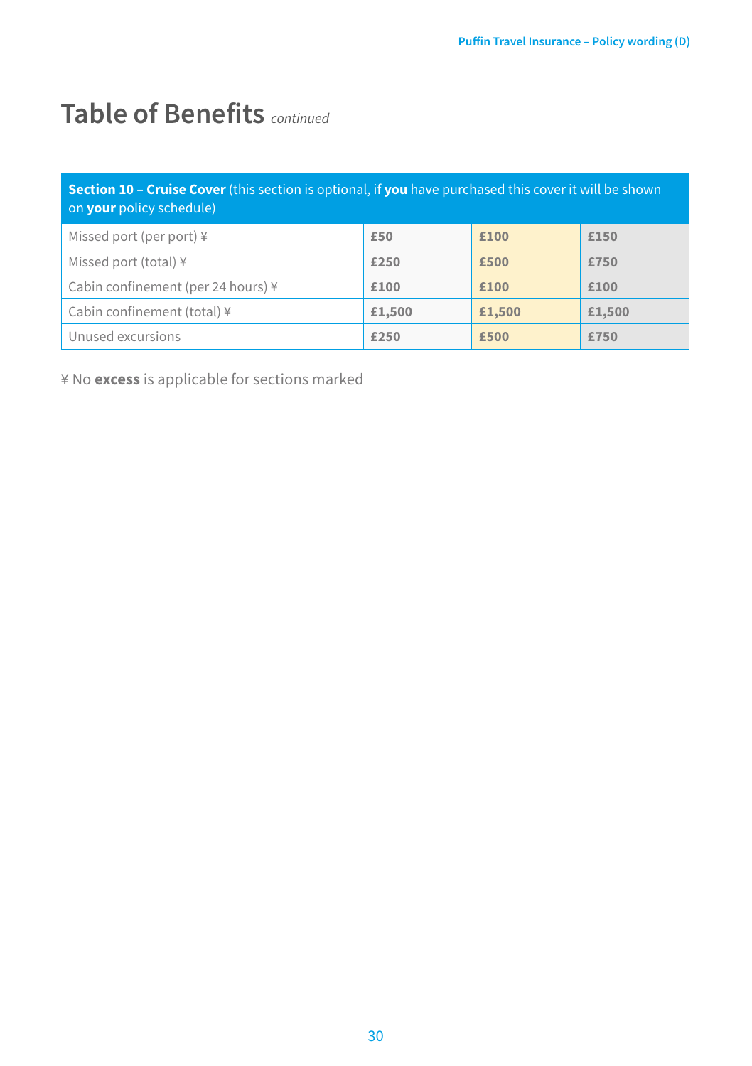# Table of Benefits *continued*

| **Section 10 – Cruise Cover** (this section is optional, if **you** have purchased this cover it will be shown on **your** policy schedule) | | | |
|---|---|---|---|
| Missed port (per port) ¥ | **£50** | **£100** | **£150** |
| Missed port (total) ¥ | **£250** | **£500** | **£750** |
| Cabin confinement (per 24 hours) ¥ | **£100** | **£100** | **£100** |
| Cabin confinement (total) ¥ | **£1,500** | **£1,500** | **£1,500** |
| Unused excursions | **£250** | **£500** | **£750** |

¥ No **excess** is applicable for sections marked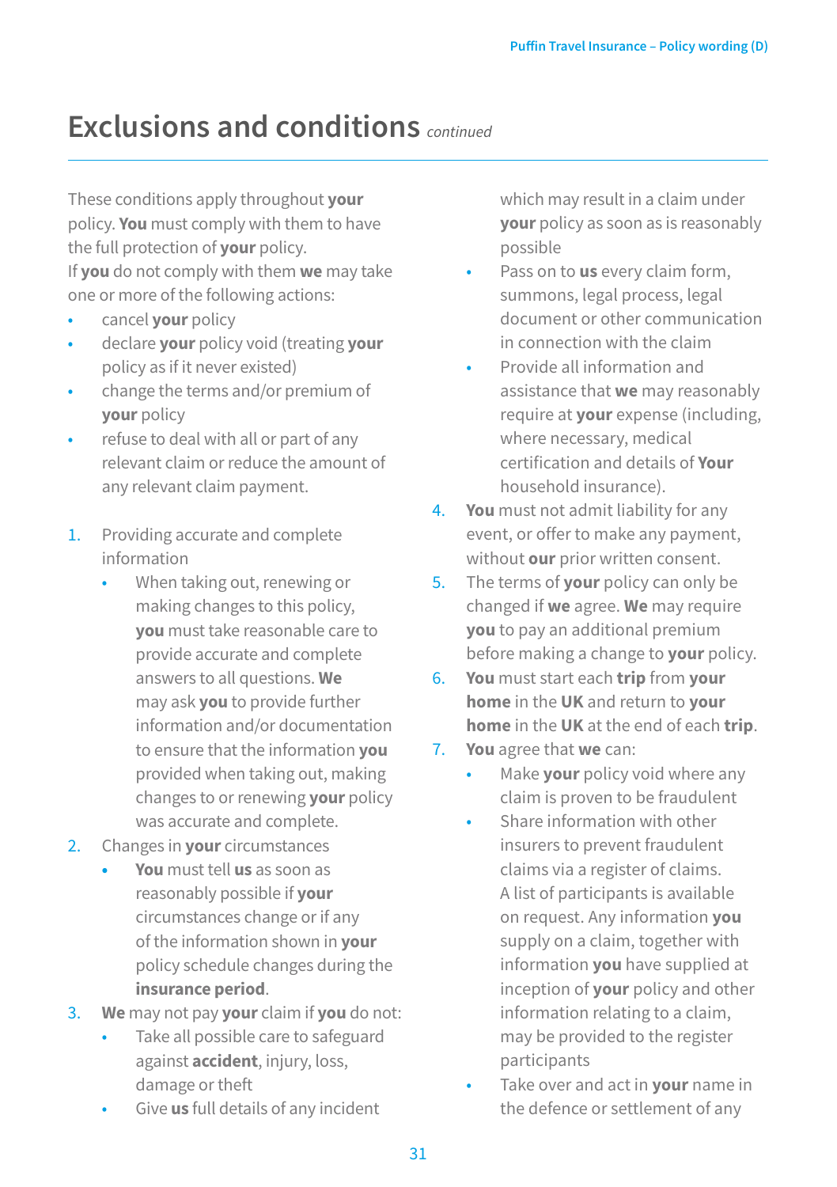# Exclusions and conditions *continued*

These conditions apply throughout **your** policy. **You** must comply with them to have the full protection of **your** policy.
If **you** do not comply with them **we** may take one or more of the following actions:

- cancel **your** policy
- declare **your** policy void (treating **your** policy as if it never existed)
- change the terms and/or premium of **your** policy
- refuse to deal with all or part of any relevant claim or reduce the amount of any relevant claim payment.

1. Providing accurate and complete information
   - When taking out, renewing or making changes to this policy, **you** must take reasonable care to provide accurate and complete answers to all questions. **We** may ask **you** to provide further information and/or documentation to ensure that the information **you** provided when taking out, making changes to or renewing **your** policy was accurate and complete.
2. Changes in **your** circumstances
   - **You** must tell **us** as soon as reasonably possible if **your** circumstances change or if any of the information shown in **your** policy schedule changes during the **insurance period**.
3. **We** may not pay **your** claim if **you** do not:
   - Take all possible care to safeguard against **accident**, injury, loss, damage or theft
   - Give **us** full details of any incident which may result in a claim under **your** policy as soon as is reasonably possible
   - Pass on to **us** every claim form, summons, legal process, legal document or other communication in connection with the claim
   - Provide all information and assistance that **we** may reasonably require at **your** expense (including, where necessary, medical certification and details of **Your** household insurance).
4. **You** must not admit liability for any event, or offer to make any payment, without **our** prior written consent.
5. The terms of **your** policy can only be changed if **we** agree. **We** may require **you** to pay an additional premium before making a change to **your** policy.
6. **You** must start each **trip** from **your home** in the **UK** and return to **your home** in the **UK** at the end of each **trip**.
7. **You** agree that **we** can:
   - Make **your** policy void where any claim is proven to be fraudulent
   - Share information with other insurers to prevent fraudulent claims via a register of claims. A list of participants is available on request. Any information **you** supply on a claim, together with information **you** have supplied at inception of **your** policy and other information relating to a claim, may be provided to the register participants
   - Take over and act in **your** name in the defence or settlement of any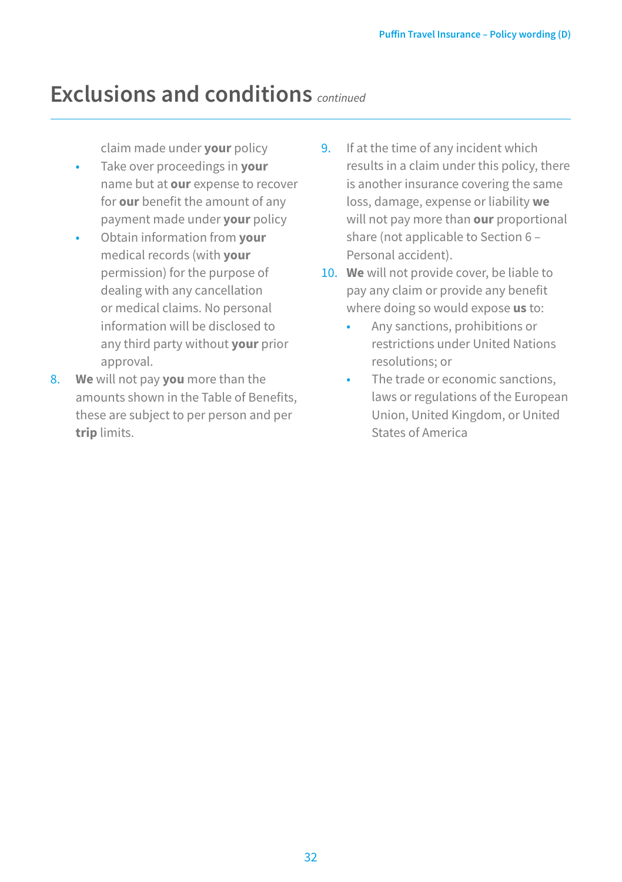# Exclusions and conditions *continued*

claim made under **your** policy

- Take over proceedings in **your** name but at **our** expense to recover for **our** benefit the amount of any payment made under **your** policy
- Obtain information from **your** medical records (with **your** permission) for the purpose of dealing with any cancellation or medical claims. No personal information will be disclosed to any third party without **your** prior approval.

8. **We** will not pay **you** more than the amounts shown in the Table of Benefits, these are subject to per person and per **trip** limits.
9. If at the time of any incident which results in a claim under this policy, there is another insurance covering the same loss, damage, expense or liability **we** will not pay more than **our** proportional share (not applicable to Section 6 – Personal accident).
10. **We** will not provide cover, be liable to pay any claim or provide any benefit where doing so would expose **us** to:
    - Any sanctions, prohibitions or restrictions under United Nations resolutions; or
    - The trade or economic sanctions, laws or regulations of the European Union, United Kingdom, or United States of America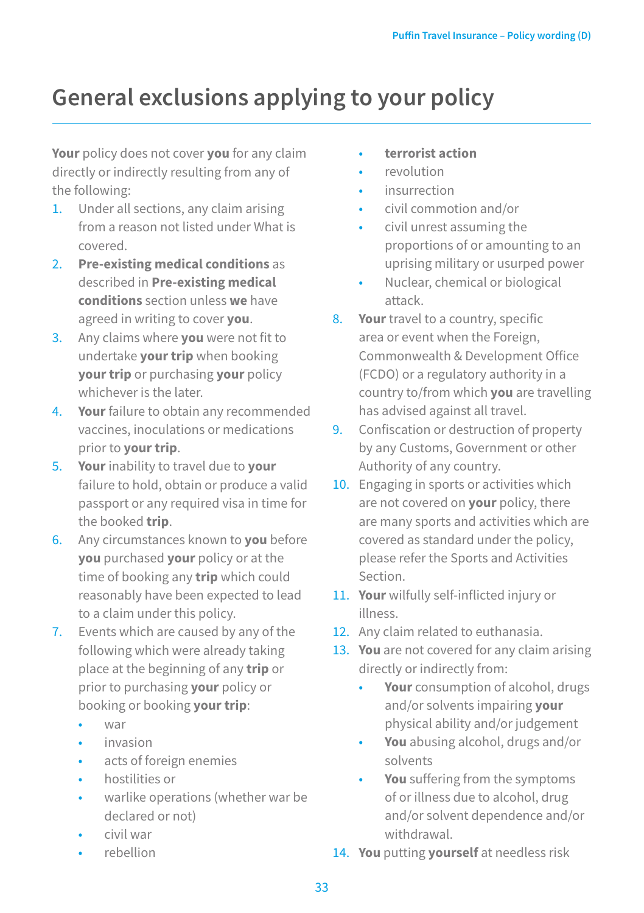# General exclusions applying to your policy

**Your** policy does not cover **you** for any claim directly or indirectly resulting from any of the following:

1. Under all sections, any claim arising from a reason not listed under What is covered.
2. **Pre-existing medical conditions** as described in **Pre-existing medical conditions** section unless **we** have agreed in writing to cover **you**.
3. Any claims where **you** were not fit to undertake **your trip** when booking **your trip** or purchasing **your** policy whichever is the later.
4. **Your** failure to obtain any recommended vaccines, inoculations or medications prior to **your trip**.
5. **Your** inability to travel due to **your** failure to hold, obtain or produce a valid passport or any required visa in time for the booked **trip**.
6. Any circumstances known to **you** before **you** purchased **your** policy or at the time of booking any **trip** which could reasonably have been expected to lead to a claim under this policy.
7. Events which are caused by any of the following which were already taking place at the beginning of any **trip** or prior to purchasing **your** policy or booking or booking **your trip**:
   - war
   - invasion
   - acts of foreign enemies
   - hostilities or
   - warlike operations (whether war be declared or not)
   - civil war
   - rebellion
   - **terrorist action**
   - revolution
   - insurrection
   - civil commotion and/or
   - civil unrest assuming the proportions of or amounting to an uprising military or usurped power
   - Nuclear, chemical or biological attack.
8. **Your** travel to a country, specific area or event when the Foreign, Commonwealth & Development Office (FCDO) or a regulatory authority in a country to/from which **you** are travelling has advised against all travel.
9. Confiscation or destruction of property by any Customs, Government or other Authority of any country.
10. Engaging in sports or activities which are not covered on **your** policy, there are many sports and activities which are covered as standard under the policy, please refer the Sports and Activities Section.
11. **Your** wilfully self-inflicted injury or illness.
12. Any claim related to euthanasia.
13. **You** are not covered for any claim arising directly or indirectly from:
    - **Your** consumption of alcohol, drugs and/or solvents impairing **your** physical ability and/or judgement
    - **You** abusing alcohol, drugs and/or solvents
    - **You** suffering from the symptoms of or illness due to alcohol, drug and/or solvent dependence and/or withdrawal.
14. **You** putting **yourself** at needless risk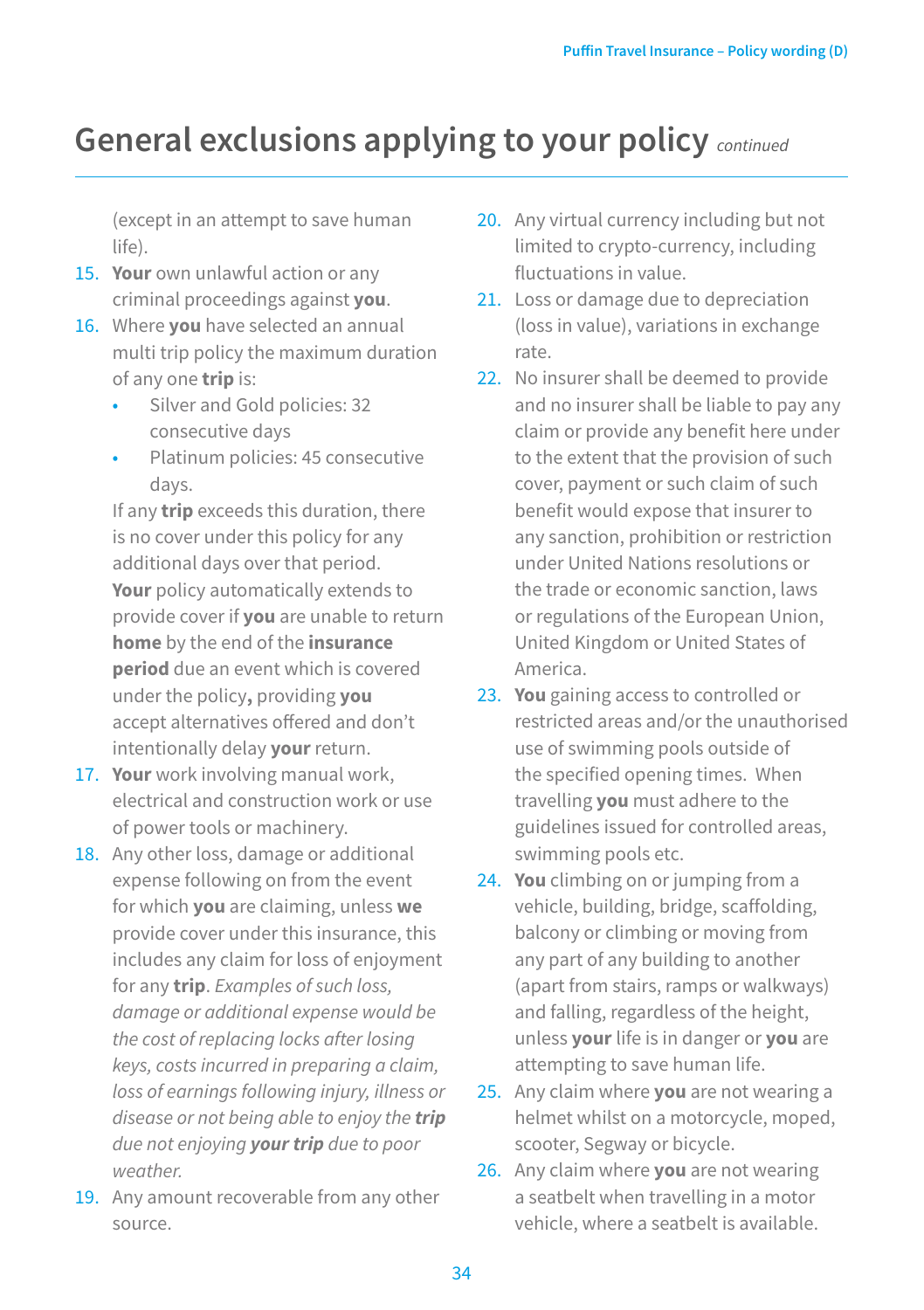# General exclusions applying to your policy *continued*

(except in an attempt to save human life).

15. **Your** own unlawful action or any criminal proceedings against **you**.
16. Where **you** have selected an annual multi trip policy the maximum duration of any one **trip** is:
    - Silver and Gold policies: 32 consecutive days
    - Platinum policies: 45 consecutive days.

    If any **trip** exceeds this duration, there is no cover under this policy for any additional days over that period. **Your** policy automatically extends to provide cover if **you** are unable to return **home** by the end of the **insurance period** due an event which is covered under the policy**,** providing **you** accept alternatives offered and don't intentionally delay **your** return.
17. **Your** work involving manual work, electrical and construction work or use of power tools or machinery.
18. Any other loss, damage or additional expense following on from the event for which **you** are claiming, unless **we** provide cover under this insurance, this includes any claim for loss of enjoyment for any **trip**. *Examples of such loss, damage or additional expense would be the cost of replacing locks after losing keys, costs incurred in preparing a claim, loss of earnings following injury, illness or disease or not being able to enjoy the* ***trip*** *due not enjoying* ***your trip*** *due to poor weather.*
19. Any amount recoverable from any other source.
20. Any virtual currency including but not limited to crypto-currency, including fluctuations in value.
21. Loss or damage due to depreciation (loss in value), variations in exchange rate.
22. No insurer shall be deemed to provide and no insurer shall be liable to pay any claim or provide any benefit here under to the extent that the provision of such cover, payment or such claim of such benefit would expose that insurer to any sanction, prohibition or restriction under United Nations resolutions or the trade or economic sanction, laws or regulations of the European Union, United Kingdom or United States of America.
23. **You** gaining access to controlled or restricted areas and/or the unauthorised use of swimming pools outside of the specified opening times. When travelling **you** must adhere to the guidelines issued for controlled areas, swimming pools etc.
24. **You** climbing on or jumping from a vehicle, building, bridge, scaffolding, balcony or climbing or moving from any part of any building to another (apart from stairs, ramps or walkways) and falling, regardless of the height, unless **your** life is in danger or **you** are attempting to save human life.
25. Any claim where **you** are not wearing a helmet whilst on a motorcycle, moped, scooter, Segway or bicycle.
26. Any claim where **you** are not wearing a seatbelt when travelling in a motor vehicle, where a seatbelt is available.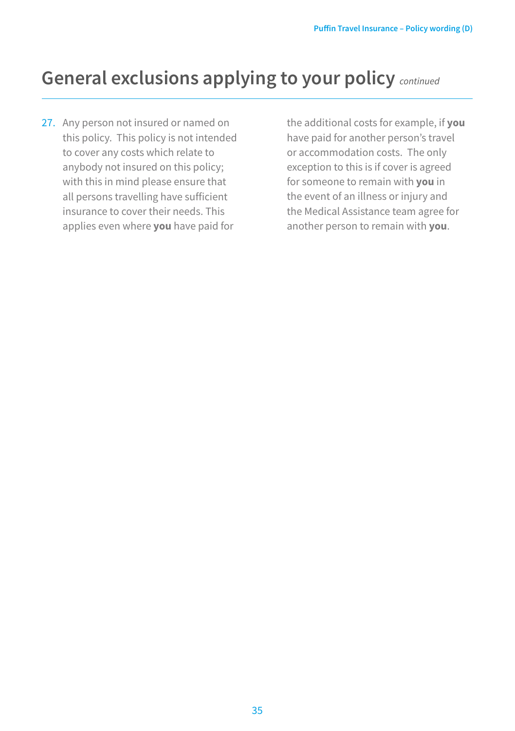# General exclusions applying to your policy *continued*

27. Any person not insured or named on this policy. This policy is not intended to cover any costs which relate to anybody not insured on this policy; with this in mind please ensure that all persons travelling have sufficient insurance to cover their needs. This applies even where **you** have paid for the additional costs for example, if **you** have paid for another person's travel or accommodation costs. The only exception to this is if cover is agreed for someone to remain with **you** in the event of an illness or injury and the Medical Assistance team agree for another person to remain with **you**.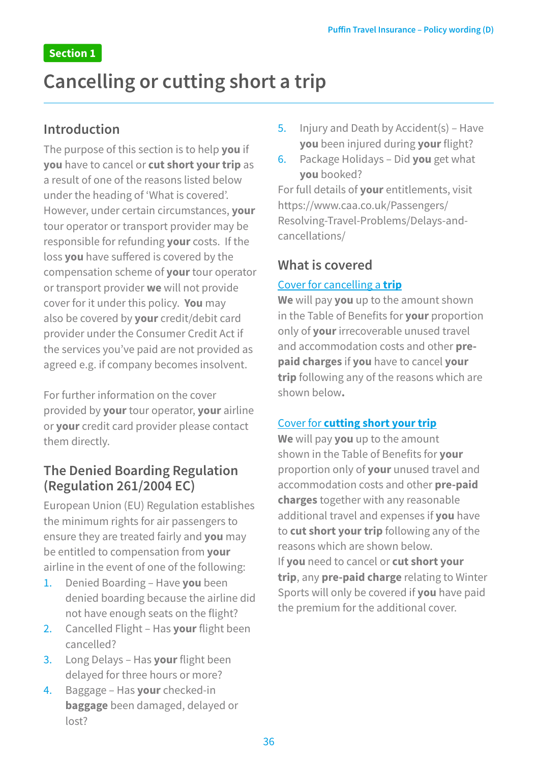Section 1

# Cancelling or cutting short a trip

## Introduction

The purpose of this section is to help **you** if **you** have to cancel or **cut short your trip** as a result of one of the reasons listed below under the heading of 'What is covered'. However, under certain circumstances, **your** tour operator or transport provider may be responsible for refunding **your** costs. If the loss **you** have suffered is covered by the compensation scheme of **your** tour operator or transport provider **we** will not provide cover for it under this policy. **You** may also be covered by **your** credit/debit card provider under the Consumer Credit Act if the services you've paid are not provided as agreed e.g. if company becomes insolvent.

For further information on the cover provided by **your** tour operator, **your** airline or **your** credit card provider please contact them directly.

## The Denied Boarding Regulation (Regulation 261/2004 EC)

European Union (EU) Regulation establishes the minimum rights for air passengers to ensure they are treated fairly and **you** may be entitled to compensation from **your** airline in the event of one of the following:

1. Denied Boarding – Have **you** been denied boarding because the airline did not have enough seats on the flight?
2. Cancelled Flight – Has **your** flight been cancelled?
3. Long Delays – Has **your** flight been delayed for three hours or more?
4. Baggage – Has **your** checked-in **baggage** been damaged, delayed or lost?
5. Injury and Death by Accident(s) – Have **you** been injured during **your** flight?
6. Package Holidays – Did **you** get what **you** booked?

For full details of **your** entitlements, visit https://www.caa.co.uk/Passengers/Resolving-Travel-Problems/Delays-and-cancellations/

## What is covered

Cover for cancelling a **trip**

**We** will pay **you** up to the amount shown in the Table of Benefits for **your** proportion only of **your** irrecoverable unused travel and accommodation costs and other **pre-paid charges** if **you** have to cancel **your trip** following any of the reasons which are shown below**.**

Cover for **cutting short your trip**

**We** will pay **you** up to the amount shown in the Table of Benefits for **your** proportion only of **your** unused travel and accommodation costs and other **pre-paid charges** together with any reasonable additional travel and expenses if **you** have to **cut short your trip** following any of the reasons which are shown below.

If **you** need to cancel or **cut short your trip**, any **pre-paid charge** relating to Winter Sports will only be covered if **you** have paid the premium for the additional cover.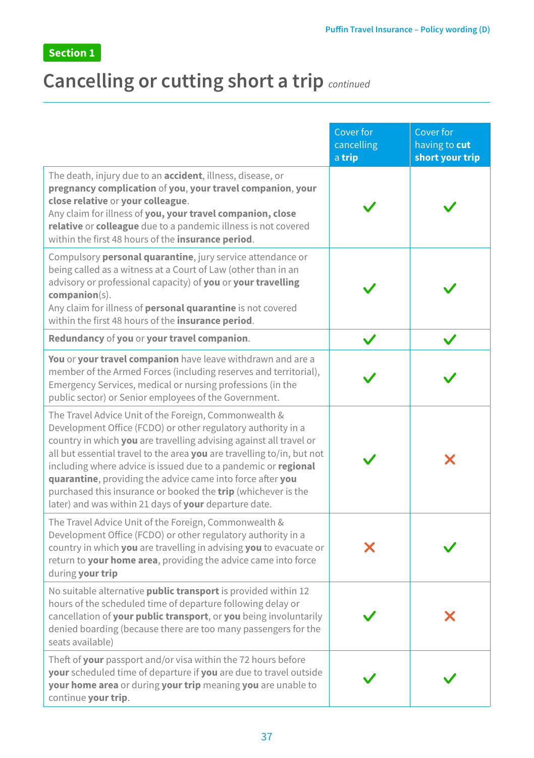Section 1

# Cancelling or cutting short a trip *continued*

| | Cover for cancelling a **trip** | Cover for having to **cut short your trip** |
|---|---|---|
| The death, injury due to an **accident**, illness, disease, or **pregnancy complication** of **you**, **your travel companion**, **your close relative** or **your colleague**.<br>Any claim for illness of **you, your travel companion, close relative** or **colleague** due to a pandemic illness is not covered within the first 48 hours of the **insurance period**. | ✓ | ✓ |
| Compulsory **personal quarantine**, jury service attendance or being called as a witness at a Court of Law (other than in an advisory or professional capacity) of **you** or **your travelling companion**(s).<br>Any claim for illness of **personal quarantine** is not covered within the first 48 hours of the **insurance period**. | ✓ | ✓ |
| **Redundancy** of **you** or **your travel companion**. | ✓ | ✓ |
| **You** or **your travel companion** have leave withdrawn and are a member of the Armed Forces (including reserves and territorial), Emergency Services, medical or nursing professions (in the public sector) or Senior employees of the Government. | ✓ | ✓ |
| The Travel Advice Unit of the Foreign, Commonwealth & Development Office (FCDO) or other regulatory authority in a country in which **you** are travelling advising against all travel or all but essential travel to the area **you** are travelling to/in, but not including where advice is issued due to a pandemic or **regional quarantine**, providing the advice came into force after **you** purchased this insurance or booked the **trip** (whichever is the later) and was within 21 days of **your** departure date. | ✓ | ✗ |
| The Travel Advice Unit of the Foreign, Commonwealth & Development Office (FCDO) or other regulatory authority in a country in which **you** are travelling in advising **you** to evacuate or return to **your home area**, providing the advice came into force during **your trip** | ✗ | ✓ |
| No suitable alternative **public transport** is provided within 12 hours of the scheduled time of departure following delay or cancellation of **your public transport**, or **you** being involuntarily denied boarding (because there are too many passengers for the seats available) | ✓ | ✗ |
| Theft of **your** passport and/or visa within the 72 hours before **your** scheduled time of departure if **you** are due to travel outside **your home area** or during **your trip** meaning **you** are unable to continue **your trip**. | ✓ | ✓ |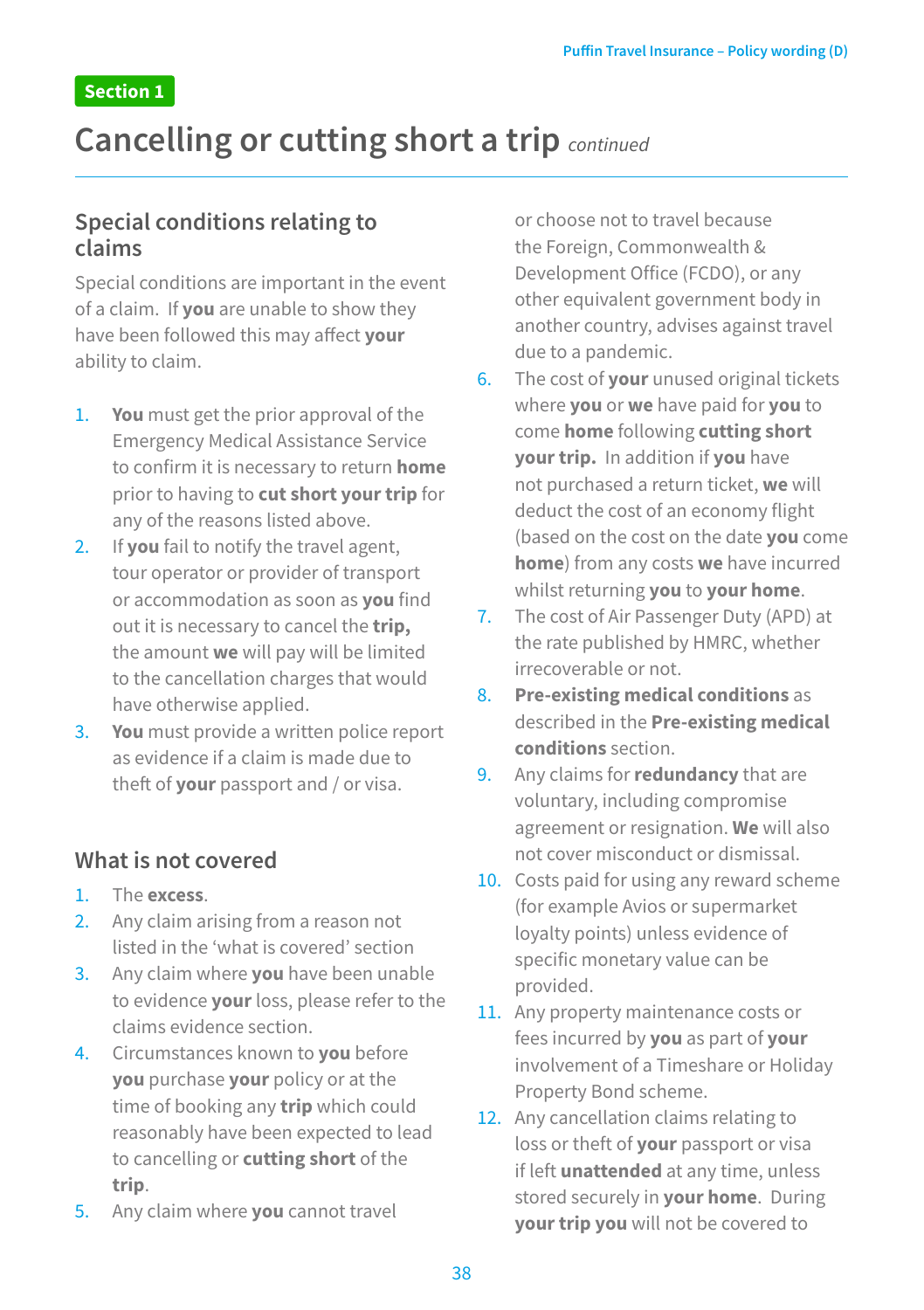Section 1

# Cancelling or cutting short a trip *continued*

## Special conditions relating to claims

Special conditions are important in the event of a claim. If **you** are unable to show they have been followed this may affect **your** ability to claim.

1. **You** must get the prior approval of the Emergency Medical Assistance Service to confirm it is necessary to return **home** prior to having to **cut short your trip** for any of the reasons listed above.
2. If **you** fail to notify the travel agent, tour operator or provider of transport or accommodation as soon as **you** find out it is necessary to cancel the **trip,** the amount **we** will pay will be limited to the cancellation charges that would have otherwise applied.
3. **You** must provide a written police report as evidence if a claim is made due to theft of **your** passport and / or visa.

## What is not covered

1. The **excess**.
2. Any claim arising from a reason not listed in the 'what is covered' section
3. Any claim where **you** have been unable to evidence **your** loss, please refer to the claims evidence section.
4. Circumstances known to **you** before **you** purchase **your** policy or at the time of booking any **trip** which could reasonably have been expected to lead to cancelling or **cutting short** of the **trip**.
5. Any claim where **you** cannot travel or choose not to travel because the Foreign, Commonwealth & Development Office (FCDO), or any other equivalent government body in another country, advises against travel due to a pandemic.
6. The cost of **your** unused original tickets where **you** or **we** have paid for **you** to come **home** following **cutting short your trip.** In addition if **you** have not purchased a return ticket, **we** will deduct the cost of an economy flight (based on the cost on the date **you** come **home**) from any costs **we** have incurred whilst returning **you** to **your home**.
7. The cost of Air Passenger Duty (APD) at the rate published by HMRC, whether irrecoverable or not.
8. **Pre-existing medical conditions** as described in the **Pre-existing medical conditions** section.
9. Any claims for **redundancy** that are voluntary, including compromise agreement or resignation. **We** will also not cover misconduct or dismissal.
10. Costs paid for using any reward scheme (for example Avios or supermarket loyalty points) unless evidence of specific monetary value can be provided.
11. Any property maintenance costs or fees incurred by **you** as part of **your** involvement of a Timeshare or Holiday Property Bond scheme.
12. Any cancellation claims relating to loss or theft of **your** passport or visa if left **unattended** at any time, unless stored securely in **your home**. During **your trip you** will not be covered to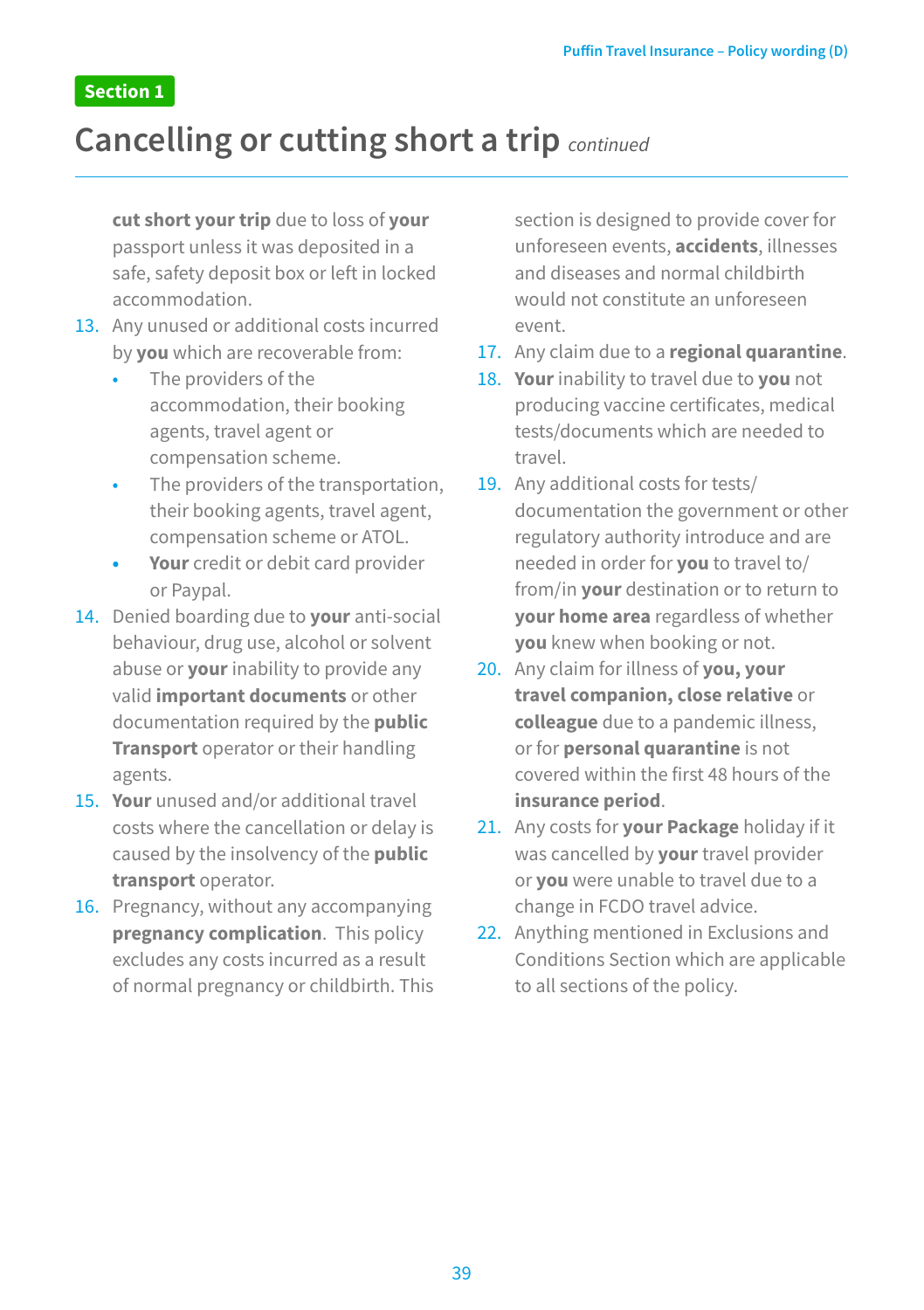Section 1

# Cancelling or cutting short a trip *continued*

**cut short your trip** due to loss of **your** passport unless it was deposited in a safe, safety deposit box or left in locked accommodation.

13. Any unused or additional costs incurred by **you** which are recoverable from:
    - The providers of the accommodation, their booking agents, travel agent or compensation scheme.
    - The providers of the transportation, their booking agents, travel agent, compensation scheme or ATOL.
    - **Your** credit or debit card provider or Paypal.
14. Denied boarding due to **your** anti-social behaviour, drug use, alcohol or solvent abuse or **your** inability to provide any valid **important documents** or other documentation required by the **public Transport** operator or their handling agents.
15. **Your** unused and/or additional travel costs where the cancellation or delay is caused by the insolvency of the **public transport** operator.
16. Pregnancy, without any accompanying **pregnancy complication**. This policy excludes any costs incurred as a result of normal pregnancy or childbirth. This section is designed to provide cover for unforeseen events, **accidents**, illnesses and diseases and normal childbirth would not constitute an unforeseen event.
17. Any claim due to a **regional quarantine**.
18. **Your** inability to travel due to **you** not producing vaccine certificates, medical tests/documents which are needed to travel.
19. Any additional costs for tests/ documentation the government or other regulatory authority introduce and are needed in order for **you** to travel to/ from/in **your** destination or to return to **your home area** regardless of whether **you** knew when booking or not.
20. Any claim for illness of **you, your travel companion, close relative** or **colleague** due to a pandemic illness, or for **personal quarantine** is not covered within the first 48 hours of the **insurance period**.
21. Any costs for **your Package** holiday if it was cancelled by **your** travel provider or **you** were unable to travel due to a change in FCDO travel advice.
22. Anything mentioned in Exclusions and Conditions Section which are applicable to all sections of the policy.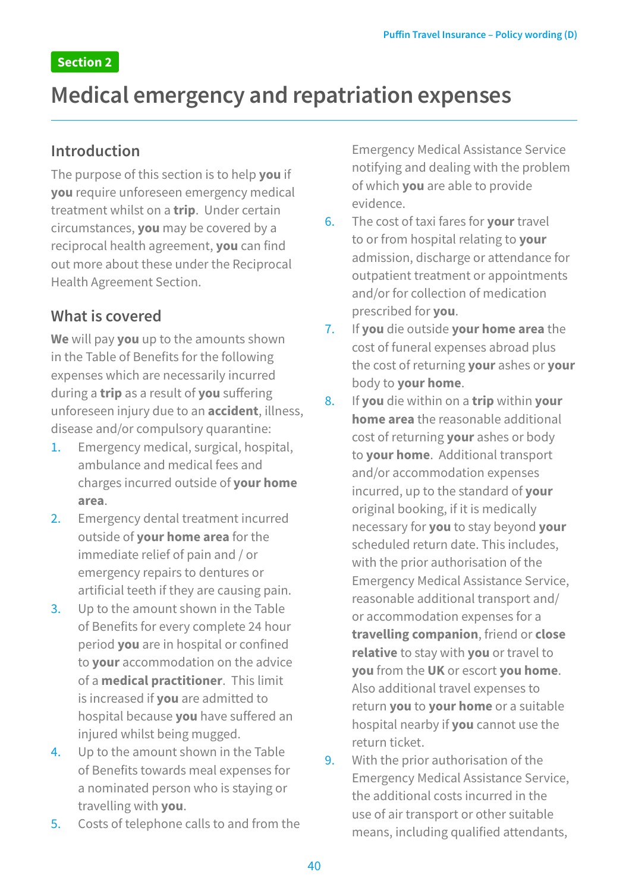Section 2

# Medical emergency and repatriation expenses

## Introduction

The purpose of this section is to help **you** if **you** require unforeseen emergency medical treatment whilst on a **trip**. Under certain circumstances, **you** may be covered by a reciprocal health agreement, **you** can find out more about these under the Reciprocal Health Agreement Section.

## What is covered

**We** will pay **you** up to the amounts shown in the Table of Benefits for the following expenses which are necessarily incurred during a **trip** as a result of **you** suffering unforeseen injury due to an **accident**, illness, disease and/or compulsory quarantine:

1. Emergency medical, surgical, hospital, ambulance and medical fees and charges incurred outside of **your home area**.
2. Emergency dental treatment incurred outside of **your home area** for the immediate relief of pain and / or emergency repairs to dentures or artificial teeth if they are causing pain.
3. Up to the amount shown in the Table of Benefits for every complete 24 hour period **you** are in hospital or confined to **your** accommodation on the advice of a **medical practitioner**. This limit is increased if **you** are admitted to hospital because **you** have suffered an injured whilst being mugged.
4. Up to the amount shown in the Table of Benefits towards meal expenses for a nominated person who is staying or travelling with **you**.
5. Costs of telephone calls to and from the Emergency Medical Assistance Service notifying and dealing with the problem of which **you** are able to provide evidence.
6. The cost of taxi fares for **your** travel to or from hospital relating to **your** admission, discharge or attendance for outpatient treatment or appointments and/or for collection of medication prescribed for **you**.
7. If **you** die outside **your home area** the cost of funeral expenses abroad plus the cost of returning **your** ashes or **your** body to **your home**.
8. If **you** die within on a **trip** within **your home area** the reasonable additional cost of returning **your** ashes or body to **your home**. Additional transport and/or accommodation expenses incurred, up to the standard of **your** original booking, if it is medically necessary for **you** to stay beyond **your** scheduled return date. This includes, with the prior authorisation of the Emergency Medical Assistance Service, reasonable additional transport and/ or accommodation expenses for a **travelling companion**, friend or **close relative** to stay with **you** or travel to **you** from the **UK** or escort **you home**. Also additional travel expenses to return **you** to **your home** or a suitable hospital nearby if **you** cannot use the return ticket.
9. With the prior authorisation of the Emergency Medical Assistance Service, the additional costs incurred in the use of air transport or other suitable means, including qualified attendants,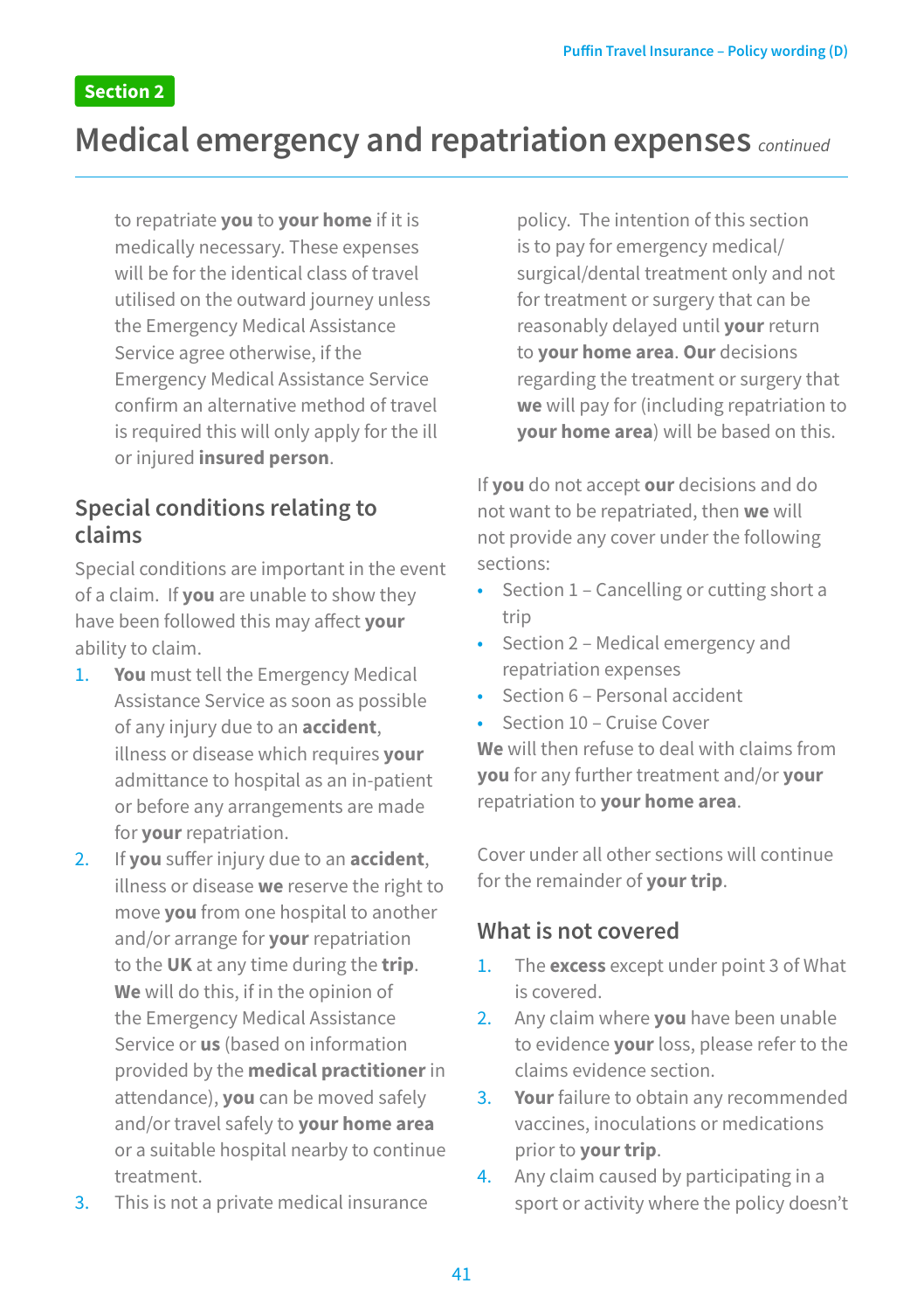Section 2

# Medical emergency and repatriation expenses *continued*

to repatriate **you** to **your home** if it is medically necessary. These expenses will be for the identical class of travel utilised on the outward journey unless the Emergency Medical Assistance Service agree otherwise, if the Emergency Medical Assistance Service confirm an alternative method of travel is required this will only apply for the ill or injured **insured person**.

## Special conditions relating to claims

Special conditions are important in the event of a claim. If **you** are unable to show they have been followed this may affect **your** ability to claim.

1. **You** must tell the Emergency Medical Assistance Service as soon as possible of any injury due to an **accident**, illness or disease which requires **your** admittance to hospital as an in-patient or before any arrangements are made for **your** repatriation.
2. If **you** suffer injury due to an **accident**, illness or disease **we** reserve the right to move **you** from one hospital to another and/or arrange for **your** repatriation to the **UK** at any time during the **trip**. **We** will do this, if in the opinion of the Emergency Medical Assistance Service or **us** (based on information provided by the **medical practitioner** in attendance), **you** can be moved safely and/or travel safely to **your home area** or a suitable hospital nearby to continue treatment.
3. This is not a private medical insurance policy. The intention of this section is to pay for emergency medical/ surgical/dental treatment only and not for treatment or surgery that can be reasonably delayed until **your** return to **your home area**. **Our** decisions regarding the treatment or surgery that **we** will pay for (including repatriation to **your home area**) will be based on this.

If **you** do not accept **our** decisions and do not want to be repatriated, then **we** will not provide any cover under the following sections:

- Section 1 – Cancelling or cutting short a trip
- Section 2 – Medical emergency and repatriation expenses
- Section 6 – Personal accident
- Section 10 – Cruise Cover

**We** will then refuse to deal with claims from **you** for any further treatment and/or **your** repatriation to **your home area**.

Cover under all other sections will continue for the remainder of **your trip**.

## What is not covered

1. The **excess** except under point 3 of What is covered.
2. Any claim where **you** have been unable to evidence **your** loss, please refer to the claims evidence section.
3. **Your** failure to obtain any recommended vaccines, inoculations or medications prior to **your trip**.
4. Any claim caused by participating in a sport or activity where the policy doesn't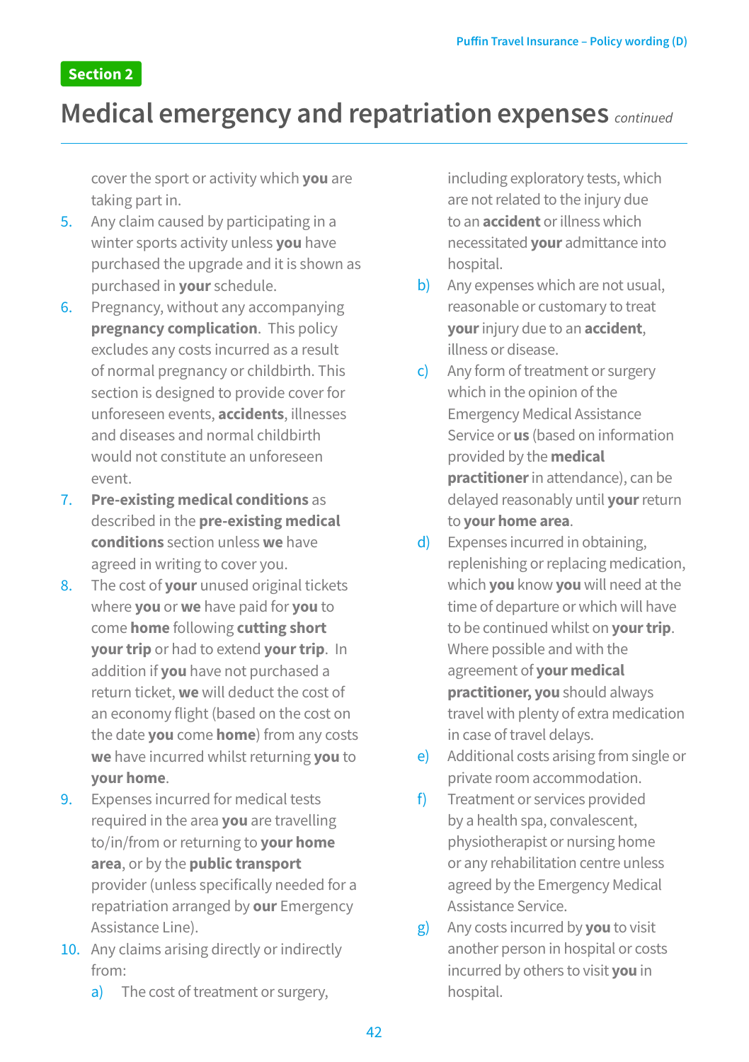Section 2

# Medical emergency and repatriation expenses *continued*

cover the sport or activity which **you** are taking part in.

5. Any claim caused by participating in a winter sports activity unless **you** have purchased the upgrade and it is shown as purchased in **your** schedule.
6. Pregnancy, without any accompanying **pregnancy complication**. This policy excludes any costs incurred as a result of normal pregnancy or childbirth. This section is designed to provide cover for unforeseen events, **accidents**, illnesses and diseases and normal childbirth would not constitute an unforeseen event.
7. **Pre-existing medical conditions** as described in the **pre-existing medical conditions** section unless **we** have agreed in writing to cover you.
8. The cost of **your** unused original tickets where **you** or **we** have paid for **you** to come **home** following **cutting short your trip** or had to extend **your trip**. In addition if **you** have not purchased a return ticket, **we** will deduct the cost of an economy flight (based on the cost on the date **you** come **home**) from any costs **we** have incurred whilst returning **you** to **your home**.
9. Expenses incurred for medical tests required in the area **you** are travelling to/in/from or returning to **your home area**, or by the **public transport** provider (unless specifically needed for a repatriation arranged by **our** Emergency Assistance Line).
10. Any claims arising directly or indirectly from:
    a) The cost of treatment or surgery, including exploratory tests, which are not related to the injury due to an **accident** or illness which necessitated **your** admittance into hospital.
    b) Any expenses which are not usual, reasonable or customary to treat **your** injury due to an **accident**, illness or disease.
    c) Any form of treatment or surgery which in the opinion of the Emergency Medical Assistance Service or **us** (based on information provided by the **medical practitioner** in attendance), can be delayed reasonably until **your** return to **your home area**.
    d) Expenses incurred in obtaining, replenishing or replacing medication, which **you** know **you** will need at the time of departure or which will have to be continued whilst on **your trip**. Where possible and with the agreement of **your medical practitioner, you** should always travel with plenty of extra medication in case of travel delays.
    e) Additional costs arising from single or private room accommodation.
    f) Treatment or services provided by a health spa, convalescent, physiotherapist or nursing home or any rehabilitation centre unless agreed by the Emergency Medical Assistance Service.
    g) Any costs incurred by **you** to visit another person in hospital or costs incurred by others to visit **you** in hospital.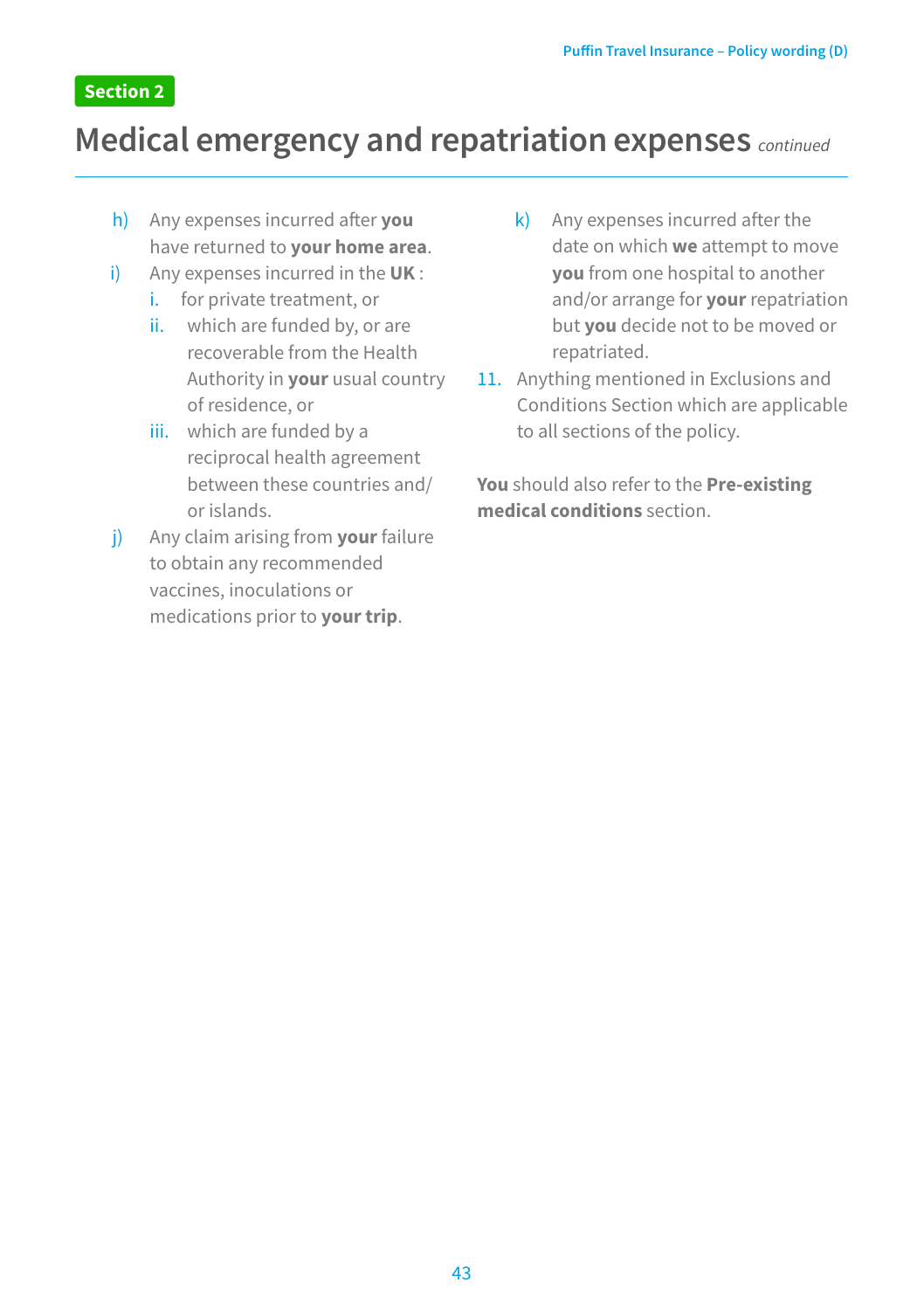Section 2

# Medical emergency and repatriation expenses *continued*

h) Any expenses incurred after **you** have returned to **your home area**.

i) Any expenses incurred in the **UK** :
   i. for private treatment, or
   ii. which are funded by, or are recoverable from the Health Authority in **your** usual country of residence, or
   iii. which are funded by a reciprocal health agreement between these countries and/ or islands.

j) Any claim arising from **your** failure to obtain any recommended vaccines, inoculations or medications prior to **your trip**.

k) Any expenses incurred after the date on which **we** attempt to move **you** from one hospital to another and/or arrange for **your** repatriation but **you** decide not to be moved or repatriated.

11. Anything mentioned in Exclusions and Conditions Section which are applicable to all sections of the policy.

**You** should also refer to the **Pre-existing medical conditions** section.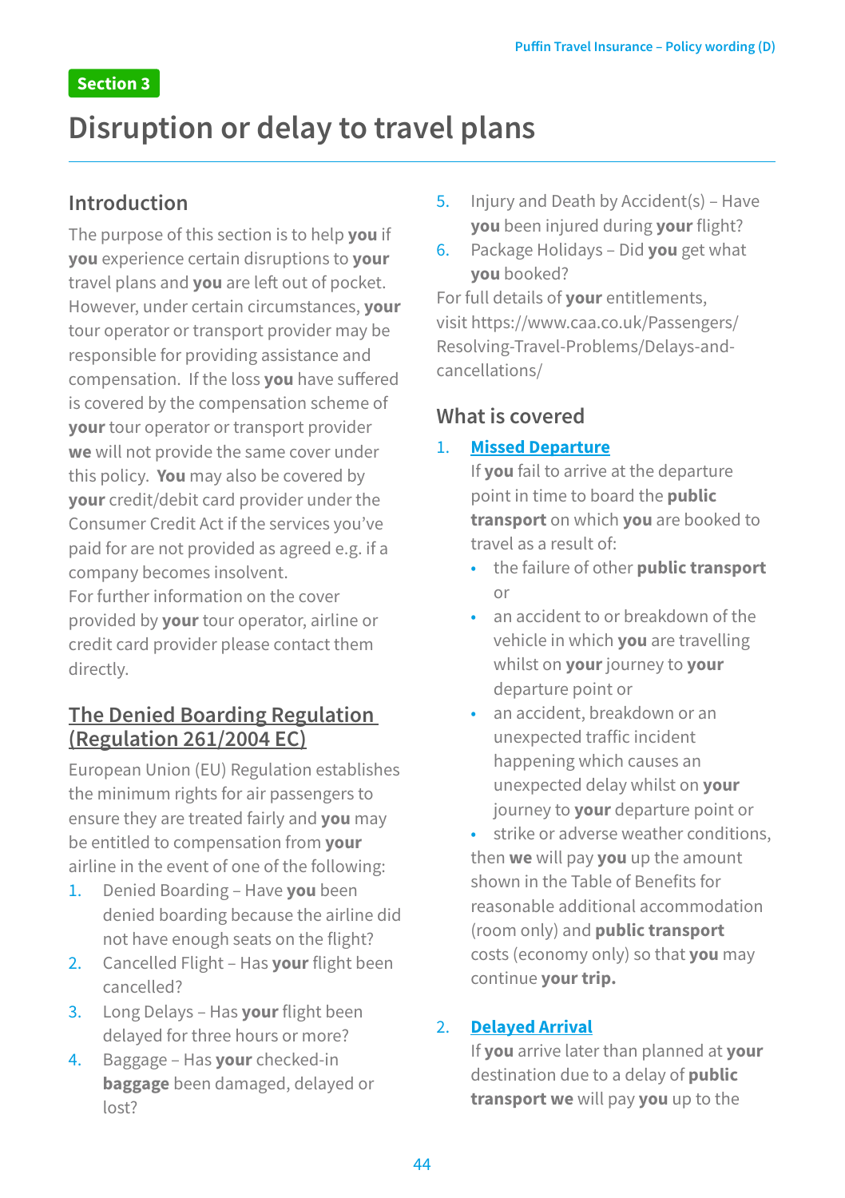Section 3

# Disruption or delay to travel plans

## Introduction

The purpose of this section is to help **you** if **you** experience certain disruptions to **your** travel plans and **you** are left out of pocket. However, under certain circumstances, **your** tour operator or transport provider may be responsible for providing assistance and compensation. If the loss **you** have suffered is covered by the compensation scheme of **your** tour operator or transport provider **we** will not provide the same cover under this policy. **You** may also be covered by **your** credit/debit card provider under the Consumer Credit Act if the services you've paid for are not provided as agreed e.g. if a company becomes insolvent.

For further information on the cover provided by **your** tour operator, airline or credit card provider please contact them directly.

## The Denied Boarding Regulation (Regulation 261/2004 EC)

European Union (EU) Regulation establishes the minimum rights for air passengers to ensure they are treated fairly and **you** may be entitled to compensation from **your** airline in the event of one of the following:

1. Denied Boarding – Have **you** been denied boarding because the airline did not have enough seats on the flight?
2. Cancelled Flight – Has **your** flight been cancelled?
3. Long Delays – Has **your** flight been delayed for three hours or more?
4. Baggage – Has **your** checked-in **baggage** been damaged, delayed or lost?
5. Injury and Death by Accident(s) – Have **you** been injured during **your** flight?
6. Package Holidays – Did **you** get what **you** booked?

For full details of **your** entitlements, visit https://www.caa.co.uk/Passengers/Resolving-Travel-Problems/Delays-and-cancellations/

## What is covered

1. **Missed Departure**

   If **you** fail to arrive at the departure point in time to board the **public transport** on which **you** are booked to travel as a result of:

   - the failure of other **public transport** or
   - an accident to or breakdown of the vehicle in which **you** are travelling whilst on **your** journey to **your** departure point or
   - an accident, breakdown or an unexpected traffic incident happening which causes an unexpected delay whilst on **your** journey to **your** departure point or
   - strike or adverse weather conditions,

   then **we** will pay **you** up the amount shown in the Table of Benefits for reasonable additional accommodation (room only) and **public transport** costs (economy only) so that **you** may continue **your trip.**

2. **Delayed Arrival**

   If **you** arrive later than planned at **your** destination due to a delay of **public transport we** will pay **you** up to the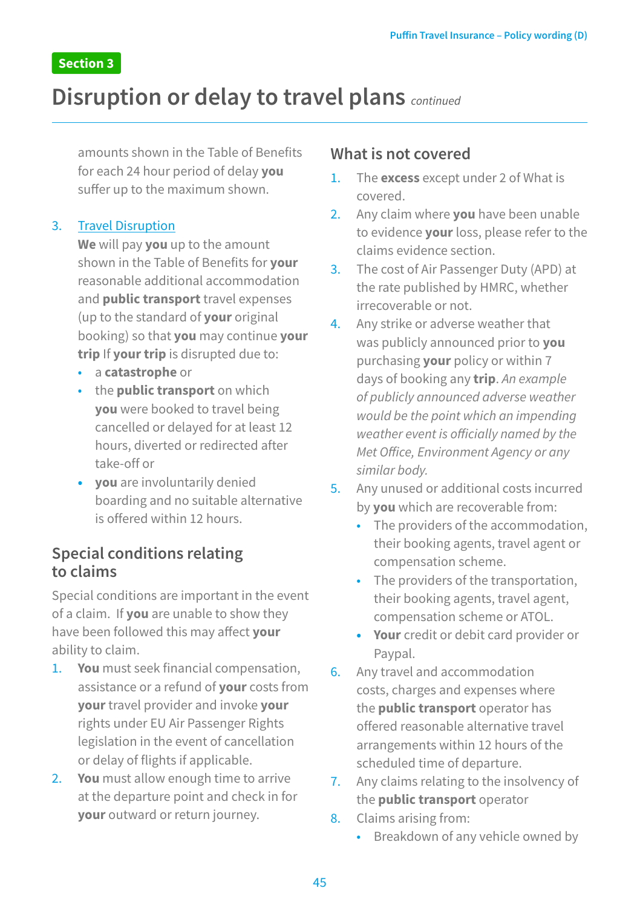Section 3

# Disruption or delay to travel plans *continued*

amounts shown in the Table of Benefits for each 24 hour period of delay **you** suffer up to the maximum shown.

3. Travel Disruption
   **We** will pay **you** up to the amount shown in the Table of Benefits for **your** reasonable additional accommodation and **public transport** travel expenses (up to the standard of **your** original booking) so that **you** may continue **your trip** If **your trip** is disrupted due to:
   - a **catastrophe** or
   - the **public transport** on which **you** were booked to travel being cancelled or delayed for at least 12 hours, diverted or redirected after take-off or
   - **you** are involuntarily denied boarding and no suitable alternative is offered within 12 hours.

## Special conditions relating to claims

Special conditions are important in the event of a claim. If **you** are unable to show they have been followed this may affect **your** ability to claim.

1. **You** must seek financial compensation, assistance or a refund of **your** costs from **your** travel provider and invoke **your** rights under EU Air Passenger Rights legislation in the event of cancellation or delay of flights if applicable.
2. **You** must allow enough time to arrive at the departure point and check in for **your** outward or return journey.

## What is not covered

1. The **excess** except under 2 of What is covered.
2. Any claim where **you** have been unable to evidence **your** loss, please refer to the claims evidence section.
3. The cost of Air Passenger Duty (APD) at the rate published by HMRC, whether irrecoverable or not.
4. Any strike or adverse weather that was publicly announced prior to **you** purchasing **your** policy or within 7 days of booking any **trip**. *An example of publicly announced adverse weather would be the point which an impending weather event is officially named by the Met Office, Environment Agency or any similar body.*
5. Any unused or additional costs incurred by **you** which are recoverable from:
   - The providers of the accommodation, their booking agents, travel agent or compensation scheme.
   - The providers of the transportation, their booking agents, travel agent, compensation scheme or ATOL.
   - **Your** credit or debit card provider or Paypal.
6. Any travel and accommodation costs, charges and expenses where the **public transport** operator has offered reasonable alternative travel arrangements within 12 hours of the scheduled time of departure.
7. Any claims relating to the insolvency of the **public transport** operator
8. Claims arising from:
   - Breakdown of any vehicle owned by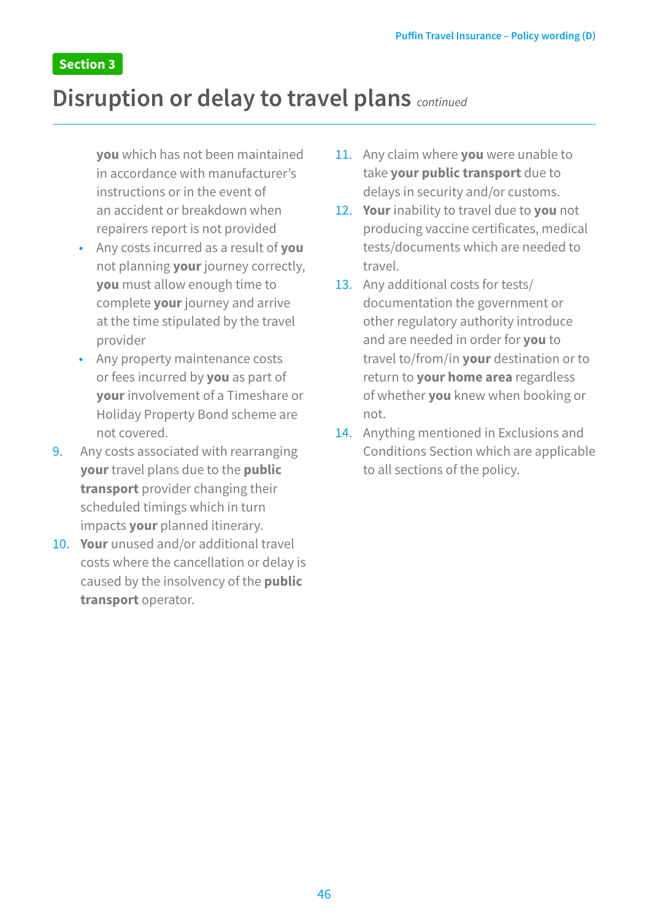Section 3

# Disruption or delay to travel plans *continued*

**you** which has not been maintained in accordance with manufacturer's instructions or in the event of an accident or breakdown when repairers report is not provided

- Any costs incurred as a result of **you** not planning **your** journey correctly, **you** must allow enough time to complete **your** journey and arrive at the time stipulated by the travel provider
- Any property maintenance costs or fees incurred by **you** as part of **your** involvement of a Timeshare or Holiday Property Bond scheme are not covered.

9. Any costs associated with rearranging **your** travel plans due to the **public transport** provider changing their scheduled timings which in turn impacts **your** planned itinerary.
10. **Your** unused and/or additional travel costs where the cancellation or delay is caused by the insolvency of the **public transport** operator.
11. Any claim where **you** were unable to take **your public transport** due to delays in security and/or customs.
12. **Your** inability to travel due to **you** not producing vaccine certificates, medical tests/documents which are needed to travel.
13. Any additional costs for tests/documentation the government or other regulatory authority introduce and are needed in order for **you** to travel to/from/in **your** destination or to return to **your home area** regardless of whether **you** knew when booking or not.
14. Anything mentioned in Exclusions and Conditions Section which are applicable to all sections of the policy.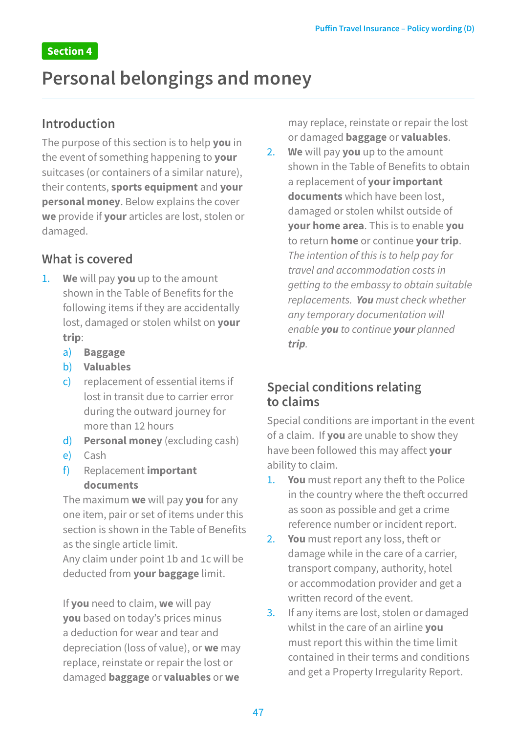Section 4

# Personal belongings and money

## Introduction

The purpose of this section is to help **you** in the event of something happening to **your** suitcases (or containers of a similar nature), their contents, **sports equipment** and **your personal money**. Below explains the cover **we** provide if **your** articles are lost, stolen or damaged.

## What is covered

1. **We** will pay **you** up to the amount shown in the Table of Benefits for the following items if they are accidentally lost, damaged or stolen whilst on **your trip**:
   a) **Baggage**
   b) **Valuables**
   c) replacement of essential items if lost in transit due to carrier error during the outward journey for more than 12 hours
   d) **Personal money** (excluding cash)
   e) Cash
   f) Replacement **important documents**

   The maximum **we** will pay **you** for any one item, pair or set of items under this section is shown in the Table of Benefits as the single article limit.
   Any claim under point 1b and 1c will be deducted from **your baggage** limit.

   If **you** need to claim, **we** will pay **you** based on today's prices minus a deduction for wear and tear and depreciation (loss of value), or **we** may replace, reinstate or repair the lost or damaged **baggage** or **valuables** or **we** may replace, reinstate or repair the lost or damaged **baggage** or **valuables**.
2. **We** will pay **you** up to the amount shown in the Table of Benefits to obtain a replacement of **your important documents** which have been lost, damaged or stolen whilst outside of **your home area**. This is to enable **you** to return **home** or continue **your trip**. *The intention of this is to help pay for travel and accommodation costs in getting to the embassy to obtain suitable replacements. **You** must check whether any temporary documentation will enable **you** to continue **your** planned **trip**.*

## Special conditions relating to claims

Special conditions are important in the event of a claim. If **you** are unable to show they have been followed this may affect **your** ability to claim.

1. **You** must report any theft to the Police in the country where the theft occurred as soon as possible and get a crime reference number or incident report.
2. **You** must report any loss, theft or damage while in the care of a carrier, transport company, authority, hotel or accommodation provider and get a written record of the event.
3. If any items are lost, stolen or damaged whilst in the care of an airline **you** must report this within the time limit contained in their terms and conditions and get a Property Irregularity Report.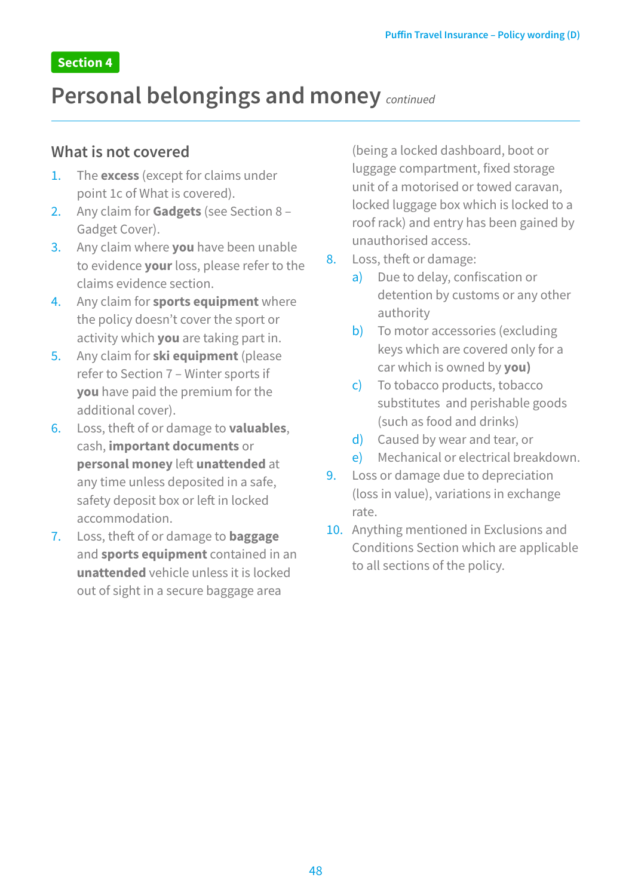Section 4

# Personal belongings and money *continued*

## What is not covered

1. The **excess** (except for claims under point 1c of What is covered).
2. Any claim for **Gadgets** (see Section 8 – Gadget Cover).
3. Any claim where **you** have been unable to evidence **your** loss, please refer to the claims evidence section.
4. Any claim for **sports equipment** where the policy doesn't cover the sport or activity which **you** are taking part in.
5. Any claim for **ski equipment** (please refer to Section 7 – Winter sports if **you** have paid the premium for the additional cover).
6. Loss, theft of or damage to **valuables**, cash, **important documents** or **personal money** left **unattended** at any time unless deposited in a safe, safety deposit box or left in locked accommodation.
7. Loss, theft of or damage to **baggage** and **sports equipment** contained in an **unattended** vehicle unless it is locked out of sight in a secure baggage area (being a locked dashboard, boot or luggage compartment, fixed storage unit of a motorised or towed caravan, locked luggage box which is locked to a roof rack) and entry has been gained by unauthorised access.
8. Loss, theft or damage:
   a) Due to delay, confiscation or detention by customs or any other authority
   b) To motor accessories (excluding keys which are covered only for a car which is owned by **you)**
   c) To tobacco products, tobacco substitutes and perishable goods (such as food and drinks)
   d) Caused by wear and tear, or
   e) Mechanical or electrical breakdown.
9. Loss or damage due to depreciation (loss in value), variations in exchange rate.
10. Anything mentioned in Exclusions and Conditions Section which are applicable to all sections of the policy.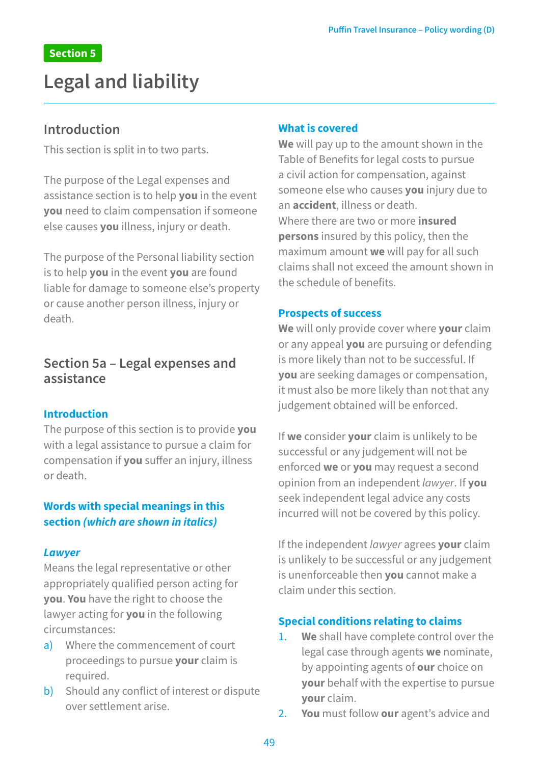Section 5

# Legal and liability

## Introduction

This section is split in to two parts.

The purpose of the Legal expenses and assistance section is to help **you** in the event **you** need to claim compensation if someone else causes **you** illness, injury or death.

The purpose of the Personal liability section is to help **you** in the event **you** are found liable for damage to someone else's property or cause another person illness, injury or death.

## Section 5a – Legal expenses and assistance

### Introduction

The purpose of this section is to provide **you** with a legal assistance to pursue a claim for compensation if **you** suffer an injury, illness or death.

### Words with special meanings in this section *(which are shown in italics)*

#### *Lawyer*

Means the legal representative or other appropriately qualified person acting for **you**. **You** have the right to choose the lawyer acting for **you** in the following circumstances:

a) Where the commencement of court proceedings to pursue **your** claim is required.
b) Should any conflict of interest or dispute over settlement arise.

### What is covered

**We** will pay up to the amount shown in the Table of Benefits for legal costs to pursue a civil action for compensation, against someone else who causes **you** injury due to an **accident**, illness or death.
Where there are two or more **insured persons** insured by this policy, then the maximum amount **we** will pay for all such claims shall not exceed the amount shown in the schedule of benefits.

### Prospects of success

**We** will only provide cover where **your** claim or any appeal **you** are pursuing or defending is more likely than not to be successful. If **you** are seeking damages or compensation, it must also be more likely than not that any judgement obtained will be enforced.

If **we** consider **your** claim is unlikely to be successful or any judgement will not be enforced **we** or **you** may request a second opinion from an independent *lawyer*. If **you** seek independent legal advice any costs incurred will not be covered by this policy.

If the independent *lawyer* agrees **your** claim is unlikely to be successful or any judgement is unenforceable then **you** cannot make a claim under this section.

### Special conditions relating to claims

1. **We** shall have complete control over the legal case through agents **we** nominate, by appointing agents of **our** choice on **your** behalf with the expertise to pursue **your** claim.
2. **You** must follow **our** agent's advice and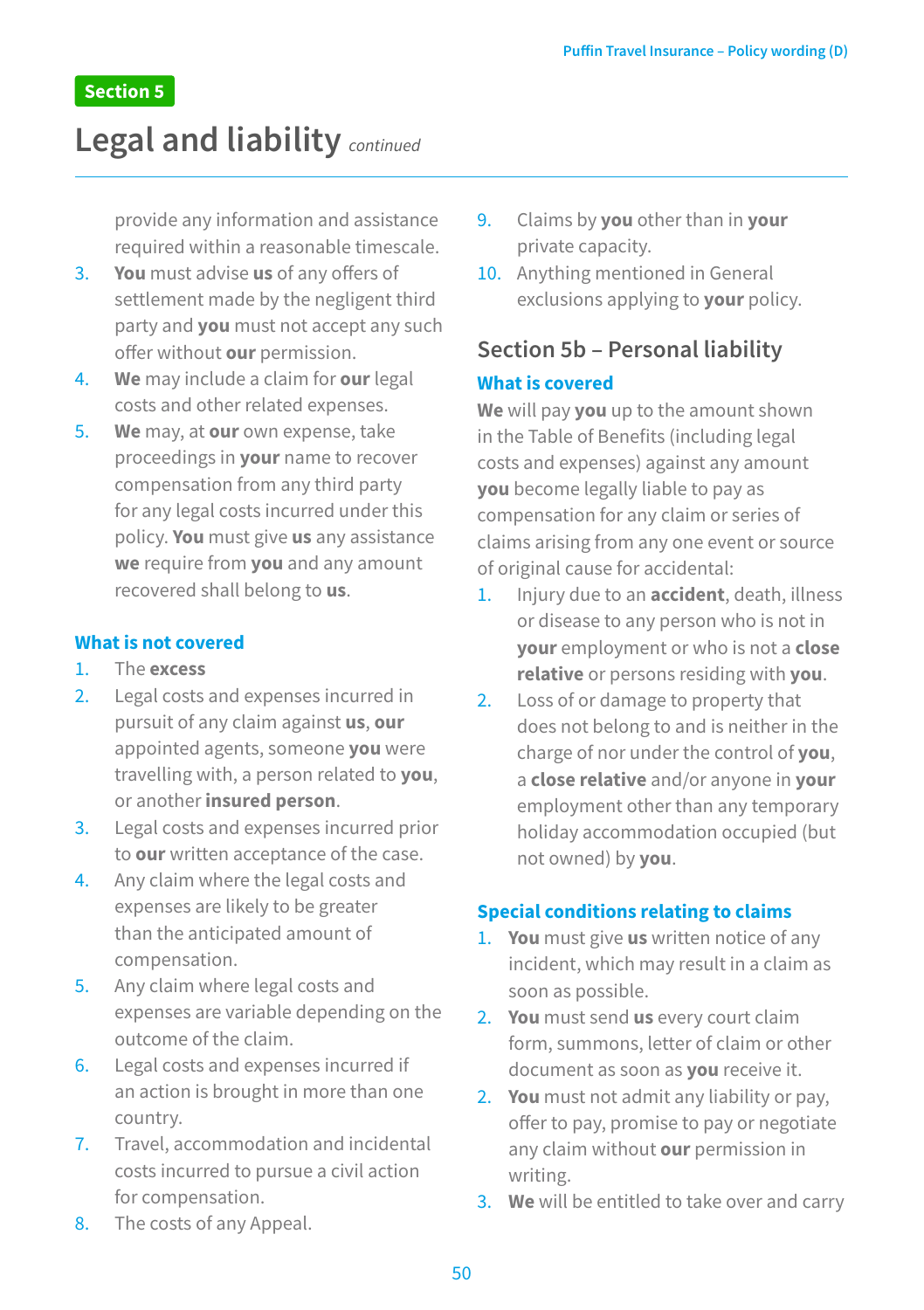Section 5

# Legal and liability *continued*

provide any information and assistance required within a reasonable timescale.

3. **You** must advise **us** of any offers of settlement made by the negligent third party and **you** must not accept any such offer without **our** permission.
4. **We** may include a claim for **our** legal costs and other related expenses.
5. **We** may, at **our** own expense, take proceedings in **your** name to recover compensation from any third party for any legal costs incurred under this policy. **You** must give **us** any assistance **we** require from **you** and any amount recovered shall belong to **us**.

### What is not covered

1. The **excess**
2. Legal costs and expenses incurred in pursuit of any claim against **us**, **our** appointed agents, someone **you** were travelling with, a person related to **you**, or another **insured person**.
3. Legal costs and expenses incurred prior to **our** written acceptance of the case.
4. Any claim where the legal costs and expenses are likely to be greater than the anticipated amount of compensation.
5. Any claim where legal costs and expenses are variable depending on the outcome of the claim.
6. Legal costs and expenses incurred if an action is brought in more than one country.
7. Travel, accommodation and incidental costs incurred to pursue a civil action for compensation.
8. The costs of any Appeal.
9. Claims by **you** other than in **your** private capacity.
10. Anything mentioned in General exclusions applying to **your** policy.

## Section 5b – Personal liability

### What is covered

**We** will pay **you** up to the amount shown in the Table of Benefits (including legal costs and expenses) against any amount **you** become legally liable to pay as compensation for any claim or series of claims arising from any one event or source of original cause for accidental:

1. Injury due to an **accident**, death, illness or disease to any person who is not in **your** employment or who is not a **close relative** or persons residing with **you**.
2. Loss of or damage to property that does not belong to and is neither in the charge of nor under the control of **you**, a **close relative** and/or anyone in **your** employment other than any temporary holiday accommodation occupied (but not owned) by **you**.

### Special conditions relating to claims

1. **You** must give **us** written notice of any incident, which may result in a claim as soon as possible.
2. **You** must send **us** every court claim form, summons, letter of claim or other document as soon as **you** receive it.
2. **You** must not admit any liability or pay, offer to pay, promise to pay or negotiate any claim without **our** permission in writing.
3. **We** will be entitled to take over and carry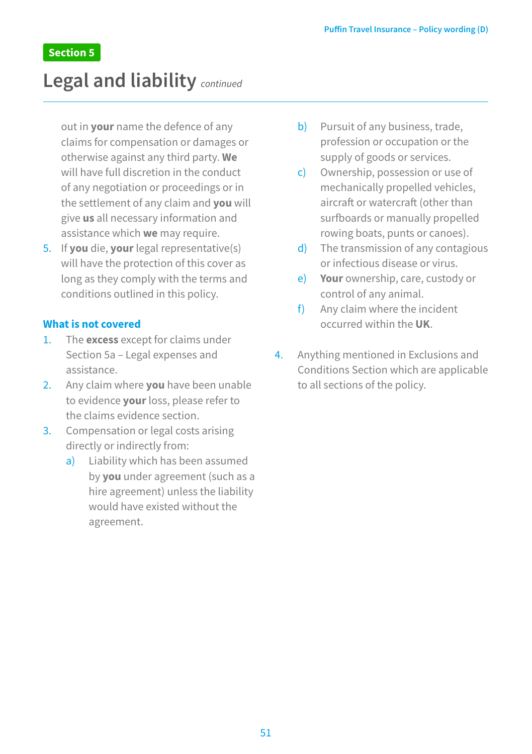Section 5

## Legal and liability *continued*

out in **your** name the defence of any claims for compensation or damages or otherwise against any third party. **We** will have full discretion in the conduct of any negotiation or proceedings or in the settlement of any claim and **you** will give **us** all necessary information and assistance which **we** may require.

5. If **you** die, **your** legal representative(s) will have the protection of this cover as long as they comply with the terms and conditions outlined in this policy.

### What is not covered

1. The **excess** except for claims under Section 5a – Legal expenses and assistance.
2. Any claim where **you** have been unable to evidence **your** loss, please refer to the claims evidence section.
3. Compensation or legal costs arising directly or indirectly from:
   a) Liability which has been assumed by **you** under agreement (such as a hire agreement) unless the liability would have existed without the agreement.
   b) Pursuit of any business, trade, profession or occupation or the supply of goods or services.
   c) Ownership, possession or use of mechanically propelled vehicles, aircraft or watercraft (other than surfboards or manually propelled rowing boats, punts or canoes).
   d) The transmission of any contagious or infectious disease or virus.
   e) **Your** ownership, care, custody or control of any animal.
   f) Any claim where the incident occurred within the **UK**.
4. Anything mentioned in Exclusions and Conditions Section which are applicable to all sections of the policy.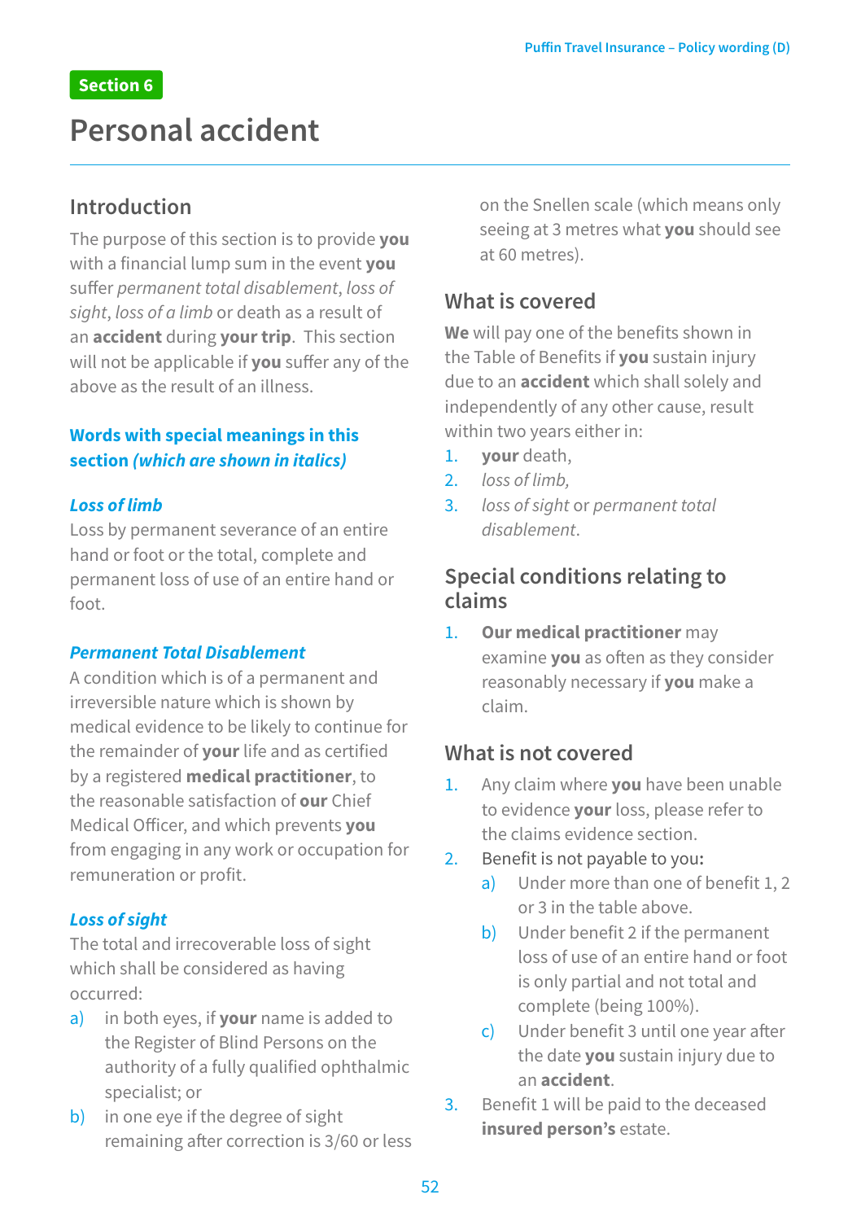Section 6

# Personal accident

## Introduction

The purpose of this section is to provide **you** with a financial lump sum in the event **you** suffer *permanent total disablement*, *loss of sight*, *loss of a limb* or death as a result of an **accident** during **your trip**. This section will not be applicable if **you** suffer any of the above as the result of an illness.

### Words with special meanings in this section *(which are shown in italics)*

***Loss of limb***

Loss by permanent severance of an entire hand or foot or the total, complete and permanent loss of use of an entire hand or foot.

***Permanent Total Disablement***

A condition which is of a permanent and irreversible nature which is shown by medical evidence to be likely to continue for the remainder of **your** life and as certified by a registered **medical practitioner**, to the reasonable satisfaction of **our** Chief Medical Officer, and which prevents **you** from engaging in any work or occupation for remuneration or profit.

***Loss of sight***

The total and irrecoverable loss of sight which shall be considered as having occurred:

a) in both eyes, if **your** name is added to the Register of Blind Persons on the authority of a fully qualified ophthalmic specialist; or
b) in one eye if the degree of sight remaining after correction is 3/60 or less on the Snellen scale (which means only seeing at 3 metres what **you** should see at 60 metres).

## What is covered

**We** will pay one of the benefits shown in the Table of Benefits if **you** sustain injury due to an **accident** which shall solely and independently of any other cause, result within two years either in:

1. **your** death,
2. *loss of limb,*
3. *loss of sight* or *permanent total disablement*.

## Special conditions relating to claims

1. **Our medical practitioner** may examine **you** as often as they consider reasonably necessary if **you** make a claim.

## What is not covered

1. Any claim where **you** have been unable to evidence **your** loss, please refer to the claims evidence section.
2. Benefit is not payable to you:
   a) Under more than one of benefit 1, 2 or 3 in the table above.
   b) Under benefit 2 if the permanent loss of use of an entire hand or foot is only partial and not total and complete (being 100%).
   c) Under benefit 3 until one year after the date **you** sustain injury due to an **accident**.
3. Benefit 1 will be paid to the deceased **insured person's** estate.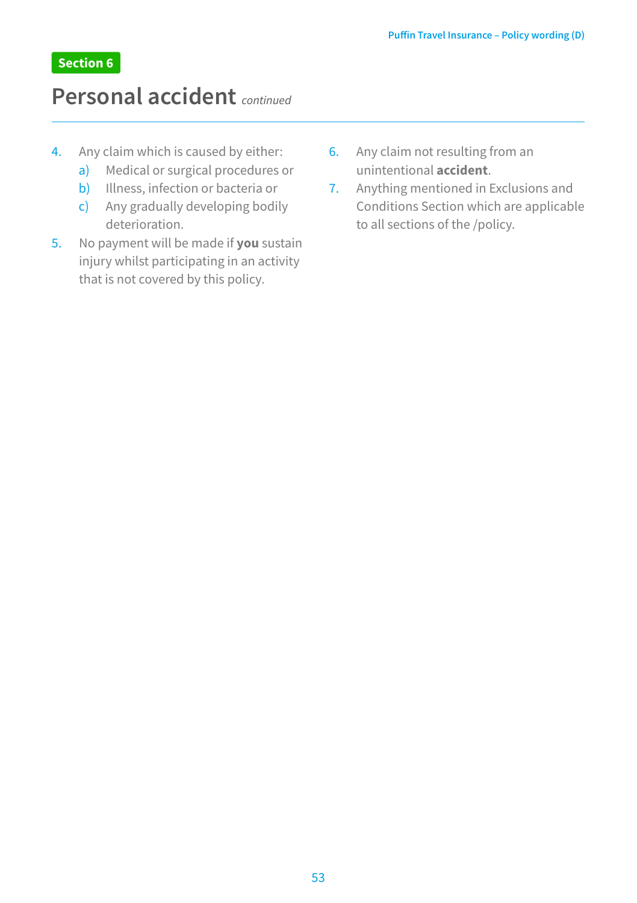Section 6

# Personal accident *continued*

4. Any claim which is caused by either:
   a) Medical or surgical procedures or
   b) Illness, infection or bacteria or
   c) Any gradually developing bodily deterioration.
5. No payment will be made if **you** sustain injury whilst participating in an activity that is not covered by this policy.
6. Any claim not resulting from an unintentional **accident**.
7. Anything mentioned in Exclusions and Conditions Section which are applicable to all sections of the /policy.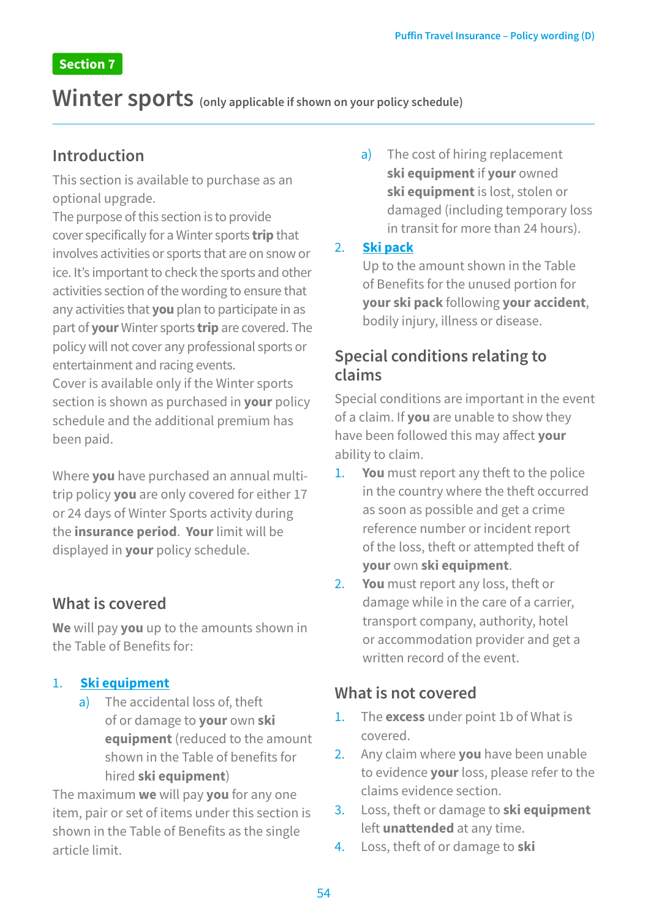**Section 7**

# Winter sports (only applicable if shown on your policy schedule)

## Introduction

This section is available to purchase as an optional upgrade.
The purpose of this section is to provide cover specifically for a Winter sports **trip** that involves activities or sports that are on snow or ice. It's important to check the sports and other activities section of the wording to ensure that any activities that **you** plan to participate in as part of **your** Winter sports **trip** are covered. The policy will not cover any professional sports or entertainment and racing events.
Cover is available only if the Winter sports section is shown as purchased in **your** policy schedule and the additional premium has been paid.

Where **you** have purchased an annual multi-trip policy **you** are only covered for either 17 or 24 days of Winter Sports activity during the **insurance period**. **Your** limit will be displayed in **your** policy schedule.

## What is covered

**We** will pay **you** up to the amounts shown in the Table of Benefits for:

1. **Ski equipment**
    a) The accidental loss of, theft of or damage to **your** own **ski equipment** (reduced to the amount shown in the Table of benefits for hired **ski equipment**)

The maximum **we** will pay **you** for any one item, pair or set of items under this section is shown in the Table of Benefits as the single article limit.

   a) The cost of hiring replacement **ski equipment** if **your** owned **ski equipment** is lost, stolen or damaged (including temporary loss in transit for more than 24 hours).

2. **Ski pack**
   Up to the amount shown in the Table of Benefits for the unused portion for **your ski pack** following **your accident**, bodily injury, illness or disease.

## Special conditions relating to claims

Special conditions are important in the event of a claim. If **you** are unable to show they have been followed this may affect **your** ability to claim.

1. **You** must report any theft to the police in the country where the theft occurred as soon as possible and get a crime reference number or incident report of the loss, theft or attempted theft of **your** own **ski equipment**.
2. **You** must report any loss, theft or damage while in the care of a carrier, transport company, authority, hotel or accommodation provider and get a written record of the event.

## What is not covered

1. The **excess** under point 1b of What is covered.
2. Any claim where **you** have been unable to evidence **your** loss, please refer to the claims evidence section.
3. Loss, theft or damage to **ski equipment** left **unattended** at any time.
4. Loss, theft of or damage to **ski**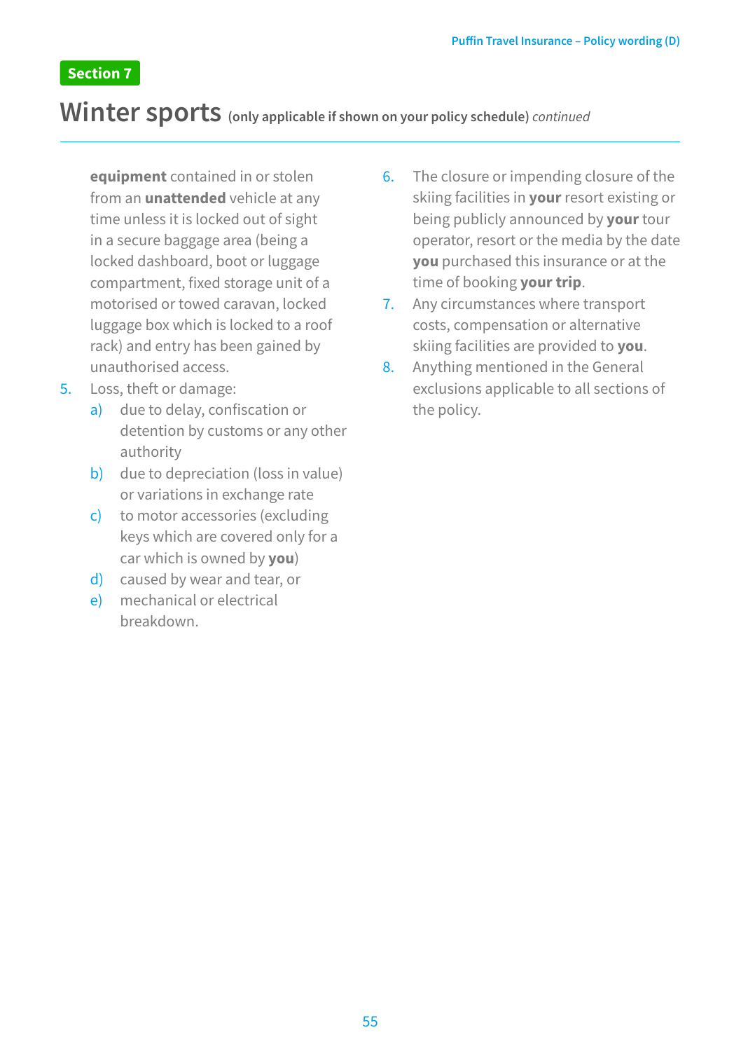Section 7

# Winter sports (only applicable if shown on your policy schedule) *continued*

**equipment** contained in or stolen from an **unattended** vehicle at any time unless it is locked out of sight in a secure baggage area (being a locked dashboard, boot or luggage compartment, fixed storage unit of a motorised or towed caravan, locked luggage box which is locked to a roof rack) and entry has been gained by unauthorised access.

5. Loss, theft or damage:
   a) due to delay, confiscation or detention by customs or any other authority
   b) due to depreciation (loss in value) or variations in exchange rate
   c) to motor accessories (excluding keys which are covered only for a car which is owned by **you**)
   d) caused by wear and tear, or
   e) mechanical or electrical breakdown.
6. The closure or impending closure of the skiing facilities in **your** resort existing or being publicly announced by **your** tour operator, resort or the media by the date **you** purchased this insurance or at the time of booking **your trip**.
7. Any circumstances where transport costs, compensation or alternative skiing facilities are provided to **you**.
8. Anything mentioned in the General exclusions applicable to all sections of the policy.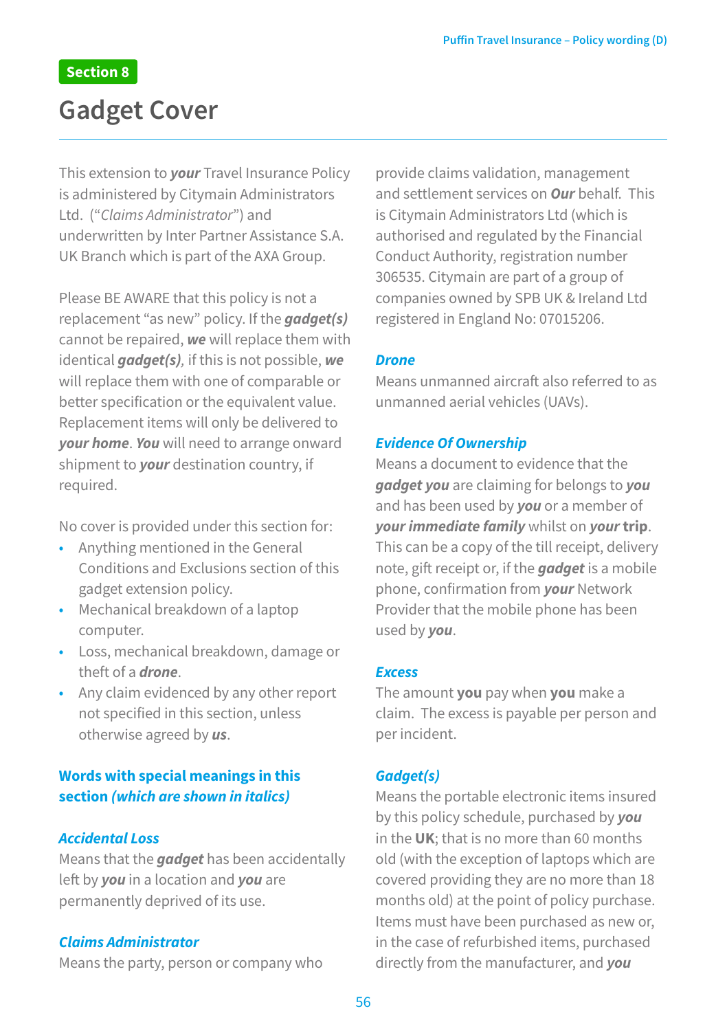**Section 8**

# Gadget Cover

This extension to ***your*** Travel Insurance Policy is administered by Citymain Administrators Ltd. ("*Claims Administrator*") and underwritten by Inter Partner Assistance S.A. UK Branch which is part of the AXA Group.

Please BE AWARE that this policy is not a replacement "as new" policy. If the ***gadget(s)*** cannot be repaired, ***we*** will replace them with identical ***gadget(s)***, if this is not possible, ***we*** will replace them with one of comparable or better specification or the equivalent value. Replacement items will only be delivered to ***your home***. ***You*** will need to arrange onward shipment to ***your*** destination country, if required.

No cover is provided under this section for:

- Anything mentioned in the General Conditions and Exclusions section of this gadget extension policy.
- Mechanical breakdown of a laptop computer.
- Loss, mechanical breakdown, damage or theft of a ***drone***.
- Any claim evidenced by any other report not specified in this section, unless otherwise agreed by ***us***.

## Words with special meanings in this section *(which are shown in italics)*

***Accidental Loss***
Means that the ***gadget*** has been accidentally left by ***you*** in a location and ***you*** are permanently deprived of its use.

***Claims Administrator***
Means the party, person or company who provide claims validation, management and settlement services on ***Our*** behalf. This is Citymain Administrators Ltd (which is authorised and regulated by the Financial Conduct Authority, registration number 306535. Citymain are part of a group of companies owned by SPB UK & Ireland Ltd registered in England No: 07015206.

***Drone***
Means unmanned aircraft also referred to as unmanned aerial vehicles (UAVs).

***Evidence Of Ownership***
Means a document to evidence that the ***gadget you*** are claiming for belongs to ***you*** and has been used by ***you*** or a member of ***your immediate family*** whilst on ***your* trip**. This can be a copy of the till receipt, delivery note, gift receipt or, if the ***gadget*** is a mobile phone, confirmation from ***your*** Network Provider that the mobile phone has been used by ***you***.

***Excess***
The amount **you** pay when **you** make a claim. The excess is payable per person and per incident.

***Gadget(s)***
Means the portable electronic items insured by this policy schedule, purchased by ***you*** in the **UK**; that is no more than 60 months old (with the exception of laptops which are covered providing they are no more than 18 months old) at the point of policy purchase. Items must have been purchased as new or, in the case of refurbished items, purchased directly from the manufacturer, and ***you***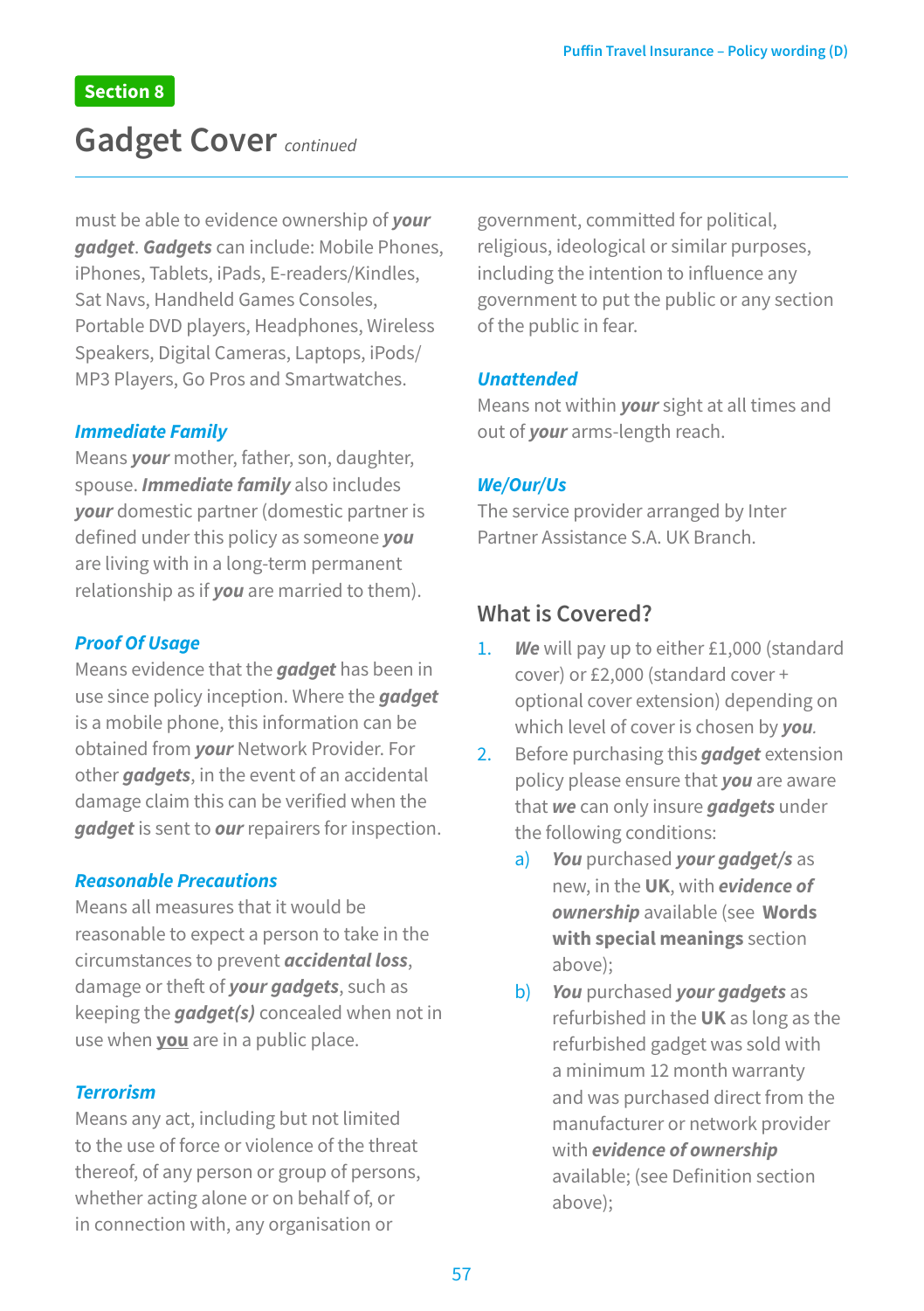Section 8

# Gadget Cover *continued*

must be able to evidence ownership of ***your gadget***. ***Gadgets*** can include: Mobile Phones, iPhones, Tablets, iPads, E-readers/Kindles, Sat Navs, Handheld Games Consoles, Portable DVD players, Headphones, Wireless Speakers, Digital Cameras, Laptops, iPods/MP3 Players, Go Pros and Smartwatches.

### *Immediate Family*

Means ***your*** mother, father, son, daughter, spouse. ***Immediate family*** also includes ***your*** domestic partner (domestic partner is defined under this policy as someone ***you*** are living with in a long-term permanent relationship as if ***you*** are married to them).

### *Proof Of Usage*

Means evidence that the ***gadget*** has been in use since policy inception. Where the ***gadget*** is a mobile phone, this information can be obtained from ***your*** Network Provider. For other ***gadgets***, in the event of an accidental damage claim this can be verified when the ***gadget*** is sent to ***our*** repairers for inspection.

### *Reasonable Precautions*

Means all measures that it would be reasonable to expect a person to take in the circumstances to prevent ***accidental loss***, damage or theft of ***your gadgets***, such as keeping the ***gadget(s)*** concealed when not in use when **you** are in a public place.

### *Terrorism*

Means any act, including but not limited to the use of force or violence of the threat thereof, of any person or group of persons, whether acting alone or on behalf of, or in connection with, any organisation or government, committed for political, religious, ideological or similar purposes, including the intention to influence any government to put the public or any section of the public in fear.

### *Unattended*

Means not within ***your*** sight at all times and out of ***your*** arms-length reach.

### *We/Our/Us*

The service provider arranged by Inter Partner Assistance S.A. UK Branch.

## What is Covered?

1. ***We*** will pay up to either £1,000 (standard cover) or £2,000 (standard cover + optional cover extension) depending on which level of cover is chosen by ***you***.
2. Before purchasing this ***gadget*** extension policy please ensure that ***you*** are aware that ***we*** can only insure ***gadgets*** under the following conditions:
   a) ***You*** purchased ***your gadget/s*** as new, in the **UK**, with ***evidence of ownership*** available (see **Words with special meanings** section above);
   b) ***You*** purchased ***your gadgets*** as refurbished in the **UK** as long as the refurbished gadget was sold with a minimum 12 month warranty and was purchased direct from the manufacturer or network provider with ***evidence of ownership*** available; (see Definition section above);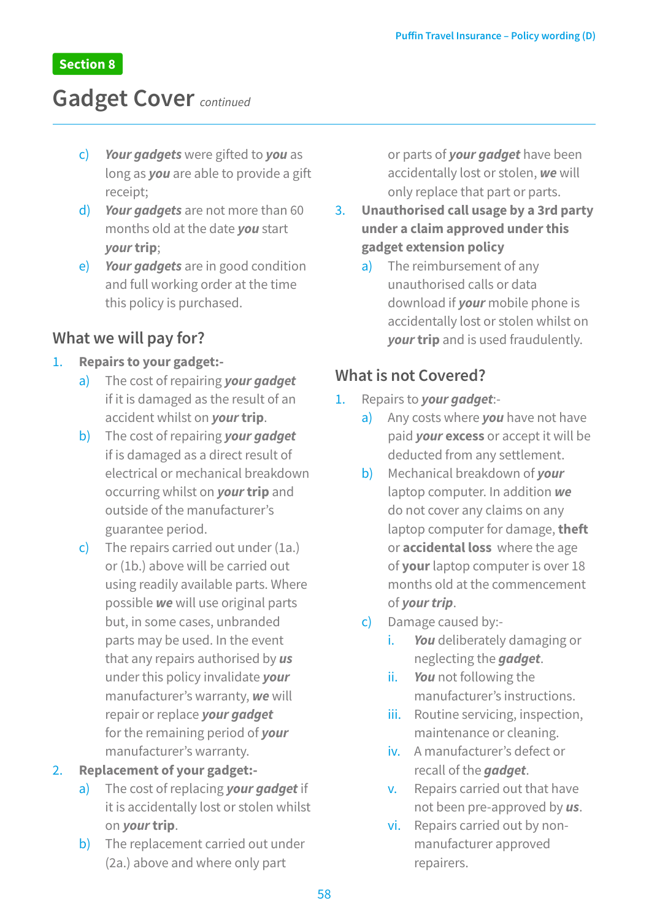Section 8

# Gadget Cover *continued*

c) ***Your gadgets*** were gifted to ***you*** as long as ***you*** are able to provide a gift receipt;

d) ***Your gadgets*** are not more than 60 months old at the date ***you*** start ***your*** **trip**;

e) ***Your gadgets*** are in good condition and full working order at the time this policy is purchased.

## What we will pay for?

1. **Repairs to your gadget:-**
   a) The cost of repairing ***your gadget*** if it is damaged as the result of an accident whilst on ***your*** **trip**.
   b) The cost of repairing ***your gadget*** if is damaged as a direct result of electrical or mechanical breakdown occurring whilst on ***your*** **trip** and outside of the manufacturer's guarantee period.
   c) The repairs carried out under (1a.) or (1b.) above will be carried out using readily available parts. Where possible ***we*** will use original parts but, in some cases, unbranded parts may be used. In the event that any repairs authorised by ***us*** under this policy invalidate ***your*** manufacturer's warranty, ***we*** will repair or replace ***your gadget*** for the remaining period of ***your*** manufacturer's warranty.
2. **Replacement of your gadget:-**
   a) The cost of replacing ***your gadget*** if it is accidentally lost or stolen whilst on ***your*** **trip**.
   b) The replacement carried out under (2a.) above and where only part or parts of ***your gadget*** have been accidentally lost or stolen, ***we*** will only replace that part or parts.
3. **Unauthorised call usage by a 3rd party under a claim approved under this gadget extension policy**
   a) The reimbursement of any unauthorised calls or data download if ***your*** mobile phone is accidentally lost or stolen whilst on ***your*** **trip** and is used fraudulently.

## What is not Covered?

1. Repairs to ***your gadget***:-
   a) Any costs where ***you*** have not have paid ***your*** **excess** or accept it will be deducted from any settlement.
   b) Mechanical breakdown of ***your*** laptop computer. In addition ***we*** do not cover any claims on any laptop computer for damage, **theft** or **accidental loss** where the age of **your** laptop computer is over 18 months old at the commencement of ***your trip***.
   c) Damage caused by:-
      i. ***You*** deliberately damaging or neglecting the ***gadget***.
      ii. ***You*** not following the manufacturer's instructions.
      iii. Routine servicing, inspection, maintenance or cleaning.
      iv. A manufacturer's defect or recall of the ***gadget***.
      v. Repairs carried out that have not been pre-approved by ***us***.
      vi. Repairs carried out by non-manufacturer approved repairers.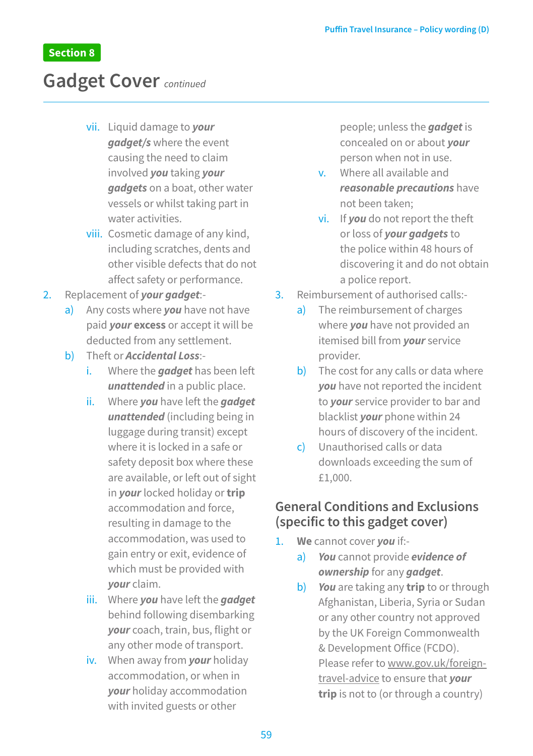Section 8

# Gadget Cover *continued*

   vii. Liquid damage to ***your gadget/s*** where the event causing the need to claim involved ***you*** taking ***your gadgets*** on a boat, other water vessels or whilst taking part in water activities.
   viii. Cosmetic damage of any kind, including scratches, dents and other visible defects that do not affect safety or performance.

2. Replacement of ***your gadget***:-
   a) Any costs where ***you*** have not have paid ***your*** **excess** or accept it will be deducted from any settlement.
   b) Theft or ***Accidental Loss***:-
      i. Where the ***gadget*** has been left ***unattended*** in a public place.
      ii. Where ***you*** have left the ***gadget unattended*** (including being in luggage during transit) except where it is locked in a safe or safety deposit box where these are available, or left out of sight in ***your*** locked holiday or **trip** accommodation and force, resulting in damage to the accommodation, was used to gain entry or exit, evidence of which must be provided with ***your*** claim.
      iii. Where ***you*** have left the ***gadget*** behind following disembarking ***your*** coach, train, bus, flight or any other mode of transport.
      iv. When away from ***your*** holiday accommodation, or when in ***your*** holiday accommodation with invited guests or other people; unless the ***gadget*** is concealed on or about ***your*** person when not in use.
      v. Where all available and ***reasonable precautions*** have not been taken;
      vi. If ***you*** do not report the theft or loss of ***your gadgets*** to the police within 48 hours of discovering it and do not obtain a police report.

3. Reimbursement of authorised calls:-
   a) The reimbursement of charges where ***you*** have not provided an itemised bill from ***your*** service provider.
   b) The cost for any calls or data where ***you*** have not reported the incident to ***your*** service provider to bar and blacklist ***your*** phone within 24 hours of discovery of the incident.
   c) Unauthorised calls or data downloads exceeding the sum of £1,000.

## General Conditions and Exclusions (specific to this gadget cover)

1. **We** cannot cover ***you*** if:-
   a) ***You*** cannot provide ***evidence of ownership*** for any ***gadget***.
   b) ***You*** are taking any **trip** to or through Afghanistan, Liberia, Syria or Sudan or any other country not approved by the UK Foreign Commonwealth & Development Office (FCDO). Please refer to www.gov.uk/foreign-travel-advice to ensure that ***your*** **trip** is not to (or through a country)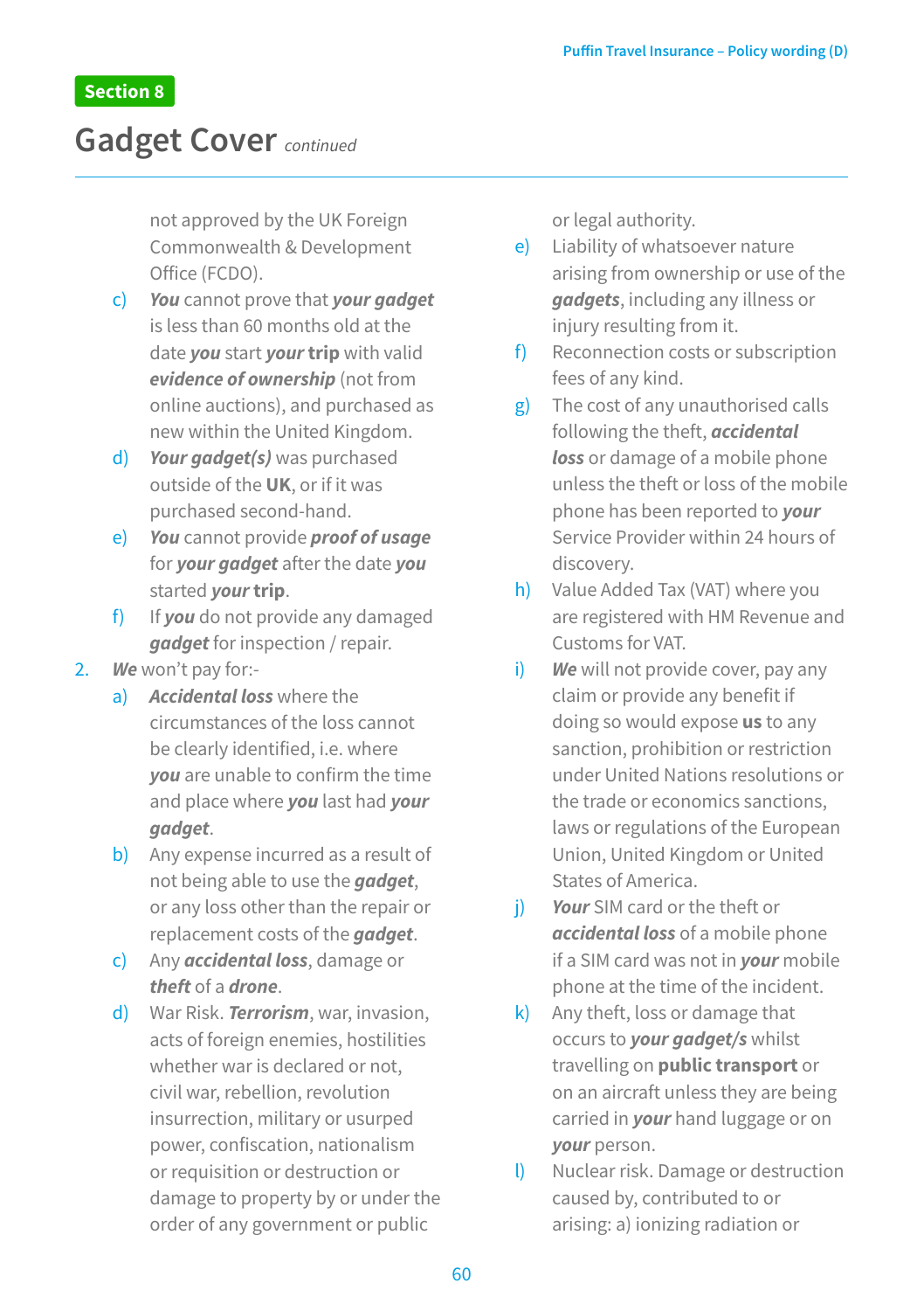Section 8

## Gadget Cover *continued*

not approved by the UK Foreign Commonwealth & Development Office (FCDO).

c) ***You*** cannot prove that ***your gadget*** is less than 60 months old at the date ***you*** start ***your*** **trip** with valid ***evidence of ownership*** (not from online auctions), and purchased as new within the United Kingdom.

d) ***Your gadget(s)*** was purchased outside of the **UK**, or if it was purchased second-hand.

e) ***You*** cannot provide ***proof of usage*** for ***your gadget*** after the date ***you*** started ***your*** **trip**.

f) If ***you*** do not provide any damaged ***gadget*** for inspection / repair.

2. ***We*** won't pay for:-

a) ***Accidental loss*** where the circumstances of the loss cannot be clearly identified, i.e. where ***you*** are unable to confirm the time and place where ***you*** last had ***your gadget***.

b) Any expense incurred as a result of not being able to use the ***gadget***, or any loss other than the repair or replacement costs of the ***gadget***.

c) Any ***accidental loss***, damage or ***theft*** of a ***drone***.

d) War Risk. ***Terrorism***, war, invasion, acts of foreign enemies, hostilities whether war is declared or not, civil war, rebellion, revolution insurrection, military or usurped power, confiscation, nationalism or requisition or destruction or damage to property by or under the order of any government or public or legal authority.

e) Liability of whatsoever nature arising from ownership or use of the ***gadgets***, including any illness or injury resulting from it.

f) Reconnection costs or subscription fees of any kind.

g) The cost of any unauthorised calls following the theft, ***accidental loss*** or damage of a mobile phone unless the theft or loss of the mobile phone has been reported to ***your*** Service Provider within 24 hours of discovery.

h) Value Added Tax (VAT) where you are registered with HM Revenue and Customs for VAT.

i) ***We*** will not provide cover, pay any claim or provide any benefit if doing so would expose **us** to any sanction, prohibition or restriction under United Nations resolutions or the trade or economics sanctions, laws or regulations of the European Union, United Kingdom or United States of America.

j) ***Your*** SIM card or the theft or ***accidental loss*** of a mobile phone if a SIM card was not in ***your*** mobile phone at the time of the incident.

k) Any theft, loss or damage that occurs to ***your gadget/s*** whilst travelling on **public transport** or on an aircraft unless they are being carried in ***your*** hand luggage or on ***your*** person.

l) Nuclear risk. Damage or destruction caused by, contributed to or arising: a) ionizing radiation or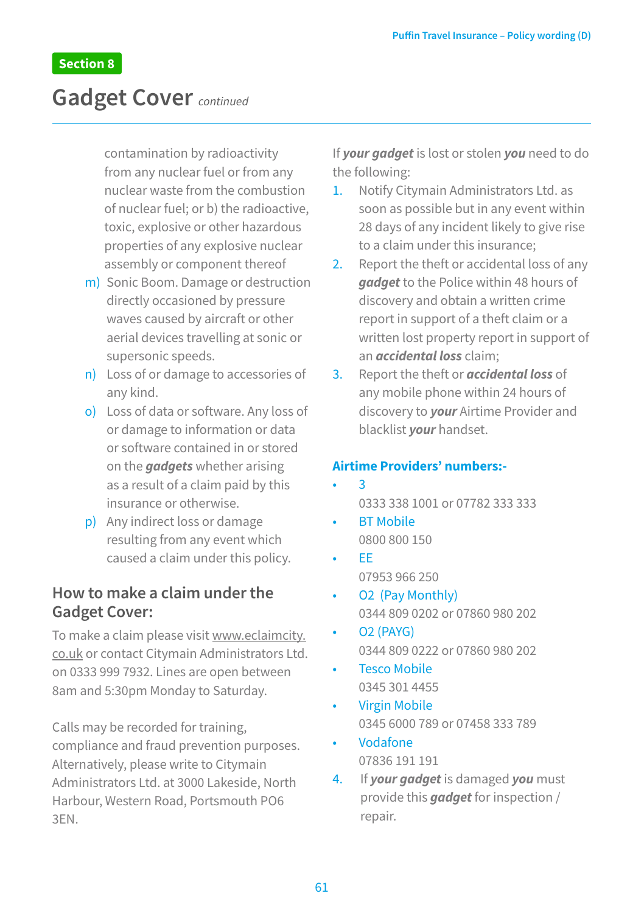## Section 8

# Gadget Cover *continued*

contamination by radioactivity from any nuclear fuel or from any nuclear waste from the combustion of nuclear fuel; or b) the radioactive, toxic, explosive or other hazardous properties of any explosive nuclear assembly or component thereof

m) Sonic Boom. Damage or destruction directly occasioned by pressure waves caused by aircraft or other aerial devices travelling at sonic or supersonic speeds.

n) Loss of or damage to accessories of any kind.

o) Loss of data or software. Any loss of or damage to information or data or software contained in or stored on the ***gadgets*** whether arising as a result of a claim paid by this insurance or otherwise.

p) Any indirect loss or damage resulting from any event which caused a claim under this policy.

## How to make a claim under the Gadget Cover:

To make a claim please visit www.eclaimcity.co.uk or contact Citymain Administrators Ltd. on 0333 999 7932. Lines are open between 8am and 5:30pm Monday to Saturday.

Calls may be recorded for training, compliance and fraud prevention purposes. Alternatively, please write to Citymain Administrators Ltd. at 3000 Lakeside, North Harbour, Western Road, Portsmouth PO6 3EN.

If ***your gadget*** is lost or stolen ***you*** need to do the following:

1. Notify Citymain Administrators Ltd. as soon as possible but in any event within 28 days of any incident likely to give rise to a claim under this insurance;
2. Report the theft or accidental loss of any ***gadget*** to the Police within 48 hours of discovery and obtain a written crime report in support of a theft claim or a written lost property report in support of an ***accidental loss*** claim;
3. Report the theft or ***accidental loss*** of any mobile phone within 24 hours of discovery to ***your*** Airtime Provider and blacklist ***your*** handset.

**Airtime Providers' numbers:-**

- 3
  0333 338 1001 or 07782 333 333
- BT Mobile
  0800 800 150
- EE
  07953 966 250
- O2 (Pay Monthly)
  0344 809 0202 or 07860 980 202
- O2 (PAYG)
  0344 809 0222 or 07860 980 202
- Tesco Mobile
  0345 301 4455
- Virgin Mobile
  0345 6000 789 or 07458 333 789
- Vodafone
  07836 191 191

4. If ***your gadget*** is damaged ***you*** must provide this ***gadget*** for inspection / repair.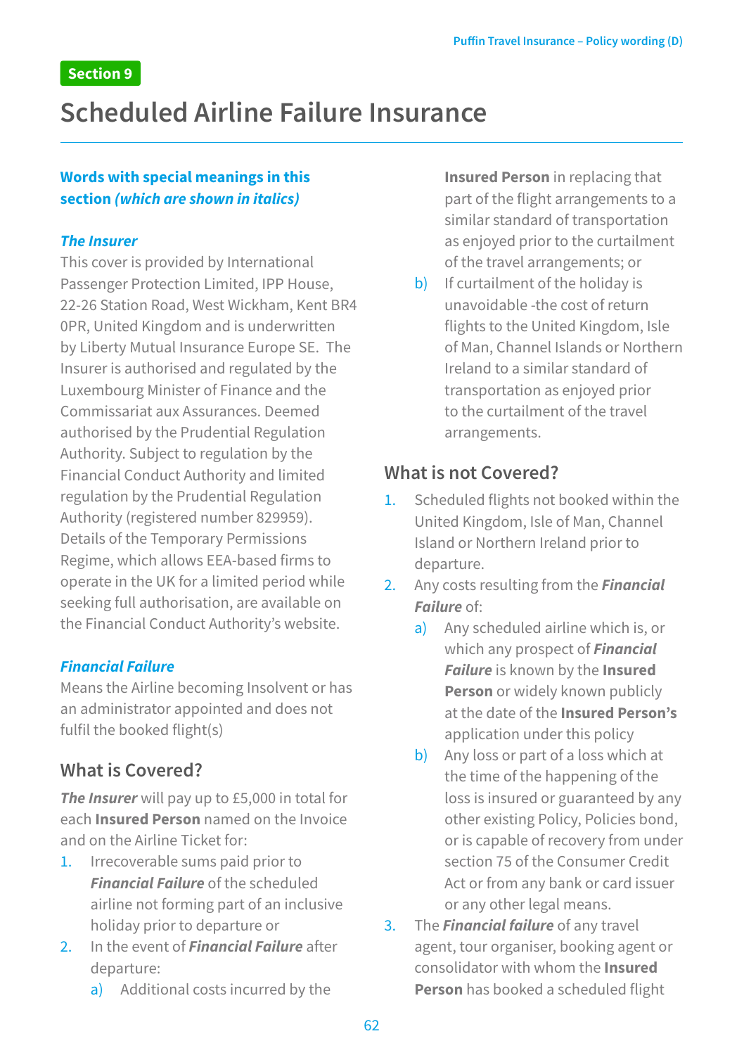Section 9

# Scheduled Airline Failure Insurance

### Words with special meanings in this section *(which are shown in italics)*

***The Insurer***

This cover is provided by International Passenger Protection Limited, IPP House, 22-26 Station Road, West Wickham, Kent BR4 0PR, United Kingdom and is underwritten by Liberty Mutual Insurance Europe SE. The Insurer is authorised and regulated by the Luxembourg Minister of Finance and the Commissariat aux Assurances. Deemed authorised by the Prudential Regulation Authority. Subject to regulation by the Financial Conduct Authority and limited regulation by the Prudential Regulation Authority (registered number 829959). Details of the Temporary Permissions Regime, which allows EEA-based firms to operate in the UK for a limited period while seeking full authorisation, are available on the Financial Conduct Authority's website.

***Financial Failure***

Means the Airline becoming Insolvent or has an administrator appointed and does not fulfil the booked flight(s)

## What is Covered?

***The Insurer*** will pay up to £5,000 in total for each **Insured Person** named on the Invoice and on the Airline Ticket for:

1. Irrecoverable sums paid prior to ***Financial Failure*** of the scheduled airline not forming part of an inclusive holiday prior to departure or
2. In the event of ***Financial Failure*** after departure:
   a) Additional costs incurred by the **Insured Person** in replacing that part of the flight arrangements to a similar standard of transportation as enjoyed prior to the curtailment of the travel arrangements; or
   b) If curtailment of the holiday is unavoidable -the cost of return flights to the United Kingdom, Isle of Man, Channel Islands or Northern Ireland to a similar standard of transportation as enjoyed prior to the curtailment of the travel arrangements.

## What is not Covered?

1. Scheduled flights not booked within the United Kingdom, Isle of Man, Channel Island or Northern Ireland prior to departure.
2. Any costs resulting from the ***Financial Failure*** of:
   a) Any scheduled airline which is, or which any prospect of ***Financial Failure*** is known by the **Insured Person** or widely known publicly at the date of the **Insured Person's** application under this policy
   b) Any loss or part of a loss which at the time of the happening of the loss is insured or guaranteed by any other existing Policy, Policies bond, or is capable of recovery from under section 75 of the Consumer Credit Act or from any bank or card issuer or any other legal means.
3. The ***Financial failure*** of any travel agent, tour organiser, booking agent or consolidator with whom the **Insured Person** has booked a scheduled flight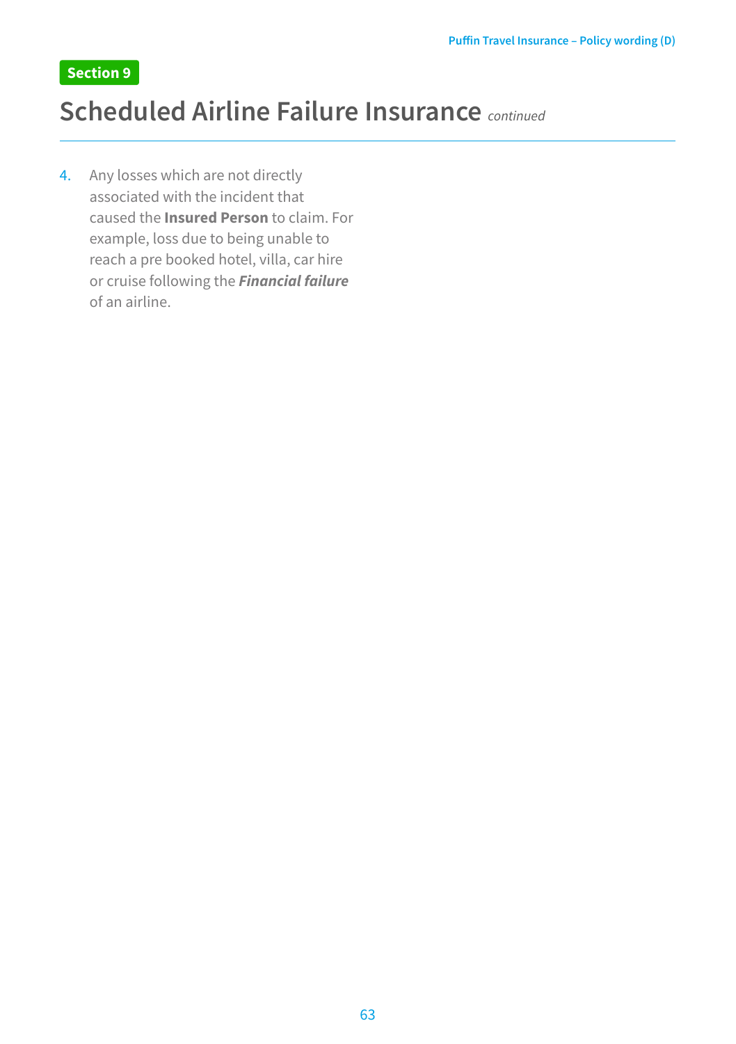**Section 9**

# Scheduled Airline Failure Insurance *continued*

4. Any losses which are not directly associated with the incident that caused the **Insured Person** to claim. For example, loss due to being unable to reach a pre booked hotel, villa, car hire or cruise following the ***Financial failure*** of an airline.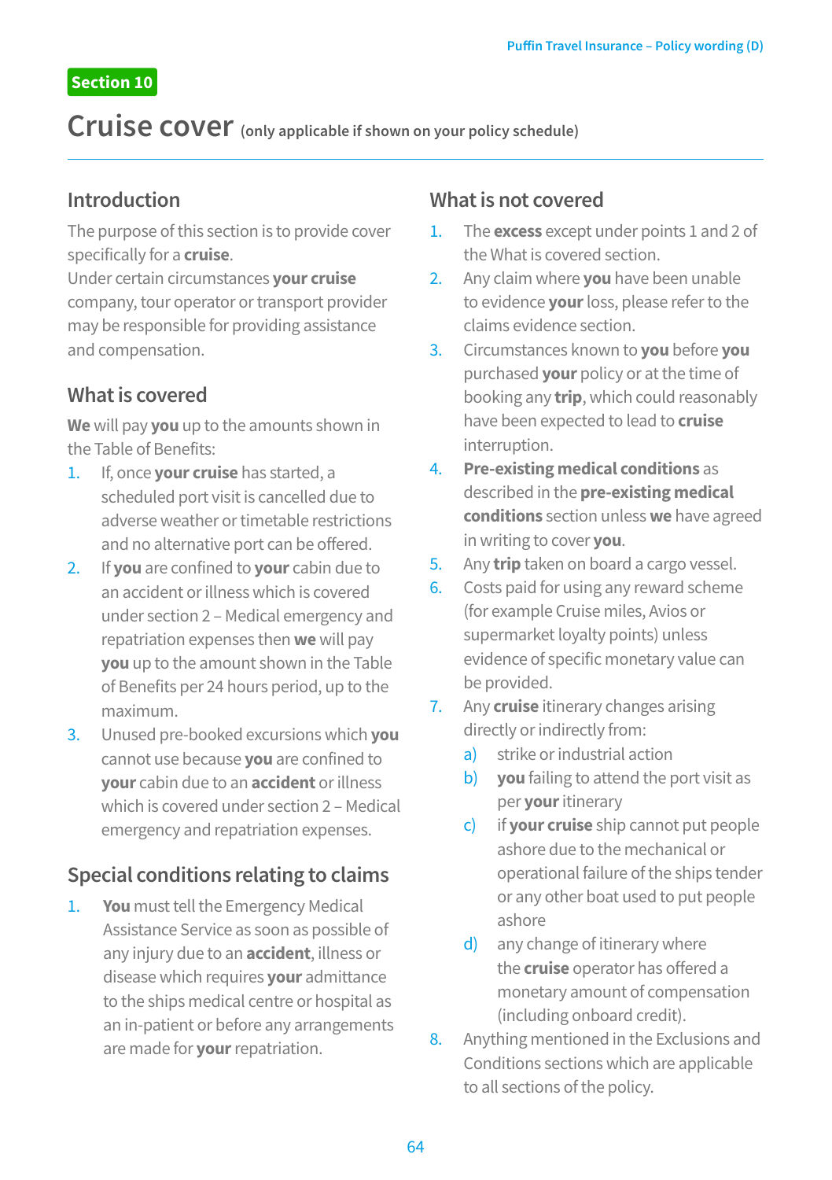Section 10

# Cruise cover (only applicable if shown on your policy schedule)

## Introduction

The purpose of this section is to provide cover specifically for a **cruise**.
Under certain circumstances **your cruise** company, tour operator or transport provider may be responsible for providing assistance and compensation.

## What is covered

**We** will pay **you** up to the amounts shown in the Table of Benefits:

1. If, once **your cruise** has started, a scheduled port visit is cancelled due to adverse weather or timetable restrictions and no alternative port can be offered.
2. If **you** are confined to **your** cabin due to an accident or illness which is covered under section 2 – Medical emergency and repatriation expenses then **we** will pay **you** up to the amount shown in the Table of Benefits per 24 hours period, up to the maximum.
3. Unused pre-booked excursions which **you** cannot use because **you** are confined to **your** cabin due to an **accident** or illness which is covered under section 2 – Medical emergency and repatriation expenses.

## Special conditions relating to claims

1. **You** must tell the Emergency Medical Assistance Service as soon as possible of any injury due to an **accident**, illness or disease which requires **your** admittance to the ships medical centre or hospital as an in-patient or before any arrangements are made for **your** repatriation.

## What is not covered

1. The **excess** except under points 1 and 2 of the What is covered section.
2. Any claim where **you** have been unable to evidence **your** loss, please refer to the claims evidence section.
3. Circumstances known to **you** before **you** purchased **your** policy or at the time of booking any **trip**, which could reasonably have been expected to lead to **cruise** interruption.
4. **Pre-existing medical conditions** as described in the **pre-existing medical conditions** section unless **we** have agreed in writing to cover **you**.
5. Any **trip** taken on board a cargo vessel.
6. Costs paid for using any reward scheme (for example Cruise miles, Avios or supermarket loyalty points) unless evidence of specific monetary value can be provided.
7. Any **cruise** itinerary changes arising directly or indirectly from:
   a) strike or industrial action
   b) **you** failing to attend the port visit as per **your** itinerary
   c) if **your cruise** ship cannot put people ashore due to the mechanical or operational failure of the ships tender or any other boat used to put people ashore
   d) any change of itinerary where the **cruise** operator has offered a monetary amount of compensation (including onboard credit).
8. Anything mentioned in the Exclusions and Conditions sections which are applicable to all sections of the policy.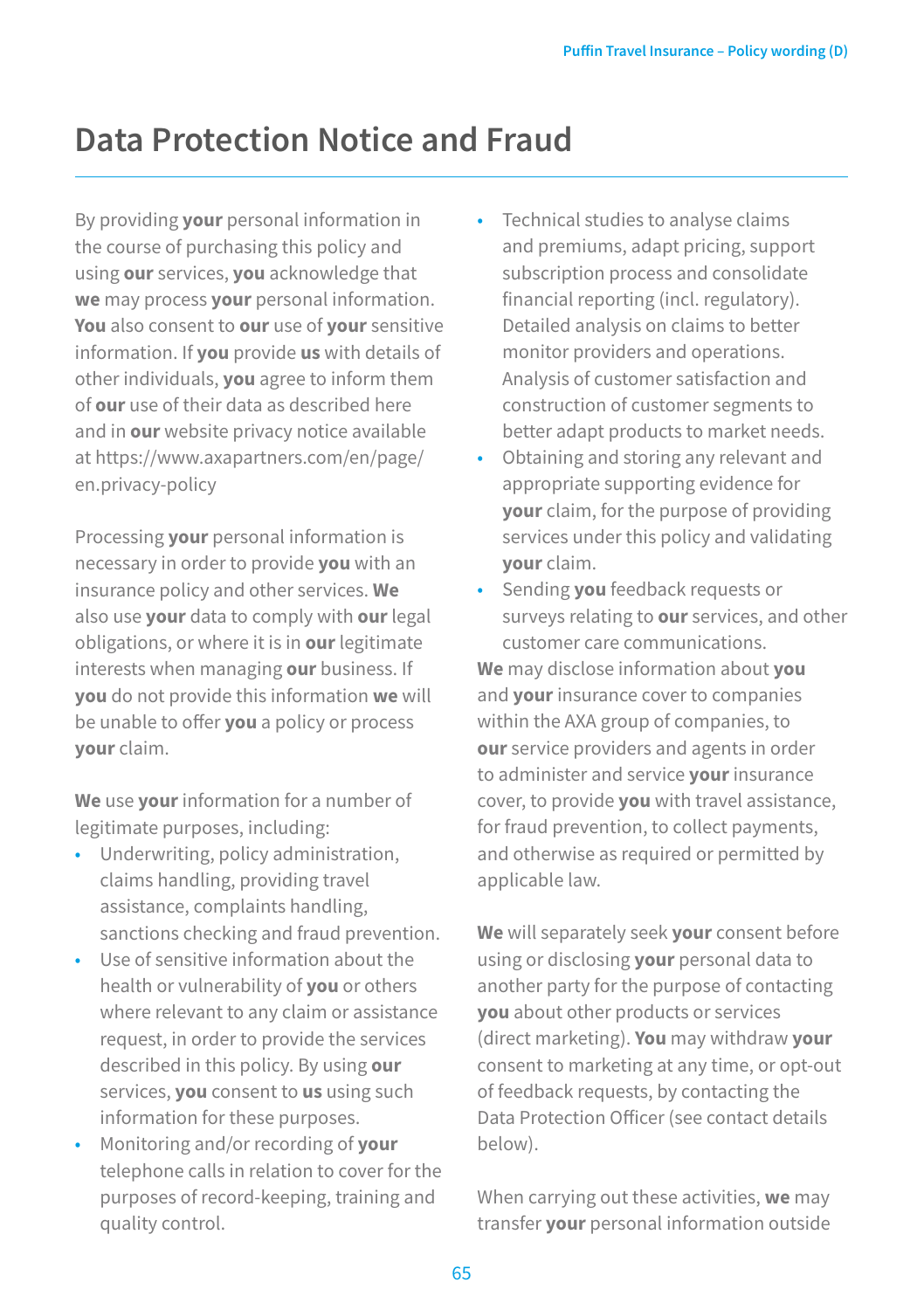# Data Protection Notice and Fraud

By providing **your** personal information in the course of purchasing this policy and using **our** services, **you** acknowledge that **we** may process **your** personal information. **You** also consent to **our** use of **your** sensitive information. If **you** provide **us** with details of other individuals, **you** agree to inform them of **our** use of their data as described here and in **our** website privacy notice available at https://www.axapartners.com/en/page/en.privacy-policy

Processing **your** personal information is necessary in order to provide **you** with an insurance policy and other services. **We** also use **your** data to comply with **our** legal obligations, or where it is in **our** legitimate interests when managing **our** business. If **you** do not provide this information **we** will be unable to offer **you** a policy or process **your** claim.

**We** use **your** information for a number of legitimate purposes, including:

- Underwriting, policy administration, claims handling, providing travel assistance, complaints handling, sanctions checking and fraud prevention.
- Use of sensitive information about the health or vulnerability of **you** or others where relevant to any claim or assistance request, in order to provide the services described in this policy. By using **our** services, **you** consent to **us** using such information for these purposes.
- Monitoring and/or recording of **your** telephone calls in relation to cover for the purposes of record-keeping, training and quality control.
- Technical studies to analyse claims and premiums, adapt pricing, support subscription process and consolidate financial reporting (incl. regulatory). Detailed analysis on claims to better monitor providers and operations. Analysis of customer satisfaction and construction of customer segments to better adapt products to market needs.
- Obtaining and storing any relevant and appropriate supporting evidence for **your** claim, for the purpose of providing services under this policy and validating **your** claim.
- Sending **you** feedback requests or surveys relating to **our** services, and other customer care communications.

**We** may disclose information about **you** and **your** insurance cover to companies within the AXA group of companies, to **our** service providers and agents in order to administer and service **your** insurance cover, to provide **you** with travel assistance, for fraud prevention, to collect payments, and otherwise as required or permitted by applicable law.

**We** will separately seek **your** consent before using or disclosing **your** personal data to another party for the purpose of contacting **you** about other products or services (direct marketing). **You** may withdraw **your** consent to marketing at any time, or opt-out of feedback requests, by contacting the Data Protection Officer (see contact details below).

When carrying out these activities, **we** may transfer **your** personal information outside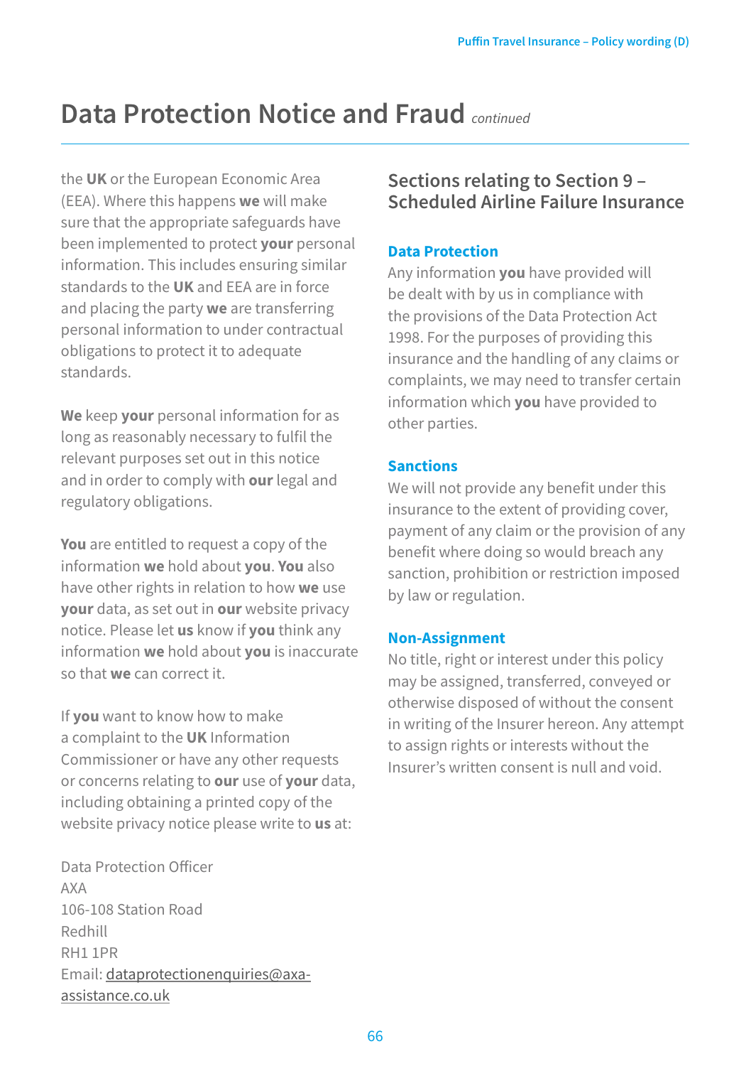# Data Protection Notice and Fraud *continued*

the **UK** or the European Economic Area (EEA). Where this happens **we** will make sure that the appropriate safeguards have been implemented to protect **your** personal information. This includes ensuring similar standards to the **UK** and EEA are in force and placing the party **we** are transferring personal information to under contractual obligations to protect it to adequate standards.

**We** keep **your** personal information for as long as reasonably necessary to fulfil the relevant purposes set out in this notice and in order to comply with **our** legal and regulatory obligations.

**You** are entitled to request a copy of the information **we** hold about **you**. **You** also have other rights in relation to how **we** use **your** data, as set out in **our** website privacy notice. Please let **us** know if **you** think any information **we** hold about **you** is inaccurate so that **we** can correct it.

If **you** want to know how to make a complaint to the **UK** Information Commissioner or have any other requests or concerns relating to **our** use of **your** data, including obtaining a printed copy of the website privacy notice please write to **us** at:

Data Protection Officer
AXA
106-108 Station Road
Redhill
RH1 1PR
Email: dataprotectionenquiries@axa-assistance.co.uk

## Sections relating to Section 9 – Scheduled Airline Failure Insurance

### Data Protection

Any information **you** have provided will be dealt with by us in compliance with the provisions of the Data Protection Act 1998. For the purposes of providing this insurance and the handling of any claims or complaints, we may need to transfer certain information which **you** have provided to other parties.

### Sanctions

We will not provide any benefit under this insurance to the extent of providing cover, payment of any claim or the provision of any benefit where doing so would breach any sanction, prohibition or restriction imposed by law or regulation.

### Non-Assignment

No title, right or interest under this policy may be assigned, transferred, conveyed or otherwise disposed of without the consent in writing of the Insurer hereon. Any attempt to assign rights or interests without the Insurer's written consent is null and void.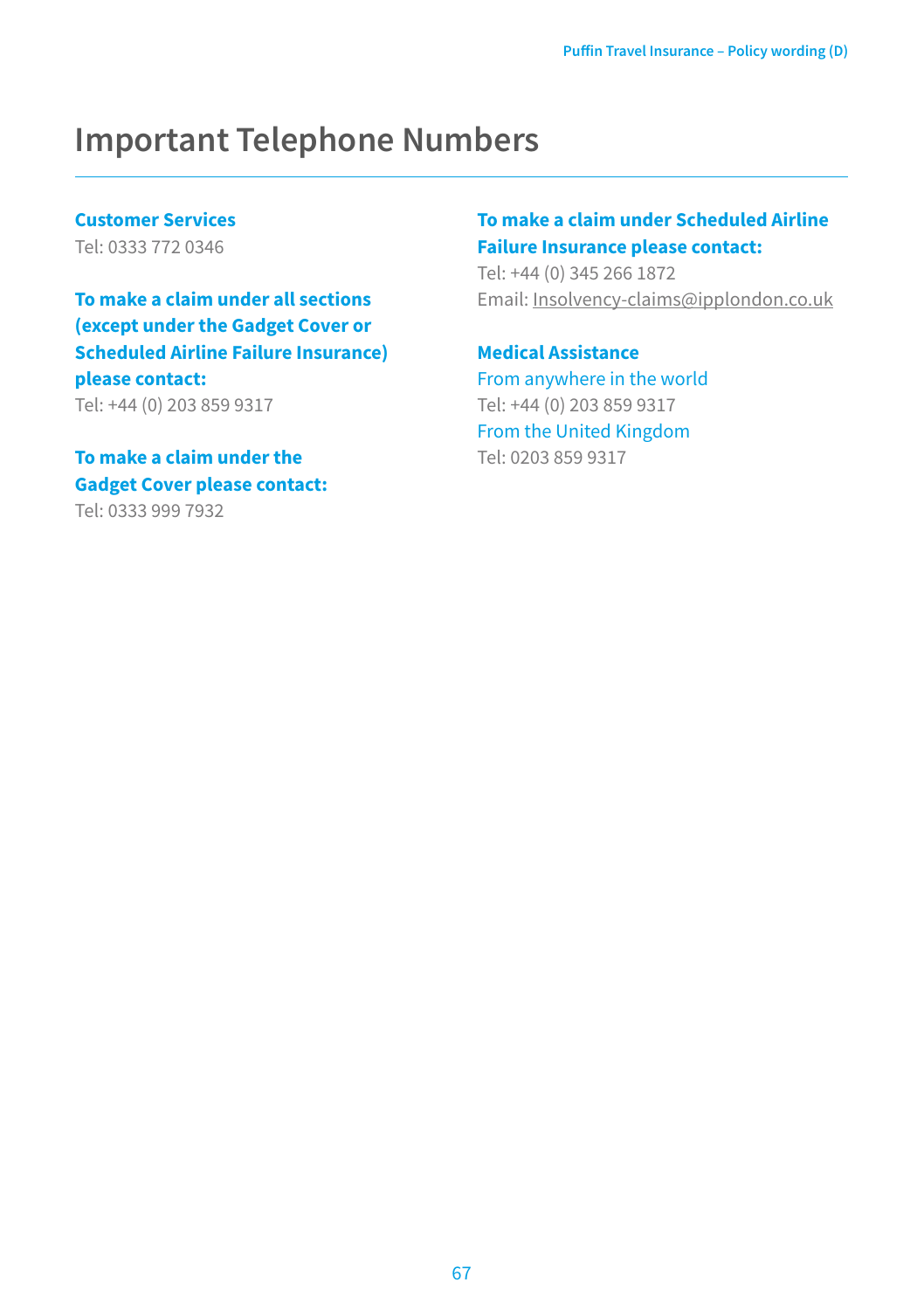# Important Telephone Numbers

**Customer Services**
Tel: 0333 772 0346

**To make a claim under all sections (except under the Gadget Cover or Scheduled Airline Failure Insurance) please contact:**
Tel: +44 (0) 203 859 9317

**To make a claim under the Gadget Cover please contact:**
Tel: 0333 999 7932

**To make a claim under Scheduled Airline Failure Insurance please contact:**
Tel: +44 (0) 345 266 1872
Email: Insolvency-claims@ipplondon.co.uk

**Medical Assistance**
From anywhere in the world
Tel: +44 (0) 203 859 9317
From the United Kingdom
Tel: 0203 859 9317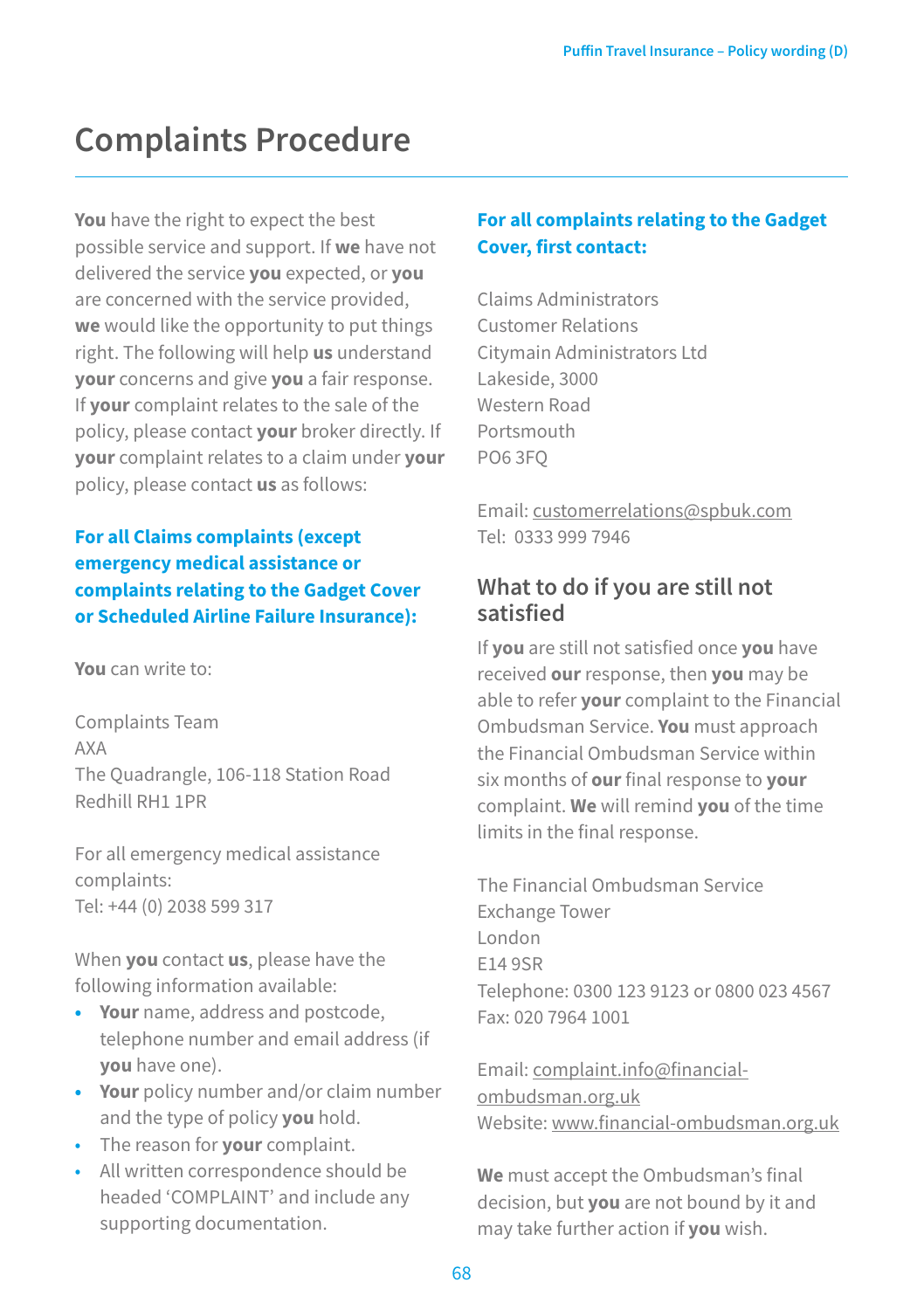# Complaints Procedure

**You** have the right to expect the best possible service and support. If **we** have not delivered the service **you** expected, or **you** are concerned with the service provided, **we** would like the opportunity to put things right. The following will help **us** understand **your** concerns and give **you** a fair response. If **your** complaint relates to the sale of the policy, please contact **your** broker directly. If **your** complaint relates to a claim under **your** policy, please contact **us** as follows:

### For all Claims complaints (except emergency medical assistance or complaints relating to the Gadget Cover or Scheduled Airline Failure Insurance):

**You** can write to:

Complaints Team
AXA
The Quadrangle, 106-118 Station Road
Redhill RH1 1PR

For all emergency medical assistance complaints:
Tel: +44 (0) 2038 599 317

When **you** contact **us**, please have the following information available:

- **Your** name, address and postcode, telephone number and email address (if **you** have one).
- **Your** policy number and/or claim number and the type of policy **you** hold.
- The reason for **your** complaint.
- All written correspondence should be headed 'COMPLAINT' and include any supporting documentation.

### For all complaints relating to the Gadget Cover, first contact:

Claims Administrators
Customer Relations
Citymain Administrators Ltd
Lakeside, 3000
Western Road
Portsmouth
PO6 3FQ

Email: customerrelations@spbuk.com
Tel: 0333 999 7946

## What to do if you are still not satisfied

If **you** are still not satisfied once **you** have received **our** response, then **you** may be able to refer **your** complaint to the Financial Ombudsman Service. **You** must approach the Financial Ombudsman Service within six months of **our** final response to **your** complaint. **We** will remind **you** of the time limits in the final response.

The Financial Ombudsman Service
Exchange Tower
London
E14 9SR
Telephone: 0300 123 9123 or 0800 023 4567
Fax: 020 7964 1001

Email: complaint.info@financial-ombudsman.org.uk
Website: www.financial-ombudsman.org.uk

**We** must accept the Ombudsman's final decision, but **you** are not bound by it and may take further action if **you** wish.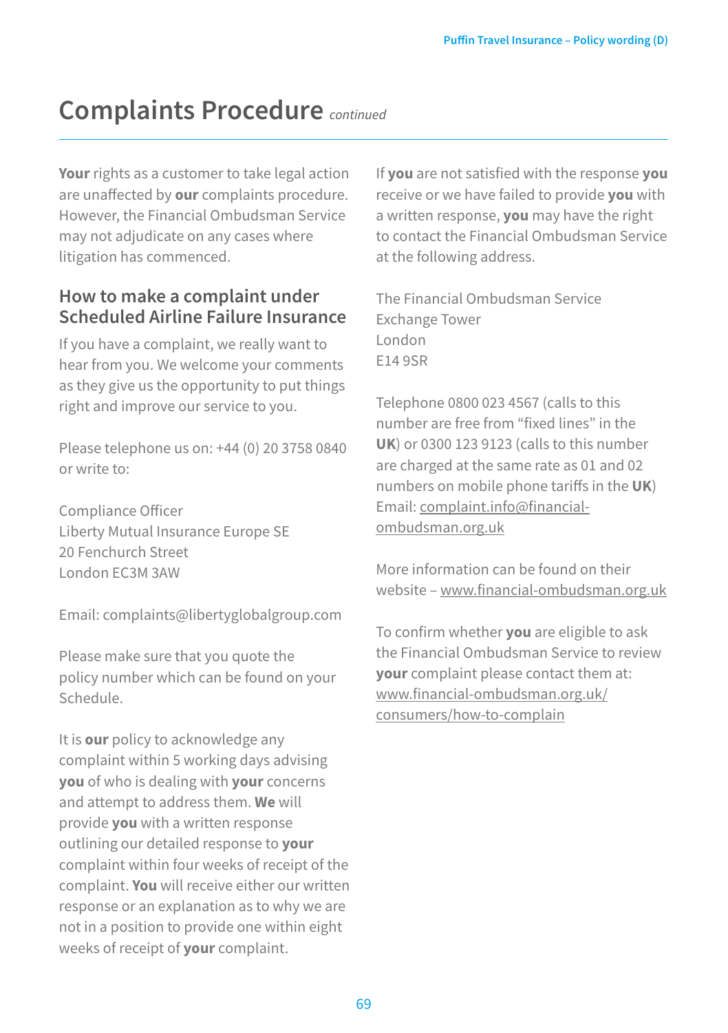# Complaints Procedure *continued*

**Your** rights as a customer to take legal action are unaffected by **our** complaints procedure. However, the Financial Ombudsman Service may not adjudicate on any cases where litigation has commenced.

## How to make a complaint under Scheduled Airline Failure Insurance

If you have a complaint, we really want to hear from you. We welcome your comments as they give us the opportunity to put things right and improve our service to you.

Please telephone us on: +44 (0) 20 3758 0840 or write to:

Compliance Officer
Liberty Mutual Insurance Europe SE
20 Fenchurch Street
London EC3M 3AW

Email: complaints@libertyglobalgroup.com

Please make sure that you quote the policy number which can be found on your Schedule.

It is **our** policy to acknowledge any complaint within 5 working days advising **you** of who is dealing with **your** concerns and attempt to address them. **We** will provide **you** with a written response outlining our detailed response to **your** complaint within four weeks of receipt of the complaint. **You** will receive either our written response or an explanation as to why we are not in a position to provide one within eight weeks of receipt of **your** complaint.

If **you** are not satisfied with the response **you** receive or we have failed to provide **you** with a written response, **you** may have the right to contact the Financial Ombudsman Service at the following address.

The Financial Ombudsman Service
Exchange Tower
London
E14 9SR

Telephone 0800 023 4567 (calls to this number are free from "fixed lines" in the **UK**) or 0300 123 9123 (calls to this number are charged at the same rate as 01 and 02 numbers on mobile phone tariffs in the **UK**)
Email: complaint.info@financial-ombudsman.org.uk

More information can be found on their website – www.financial-ombudsman.org.uk

To confirm whether **you** are eligible to ask the Financial Ombudsman Service to review **your** complaint please contact them at: www.financial-ombudsman.org.uk/consumers/how-to-complain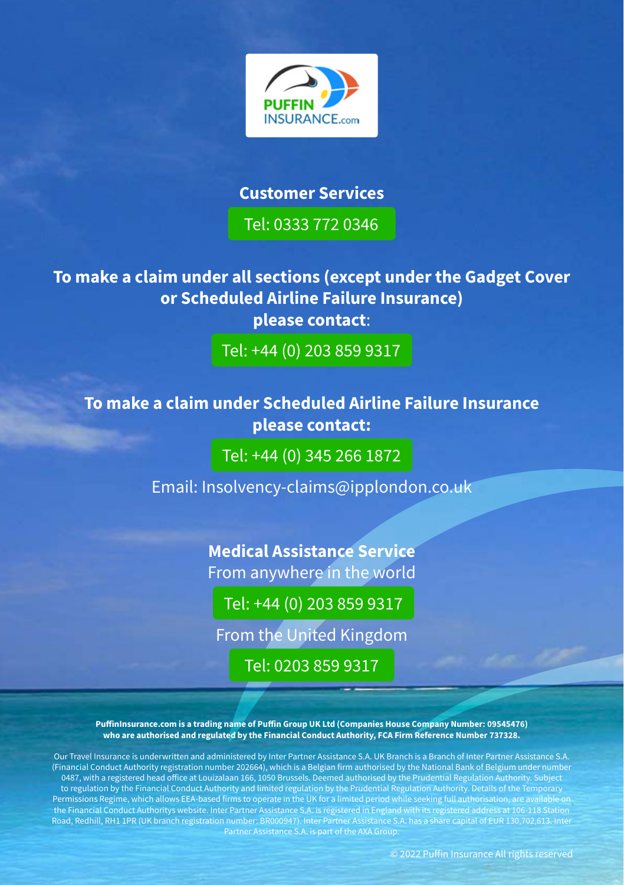PUFFIN INSURANCE.com

## Customer Services

Tel: 0333 772 0346

## To make a claim under all sections (except under the Gadget Cover or Scheduled Airline Failure Insurance) please contact:

Tel: +44 (0) 203 859 9317

## To make a claim under Scheduled Airline Failure Insurance please contact:

Tel: +44 (0) 345 266 1872

Email: Insolvency-claims@ipplondon.co.uk

## Medical Assistance Service

From anywhere in the world

Tel: +44 (0) 203 859 9317

From the United Kingdom

Tel: 0203 859 9317

**PuffinInsurance.com is a trading name of Puffin Group UK Ltd (Companies House Company Number: 09545476) who are authorised and regulated by the Financial Conduct Authority, FCA Firm Reference Number 737328.**

Our Travel Insurance is underwritten and administered by Inter Partner Assistance S.A. UK Branch is a Branch of Inter Partner Assistance S.A. (Financial Conduct Authority registration number 202664), which is a Belgian firm authorised by the National Bank of Belgium under number 0487, with a registered head office at Louizalaan 166, 1050 Brussels. Deemed authorised by the Prudential Regulation Authority. Subject to regulation by the Financial Conduct Authority and limited regulation by the Prudential Regulation Authority. Details of the Temporary Permissions Regime, which allows EEA-based firms to operate in the UK for a limited period while seeking full authorisation, are available on the Financial Conduct Authoritys website. Inter Partner Assistance S.A. is registered in England with its registered address at 106-118 Station Road, Redhill, RH1 1PR (UK branch registration number: BR000947). Inter Partner Assistance S.A. has a share capital of EUR 130,702,613. Inter Partner Assistance S.A. is part of the AXA Group.

© 2022 Puffin Insurance All rights reserved